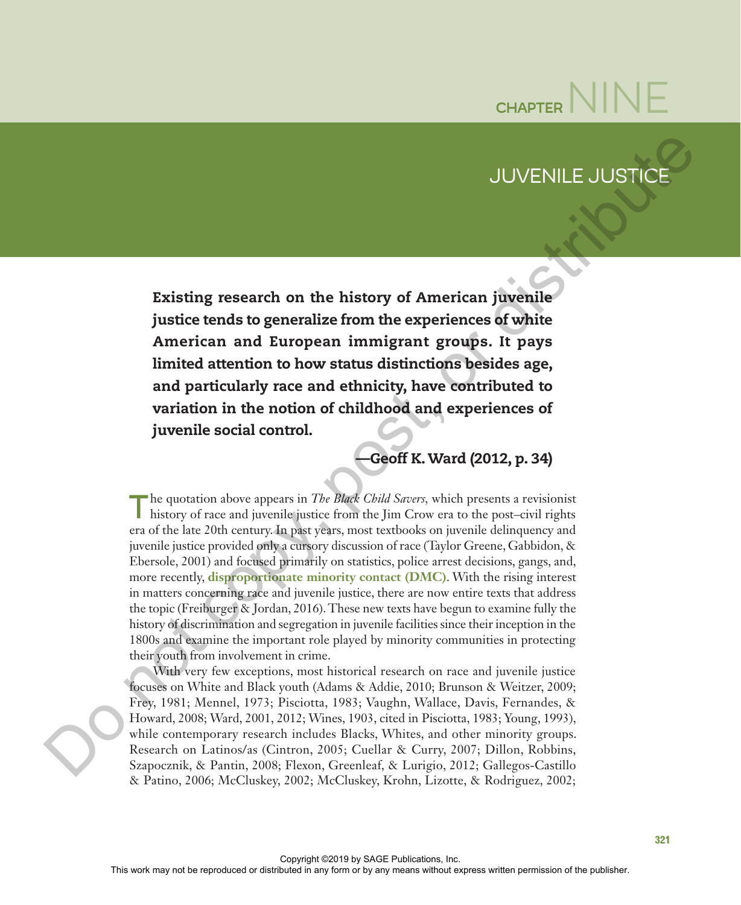# CHAPTER NINE

## JUVENILE JUSTICE

**Existing research on the history of American juvenile justice tends to generalize from the experiences of white American and European immigrant groups. It pays limited attention to how status distinctions besides age, and particularly race and ethnicity, have contributed to variation in the notion of childhood and experiences of juvenile social control.**

**—Geoff K. Ward (2012, p. 34)**

The quotation above appears in *The Black Child Savers*, which presents a revisionist history of race and juvenile justice from the Jim Crow era to the post–civil rights era of the late 20th century. In past years, most textbooks on juvenile delinquency and juvenile justice provided only a cursory discussion of race (Taylor Greene, Gabbidon, & Ebersole, 2001) and focused primarily on statistics, police arrest decisions, gangs, and, more recently, **disproportionate minority contact (DMC)**. With the rising interest in matters concerning race and juvenile justice, there are now entire texts that address the topic (Freiburger & Jordan, 2016). These new texts have begun to examine fully the history of discrimination and segregation in juvenile facilities since their inception in the 1800s and examine the important role played by minority communities in protecting their youth from involvement in crime.

With very few exceptions, most historical research on race and juvenile justice focuses on White and Black youth (Adams & Addie, 2010; Brunson & Weitzer, 2009; Frey, 1981; Mennel, 1973; Pisciotta, 1983; Vaughn, Wallace, Davis, Fernandes, & Howard, 2008; Ward, 2001, 2012; Wines, 1903, cited in Pisciotta, 1983; Young, 1993), while contemporary research includes Blacks, Whites, and other minority groups. Research on Latinos/as (Cintron, 2005; Cuellar & Curry, 2007; Dillon, Robbins, Szapocznik, & Pantin, 2008; Flexon, Greenleaf, & Lurigio, 2012; Gallegos-Castillo & Patino, 2006; McCluskey, 2002; McCluskey, Krohn, Lizotte, & Rodriguez, 2002;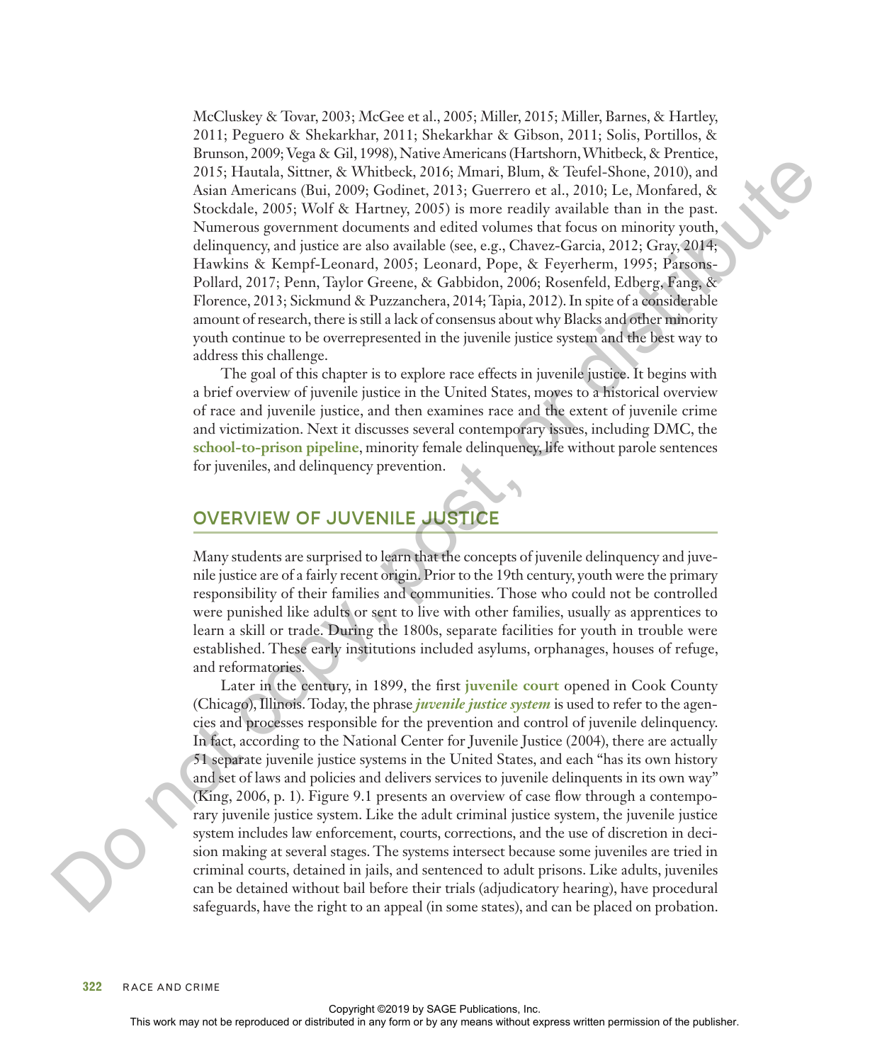McCluskey & Tovar, 2003; McGee et al., 2005; Miller, 2015; Miller, Barnes, & Hartley, 2011; Peguero & Shekarkhar, 2011; Shekarkhar & Gibson, 2011; Solis, Portillos, & Brunson, 2009; Vega & Gil, 1998), Native Americans (Hartshorn, Whitbeck, & Prentice, 2015; Hautala, Sittner, & Whitbeck, 2016; Mmari, Blum, & Teufel-Shone, 2010), and Asian Americans (Bui, 2009; Godinet, 2013; Guerrero et al., 2010; Le, Monfared, & Stockdale, 2005; Wolf & Hartney, 2005) is more readily available than in the past. Numerous government documents and edited volumes that focus on minority youth, delinquency, and justice are also available (see, e.g., Chavez-Garcia, 2012; Gray, 2014; Hawkins & Kempf-Leonard, 2005; Leonard, Pope, & Feyerherm, 1995; Parsons-Pollard, 2017; Penn, Taylor Greene, & Gabbidon, 2006; Rosenfeld, Edberg, Fang, & Florence, 2013; Sickmund & Puzzanchera, 2014; Tapia, 2012). In spite of a considerable amount of research, there is still a lack of consensus about why Blacks and other minority youth continue to be overrepresented in the juvenile justice system and the best way to address this challenge.

The goal of this chapter is to explore race effects in juvenile justice. It begins with a brief overview of juvenile justice in the United States, moves to a historical overview of race and juvenile justice, and then examines race and the extent of juvenile crime and victimization. Next it discusses several contemporary issues, including DMC, the **school-to-prison pipeline**, minority female delinquency, life without parole sentences for juveniles, and delinquency prevention.

## OVERVIEW OF JUVENILE JUSTICE

Many students are surprised to learn that the concepts of juvenile delinquency and juvenile justice are of a fairly recent origin. Prior to the 19th century, youth were the primary responsibility of their families and communities. Those who could not be controlled were punished like adults or sent to live with other families, usually as apprentices to learn a skill or trade. During the 1800s, separate facilities for youth in trouble were established. These early institutions included asylums, orphanages, houses of refuge, and reformatories.

Later in the century, in 1899, the first **juvenile court** opened in Cook County (Chicago), Illinois. Today, the phrase ***juvenile justice system*** is used to refer to the agencies and processes responsible for the prevention and control of juvenile delinquency. In fact, according to the National Center for Juvenile Justice (2004), there are actually 51 separate juvenile justice systems in the United States, and each "has its own history and set of laws and policies and delivers services to juvenile delinquents in its own way" (King, 2006, p. 1). Figure 9.1 presents an overview of case flow through a contemporary juvenile justice system. Like the adult criminal justice system, the juvenile justice system includes law enforcement, courts, corrections, and the use of discretion in decision making at several stages. The systems intersect because some juveniles are tried in criminal courts, detained in jails, and sentenced to adult prisons. Like adults, juveniles can be detained without bail before their trials (adjudicatory hearing), have procedural safeguards, have the right to an appeal (in some states), and can be placed on probation.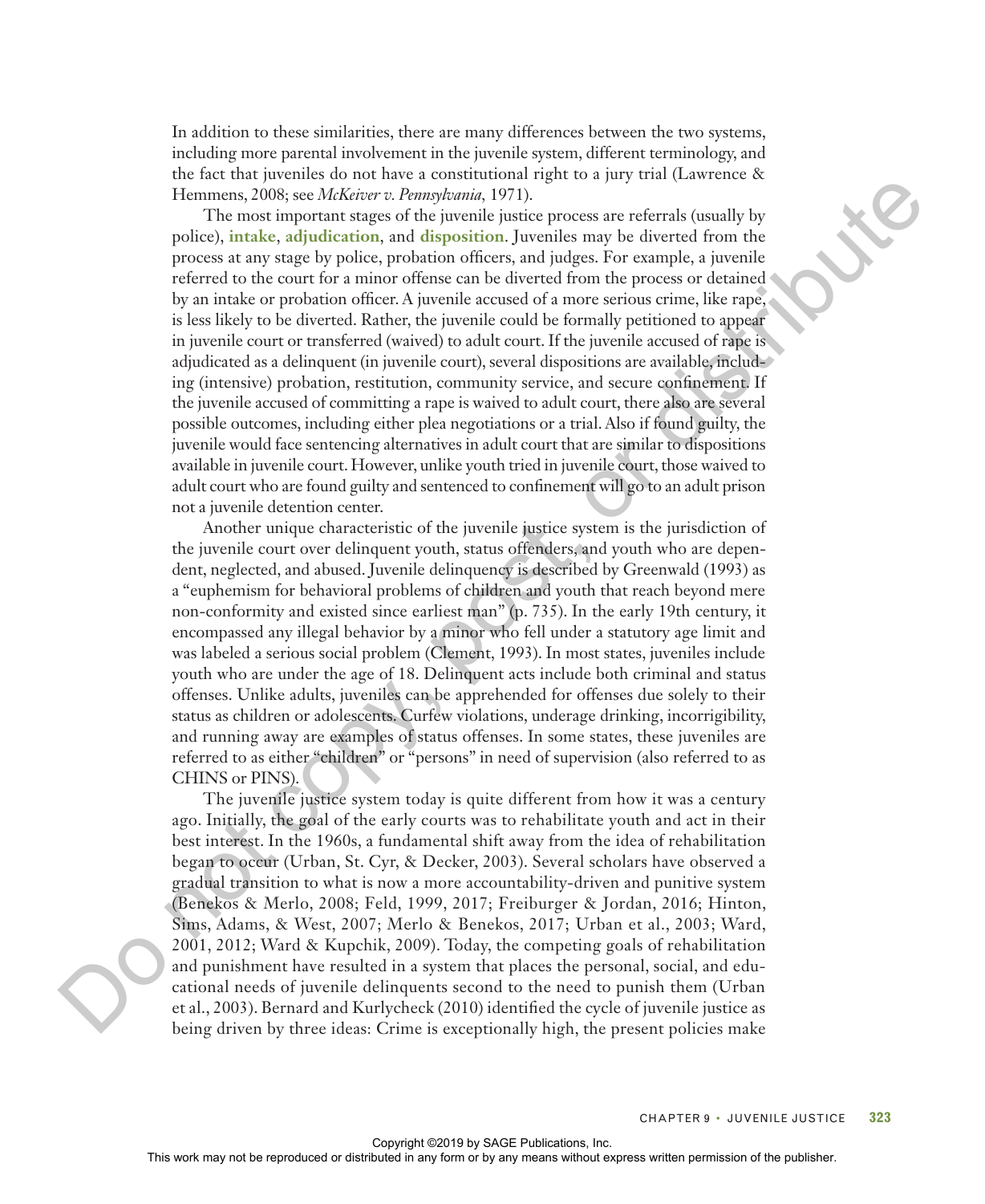In addition to these similarities, there are many differences between the two systems, including more parental involvement in the juvenile system, different terminology, and the fact that juveniles do not have a constitutional right to a jury trial (Lawrence & Hemmens, 2008; see *McKeiver v. Pennsylvania*, 1971).

The most important stages of the juvenile justice process are referrals (usually by police), **intake**, **adjudication**, and **disposition**. Juveniles may be diverted from the process at any stage by police, probation officers, and judges. For example, a juvenile referred to the court for a minor offense can be diverted from the process or detained by an intake or probation officer. A juvenile accused of a more serious crime, like rape, is less likely to be diverted. Rather, the juvenile could be formally petitioned to appear in juvenile court or transferred (waived) to adult court. If the juvenile accused of rape is adjudicated as a delinquent (in juvenile court), several dispositions are available, including (intensive) probation, restitution, community service, and secure confinement. If the juvenile accused of committing a rape is waived to adult court, there also are several possible outcomes, including either plea negotiations or a trial. Also if found guilty, the juvenile would face sentencing alternatives in adult court that are similar to dispositions available in juvenile court. However, unlike youth tried in juvenile court, those waived to adult court who are found guilty and sentenced to confinement will go to an adult prison not a juvenile detention center.

Another unique characteristic of the juvenile justice system is the jurisdiction of the juvenile court over delinquent youth, status offenders, and youth who are dependent, neglected, and abused. Juvenile delinquency is described by Greenwald (1993) as a "euphemism for behavioral problems of children and youth that reach beyond mere non-conformity and existed since earliest man" (p. 735). In the early 19th century, it encompassed any illegal behavior by a minor who fell under a statutory age limit and was labeled a serious social problem (Clement, 1993). In most states, juveniles include youth who are under the age of 18. Delinquent acts include both criminal and status offenses. Unlike adults, juveniles can be apprehended for offenses due solely to their status as children or adolescents. Curfew violations, underage drinking, incorrigibility, and running away are examples of status offenses. In some states, these juveniles are referred to as either "children" or "persons" in need of supervision (also referred to as CHINS or PINS).

The juvenile justice system today is quite different from how it was a century ago. Initially, the goal of the early courts was to rehabilitate youth and act in their best interest. In the 1960s, a fundamental shift away from the idea of rehabilitation began to occur (Urban, St. Cyr, & Decker, 2003). Several scholars have observed a gradual transition to what is now a more accountability-driven and punitive system (Benekos & Merlo, 2008; Feld, 1999, 2017; Freiburger & Jordan, 2016; Hinton, Sims, Adams, & West, 2007; Merlo & Benekos, 2017; Urban et al., 2003; Ward, 2001, 2012; Ward & Kupchik, 2009). Today, the competing goals of rehabilitation and punishment have resulted in a system that places the personal, social, and educational needs of juvenile delinquents second to the need to punish them (Urban et al., 2003). Bernard and Kurlycheck (2010) identified the cycle of juvenile justice as being driven by three ideas: Crime is exceptionally high, the present policies make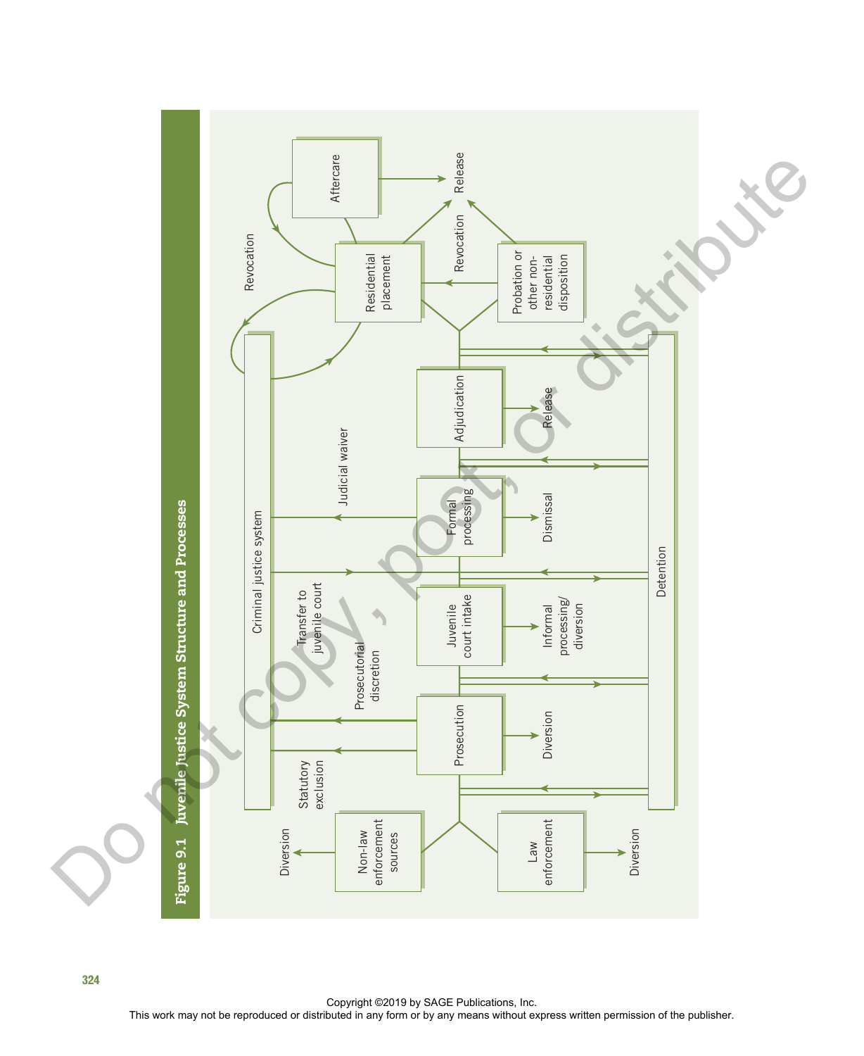**Figure 9.1 Juvenile Justice System Structure and Processes**

Non-law enforcement sources

Law enforcement

Diversion

Diversion

Statutory exclusion

Prosecutorial discretion

Transfer to juvenile court

Judicial waiver

Criminal justice system

Prosecution

Diversion

Juvenile court intake

Informal processing/ diversion

Formal processing

Dismissal

Adjudication

Release

Detention

Residential placement

Probation or other non-residential disposition

Revocation

Revocation

Aftercare

Release

Copyright ©2019 by SAGE Publications, Inc.
This work may not be reproduced or distributed in any form or by any means without express written permission of the publisher.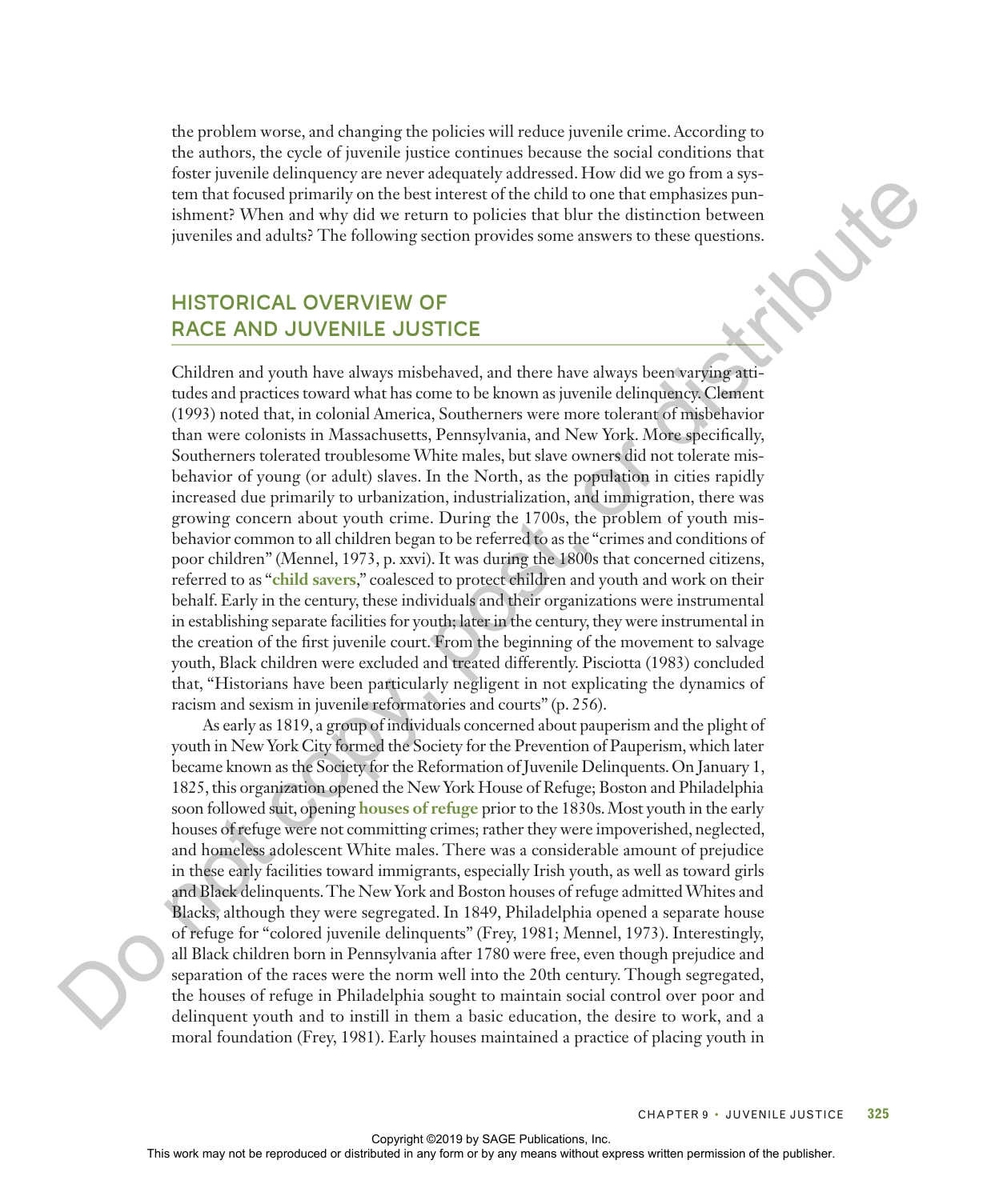the problem worse, and changing the policies will reduce juvenile crime. According to the authors, the cycle of juvenile justice continues because the social conditions that foster juvenile delinquency are never adequately addressed. How did we go from a system that focused primarily on the best interest of the child to one that emphasizes punishment? When and why did we return to policies that blur the distinction between juveniles and adults? The following section provides some answers to these questions.

## HISTORICAL OVERVIEW OF RACE AND JUVENILE JUSTICE

Children and youth have always misbehaved, and there have always been varying attitudes and practices toward what has come to be known as juvenile delinquency. Clement (1993) noted that, in colonial America, Southerners were more tolerant of misbehavior than were colonists in Massachusetts, Pennsylvania, and New York. More specifically, Southerners tolerated troublesome White males, but slave owners did not tolerate misbehavior of young (or adult) slaves. In the North, as the population in cities rapidly increased due primarily to urbanization, industrialization, and immigration, there was growing concern about youth crime. During the 1700s, the problem of youth misbehavior common to all children began to be referred to as the "crimes and conditions of poor children" (Mennel, 1973, p. xxvi). It was during the 1800s that concerned citizens, referred to as "**child savers**," coalesced to protect children and youth and work on their behalf. Early in the century, these individuals and their organizations were instrumental in establishing separate facilities for youth; later in the century, they were instrumental in the creation of the first juvenile court. From the beginning of the movement to salvage youth, Black children were excluded and treated differently. Pisciotta (1983) concluded that, "Historians have been particularly negligent in not explicating the dynamics of racism and sexism in juvenile reformatories and courts" (p. 256).

As early as 1819, a group of individuals concerned about pauperism and the plight of youth in New York City formed the Society for the Prevention of Pauperism, which later became known as the Society for the Reformation of Juvenile Delinquents. On January 1, 1825, this organization opened the New York House of Refuge; Boston and Philadelphia soon followed suit, opening **houses of refuge** prior to the 1830s. Most youth in the early houses of refuge were not committing crimes; rather they were impoverished, neglected, and homeless adolescent White males. There was a considerable amount of prejudice in these early facilities toward immigrants, especially Irish youth, as well as toward girls and Black delinquents. The New York and Boston houses of refuge admitted Whites and Blacks, although they were segregated. In 1849, Philadelphia opened a separate house of refuge for "colored juvenile delinquents" (Frey, 1981; Mennel, 1973). Interestingly, all Black children born in Pennsylvania after 1780 were free, even though prejudice and separation of the races were the norm well into the 20th century. Though segregated, the houses of refuge in Philadelphia sought to maintain social control over poor and delinquent youth and to instill in them a basic education, the desire to work, and a moral foundation (Frey, 1981). Early houses maintained a practice of placing youth in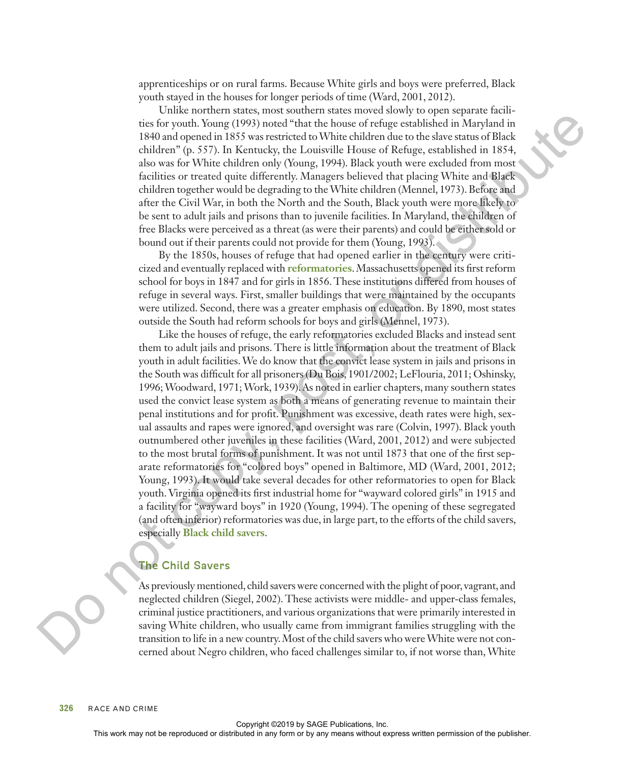apprenticeships or on rural farms. Because White girls and boys were preferred, Black youth stayed in the houses for longer periods of time (Ward, 2001, 2012).

Unlike northern states, most southern states moved slowly to open separate facilities for youth. Young (1993) noted "that the house of refuge established in Maryland in 1840 and opened in 1855 was restricted to White children due to the slave status of Black children" (p. 557). In Kentucky, the Louisville House of Refuge, established in 1854, also was for White children only (Young, 1994). Black youth were excluded from most facilities or treated quite differently. Managers believed that placing White and Black children together would be degrading to the White children (Mennel, 1973). Before and after the Civil War, in both the North and the South, Black youth were more likely to be sent to adult jails and prisons than to juvenile facilities. In Maryland, the children of free Blacks were perceived as a threat (as were their parents) and could be either sold or bound out if their parents could not provide for them (Young, 1993).

By the 1850s, houses of refuge that had opened earlier in the century were criticized and eventually replaced with **reformatories**. Massachusetts opened its first reform school for boys in 1847 and for girls in 1856. These institutions differed from houses of refuge in several ways. First, smaller buildings that were maintained by the occupants were utilized. Second, there was a greater emphasis on education. By 1890, most states outside the South had reform schools for boys and girls (Mennel, 1973).

Like the houses of refuge, the early reformatories excluded Blacks and instead sent them to adult jails and prisons. There is little information about the treatment of Black youth in adult facilities. We do know that the convict lease system in jails and prisons in the South was difficult for all prisoners (Du Bois, 1901/2002; LeFlouria, 2011; Oshinsky, 1996; Woodward, 1971; Work, 1939). As noted in earlier chapters, many southern states used the convict lease system as both a means of generating revenue to maintain their penal institutions and for profit. Punishment was excessive, death rates were high, sexual assaults and rapes were ignored, and oversight was rare (Colvin, 1997). Black youth outnumbered other juveniles in these facilities (Ward, 2001, 2012) and were subjected to the most brutal forms of punishment. It was not until 1873 that one of the first separate reformatories for "colored boys" opened in Baltimore, MD (Ward, 2001, 2012; Young, 1993). It would take several decades for other reformatories to open for Black youth. Virginia opened its first industrial home for "wayward colored girls" in 1915 and a facility for "wayward boys" in 1920 (Young, 1994). The opening of these segregated (and often inferior) reformatories was due, in large part, to the efforts of the child savers, especially **Black child savers**.

## The Child Savers

As previously mentioned, child savers were concerned with the plight of poor, vagrant, and neglected children (Siegel, 2002). These activists were middle- and upper-class females, criminal justice practitioners, and various organizations that were primarily interested in saving White children, who usually came from immigrant families struggling with the transition to life in a new country. Most of the child savers who were White were not concerned about Negro children, who faced challenges similar to, if not worse than, White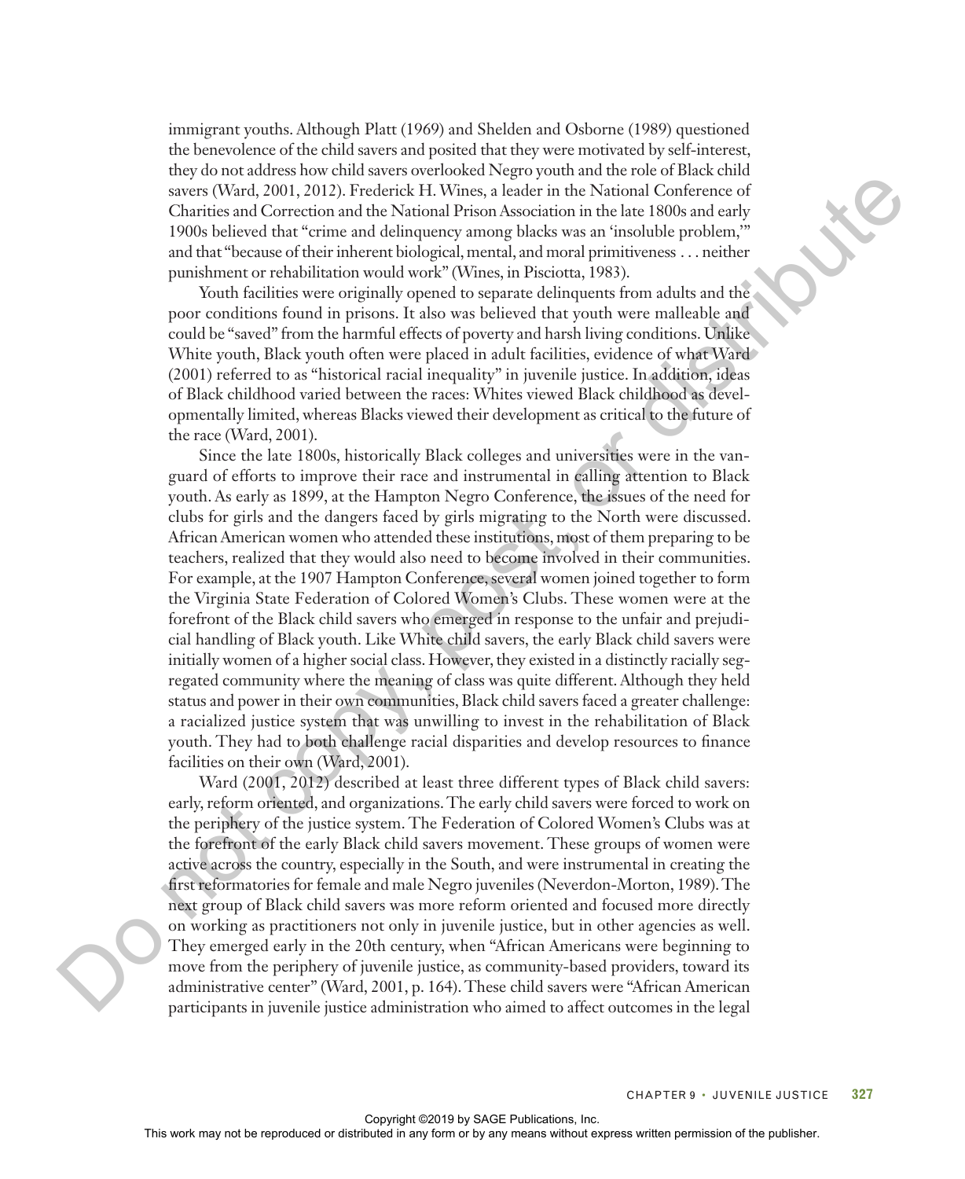immigrant youths. Although Platt (1969) and Shelden and Osborne (1989) questioned the benevolence of the child savers and posited that they were motivated by self-interest, they do not address how child savers overlooked Negro youth and the role of Black child savers (Ward, 2001, 2012). Frederick H. Wines, a leader in the National Conference of Charities and Correction and the National Prison Association in the late 1800s and early 1900s believed that "crime and delinquency among blacks was an 'insoluble problem,'" and that "because of their inherent biological, mental, and moral primitiveness . . . neither punishment or rehabilitation would work" (Wines, in Pisciotta, 1983).

Youth facilities were originally opened to separate delinquents from adults and the poor conditions found in prisons. It also was believed that youth were malleable and could be "saved" from the harmful effects of poverty and harsh living conditions. Unlike White youth, Black youth often were placed in adult facilities, evidence of what Ward (2001) referred to as "historical racial inequality" in juvenile justice. In addition, ideas of Black childhood varied between the races: Whites viewed Black childhood as developmentally limited, whereas Blacks viewed their development as critical to the future of the race (Ward, 2001).

Since the late 1800s, historically Black colleges and universities were in the vanguard of efforts to improve their race and instrumental in calling attention to Black youth. As early as 1899, at the Hampton Negro Conference, the issues of the need for clubs for girls and the dangers faced by girls migrating to the North were discussed. African American women who attended these institutions, most of them preparing to be teachers, realized that they would also need to become involved in their communities. For example, at the 1907 Hampton Conference, several women joined together to form the Virginia State Federation of Colored Women's Clubs. These women were at the forefront of the Black child savers who emerged in response to the unfair and prejudicial handling of Black youth. Like White child savers, the early Black child savers were initially women of a higher social class. However, they existed in a distinctly racially segregated community where the meaning of class was quite different. Although they held status and power in their own communities, Black child savers faced a greater challenge: a racialized justice system that was unwilling to invest in the rehabilitation of Black youth. They had to both challenge racial disparities and develop resources to finance facilities on their own (Ward, 2001).

Ward (2001, 2012) described at least three different types of Black child savers: early, reform oriented, and organizations. The early child savers were forced to work on the periphery of the justice system. The Federation of Colored Women's Clubs was at the forefront of the early Black child savers movement. These groups of women were active across the country, especially in the South, and were instrumental in creating the first reformatories for female and male Negro juveniles (Neverdon-Morton, 1989). The next group of Black child savers was more reform oriented and focused more directly on working as practitioners not only in juvenile justice, but in other agencies as well. They emerged early in the 20th century, when "African Americans were beginning to move from the periphery of juvenile justice, as community-based providers, toward its administrative center" (Ward, 2001, p. 164). These child savers were "African American participants in juvenile justice administration who aimed to affect outcomes in the legal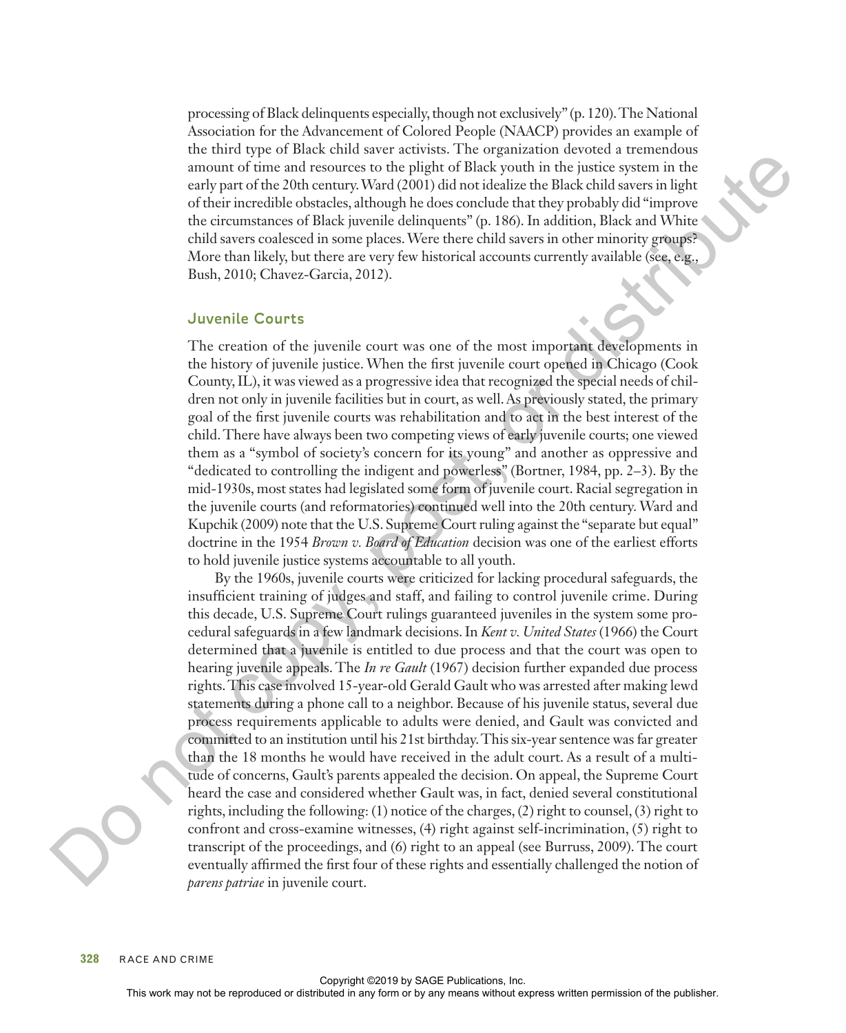processing of Black delinquents especially, though not exclusively" (p. 120). The National Association for the Advancement of Colored People (NAACP) provides an example of the third type of Black child saver activists. The organization devoted a tremendous amount of time and resources to the plight of Black youth in the justice system in the early part of the 20th century. Ward (2001) did not idealize the Black child savers in light of their incredible obstacles, although he does conclude that they probably did "improve the circumstances of Black juvenile delinquents" (p. 186). In addition, Black and White child savers coalesced in some places. Were there child savers in other minority groups? More than likely, but there are very few historical accounts currently available (see, e.g., Bush, 2010; Chavez-Garcia, 2012).

## Juvenile Courts

The creation of the juvenile court was one of the most important developments in the history of juvenile justice. When the first juvenile court opened in Chicago (Cook County, IL), it was viewed as a progressive idea that recognized the special needs of children not only in juvenile facilities but in court, as well. As previously stated, the primary goal of the first juvenile courts was rehabilitation and to act in the best interest of the child. There have always been two competing views of early juvenile courts; one viewed them as a "symbol of society's concern for its young" and another as oppressive and "dedicated to controlling the indigent and powerless" (Bortner, 1984, pp. 2–3). By the mid-1930s, most states had legislated some form of juvenile court. Racial segregation in the juvenile courts (and reformatories) continued well into the 20th century. Ward and Kupchik (2009) note that the U.S. Supreme Court ruling against the "separate but equal" doctrine in the 1954 *Brown v. Board of Education* decision was one of the earliest efforts to hold juvenile justice systems accountable to all youth.

By the 1960s, juvenile courts were criticized for lacking procedural safeguards, the insufficient training of judges and staff, and failing to control juvenile crime. During this decade, U.S. Supreme Court rulings guaranteed juveniles in the system some procedural safeguards in a few landmark decisions. In *Kent v. United States* (1966) the Court determined that a juvenile is entitled to due process and that the court was open to hearing juvenile appeals. The *In re Gault* (1967) decision further expanded due process rights. This case involved 15-year-old Gerald Gault who was arrested after making lewd statements during a phone call to a neighbor. Because of his juvenile status, several due process requirements applicable to adults were denied, and Gault was convicted and committed to an institution until his 21st birthday. This six-year sentence was far greater than the 18 months he would have received in the adult court. As a result of a multitude of concerns, Gault's parents appealed the decision. On appeal, the Supreme Court heard the case and considered whether Gault was, in fact, denied several constitutional rights, including the following: (1) notice of the charges, (2) right to counsel, (3) right to confront and cross-examine witnesses, (4) right against self-incrimination, (5) right to transcript of the proceedings, and (6) right to an appeal (see Burruss, 2009). The court eventually affirmed the first four of these rights and essentially challenged the notion of *parens patriae* in juvenile court.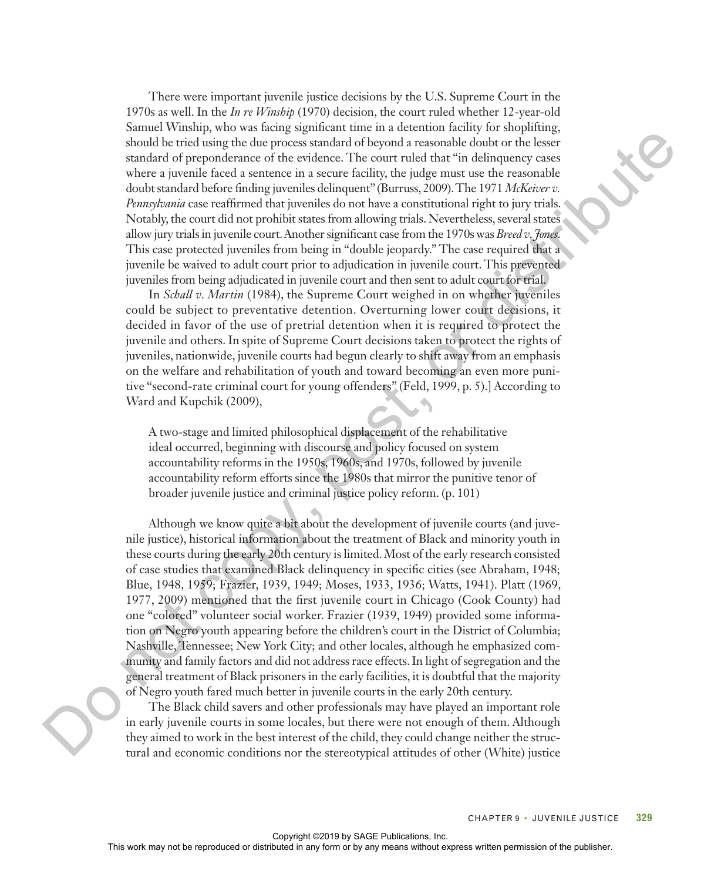There were important juvenile justice decisions by the U.S. Supreme Court in the 1970s as well. In the *In re Winship* (1970) decision, the court ruled whether 12-year-old Samuel Winship, who was facing significant time in a detention facility for shoplifting, should be tried using the due process standard of beyond a reasonable doubt or the lesser standard of preponderance of the evidence. The court ruled that "in delinquency cases where a juvenile faced a sentence in a secure facility, the judge must use the reasonable doubt standard before finding juveniles delinquent" (Burruss, 2009). The 1971 *McKeiver v. Pennsylvania* case reaffirmed that juveniles do not have a constitutional right to jury trials. Notably, the court did not prohibit states from allowing trials. Nevertheless, several states allow jury trials in juvenile court. Another significant case from the 1970s was *Breed v. Jones*. This case protected juveniles from being in "double jeopardy." The case required that a juvenile be waived to adult court prior to adjudication in juvenile court. This prevented juveniles from being adjudicated in juvenile court and then sent to adult court for trial.

In *Schall v. Martin* (1984), the Supreme Court weighed in on whether juveniles could be subject to preventative detention. Overturning lower court decisions, it decided in favor of the use of pretrial detention when it is required to protect the juvenile and others. In spite of Supreme Court decisions taken to protect the rights of juveniles, nationwide, juvenile courts had begun clearly to shift away from an emphasis on the welfare and rehabilitation of youth and toward becoming an even more punitive "second-rate criminal court for young offenders" (Feld, 1999, p. 5).] According to Ward and Kupchik (2009),

> A two-stage and limited philosophical displacement of the rehabilitative ideal occurred, beginning with discourse and policy focused on system accountability reforms in the 1950s, 1960s, and 1970s, followed by juvenile accountability reform efforts since the 1980s that mirror the punitive tenor of broader juvenile justice and criminal justice policy reform. (p. 101)

Although we know quite a bit about the development of juvenile courts (and juvenile justice), historical information about the treatment of Black and minority youth in these courts during the early 20th century is limited. Most of the early research consisted of case studies that examined Black delinquency in specific cities (see Abraham, 1948; Blue, 1948, 1959; Frazier, 1939, 1949; Moses, 1933, 1936; Watts, 1941). Platt (1969, 1977, 2009) mentioned that the first juvenile court in Chicago (Cook County) had one "colored" volunteer social worker. Frazier (1939, 1949) provided some information on Negro youth appearing before the children's court in the District of Columbia; Nashville, Tennessee; New York City; and other locales, although he emphasized community and family factors and did not address race effects. In light of segregation and the general treatment of Black prisoners in the early facilities, it is doubtful that the majority of Negro youth fared much better in juvenile courts in the early 20th century.

The Black child savers and other professionals may have played an important role in early juvenile courts in some locales, but there were not enough of them. Although they aimed to work in the best interest of the child, they could change neither the structural and economic conditions nor the stereotypical attitudes of other (White) justice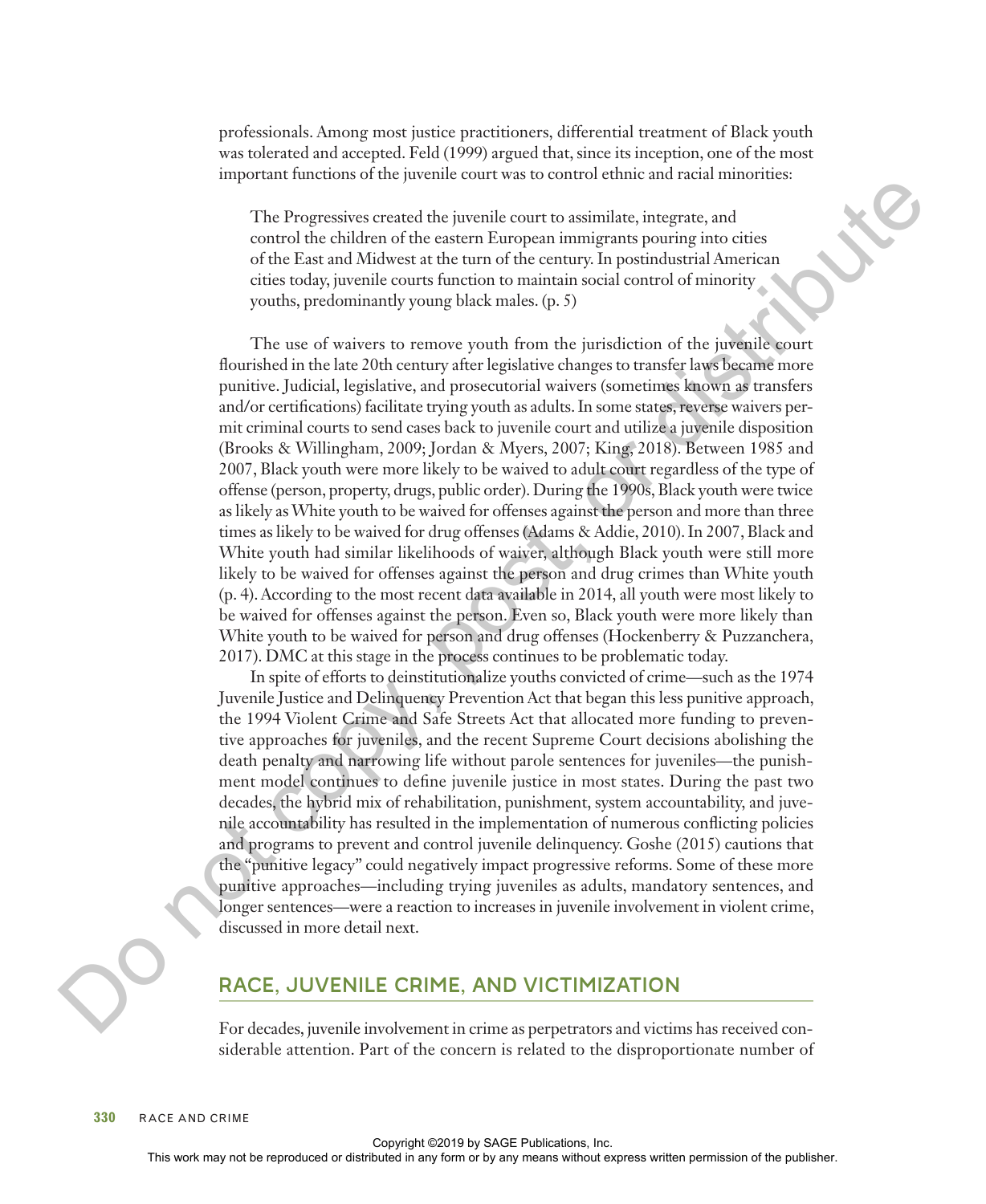professionals. Among most justice practitioners, differential treatment of Black youth was tolerated and accepted. Feld (1999) argued that, since its inception, one of the most important functions of the juvenile court was to control ethnic and racial minorities:

> The Progressives created the juvenile court to assimilate, integrate, and control the children of the eastern European immigrants pouring into cities of the East and Midwest at the turn of the century. In postindustrial American cities today, juvenile courts function to maintain social control of minority youths, predominantly young black males. (p. 5)

The use of waivers to remove youth from the jurisdiction of the juvenile court flourished in the late 20th century after legislative changes to transfer laws became more punitive. Judicial, legislative, and prosecutorial waivers (sometimes known as transfers and/or certifications) facilitate trying youth as adults. In some states, reverse waivers permit criminal courts to send cases back to juvenile court and utilize a juvenile disposition (Brooks & Willingham, 2009; Jordan & Myers, 2007; King, 2018). Between 1985 and 2007, Black youth were more likely to be waived to adult court regardless of the type of offense (person, property, drugs, public order). During the 1990s, Black youth were twice as likely as White youth to be waived for offenses against the person and more than three times as likely to be waived for drug offenses (Adams & Addie, 2010). In 2007, Black and White youth had similar likelihoods of waiver, although Black youth were still more likely to be waived for offenses against the person and drug crimes than White youth (p. 4). According to the most recent data available in 2014, all youth were most likely to be waived for offenses against the person. Even so, Black youth were more likely than White youth to be waived for person and drug offenses (Hockenberry & Puzzanchera, 2017). DMC at this stage in the process continues to be problematic today.

In spite of efforts to deinstitutionalize youths convicted of crime—such as the 1974 Juvenile Justice and Delinquency Prevention Act that began this less punitive approach, the 1994 Violent Crime and Safe Streets Act that allocated more funding to preventive approaches for juveniles, and the recent Supreme Court decisions abolishing the death penalty and narrowing life without parole sentences for juveniles—the punishment model continues to define juvenile justice in most states. During the past two decades, the hybrid mix of rehabilitation, punishment, system accountability, and juvenile accountability has resulted in the implementation of numerous conflicting policies and programs to prevent and control juvenile delinquency. Goshe (2015) cautions that the "punitive legacy" could negatively impact progressive reforms. Some of these more punitive approaches—including trying juveniles as adults, mandatory sentences, and longer sentences—were a reaction to increases in juvenile involvement in violent crime, discussed in more detail next.

## RACE, JUVENILE CRIME, AND VICTIMIZATION

For decades, juvenile involvement in crime as perpetrators and victims has received considerable attention. Part of the concern is related to the disproportionate number of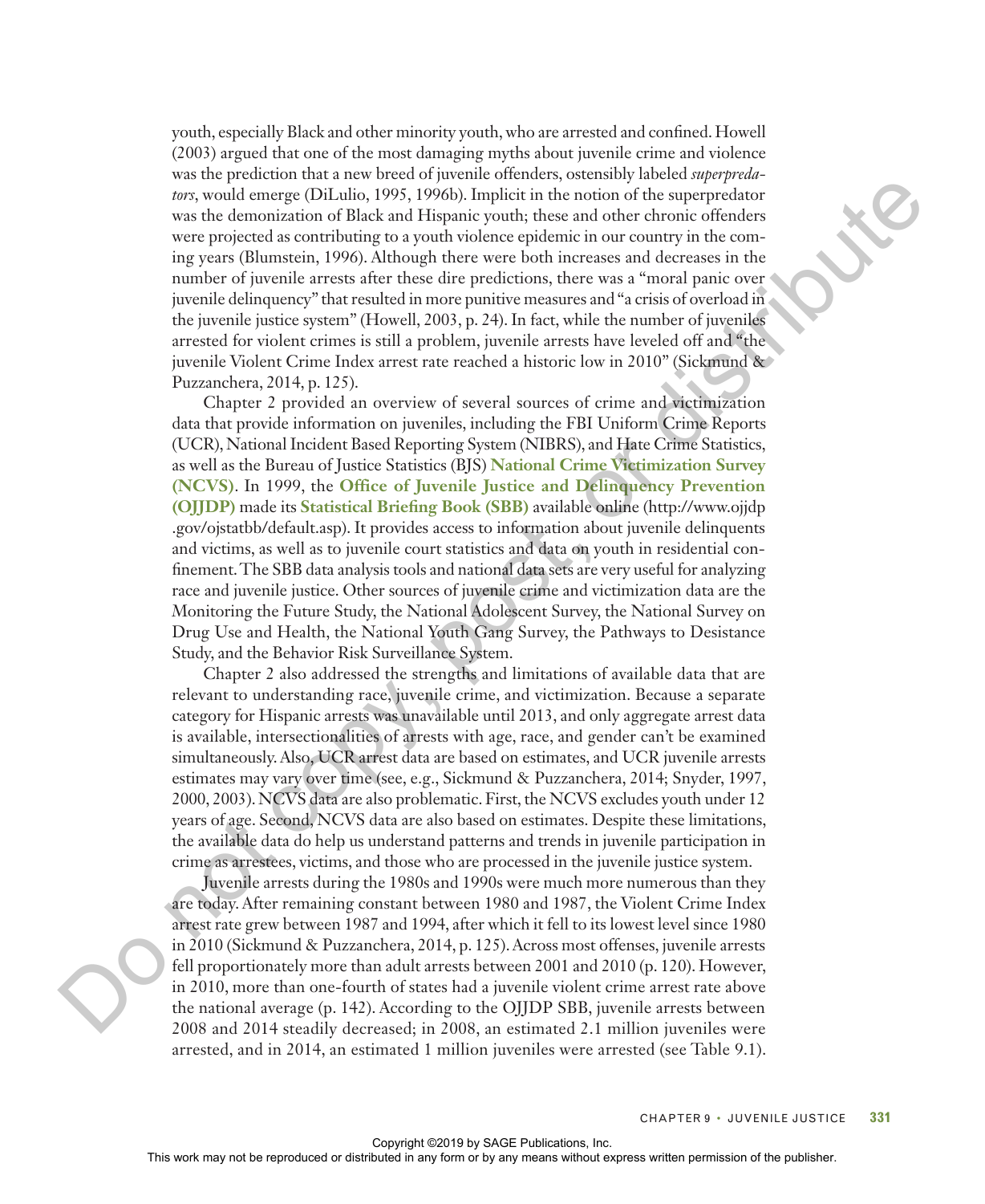youth, especially Black and other minority youth, who are arrested and confined. Howell (2003) argued that one of the most damaging myths about juvenile crime and violence was the prediction that a new breed of juvenile offenders, ostensibly labeled *superpredators*, would emerge (DiLulio, 1995, 1996b). Implicit in the notion of the superpredator was the demonization of Black and Hispanic youth; these and other chronic offenders were projected as contributing to a youth violence epidemic in our country in the coming years (Blumstein, 1996). Although there were both increases and decreases in the number of juvenile arrests after these dire predictions, there was a "moral panic over juvenile delinquency" that resulted in more punitive measures and "a crisis of overload in the juvenile justice system" (Howell, 2003, p. 24). In fact, while the number of juveniles arrested for violent crimes is still a problem, juvenile arrests have leveled off and "the juvenile Violent Crime Index arrest rate reached a historic low in 2010" (Sickmund & Puzzanchera, 2014, p. 125).

Chapter 2 provided an overview of several sources of crime and victimization data that provide information on juveniles, including the FBI Uniform Crime Reports (UCR), National Incident Based Reporting System (NIBRS), and Hate Crime Statistics, as well as the Bureau of Justice Statistics (BJS) **National Crime Victimization Survey (NCVS)**. In 1999, the **Office of Juvenile Justice and Delinquency Prevention (OJJDP)** made its **Statistical Briefing Book (SBB)** available online (http://www.ojjdp.gov/ojstatbb/default.asp). It provides access to information about juvenile delinquents and victims, as well as to juvenile court statistics and data on youth in residential confinement. The SBB data analysis tools and national data sets are very useful for analyzing race and juvenile justice. Other sources of juvenile crime and victimization data are the Monitoring the Future Study, the National Adolescent Survey, the National Survey on Drug Use and Health, the National Youth Gang Survey, the Pathways to Desistance Study, and the Behavior Risk Surveillance System.

Chapter 2 also addressed the strengths and limitations of available data that are relevant to understanding race, juvenile crime, and victimization. Because a separate category for Hispanic arrests was unavailable until 2013, and only aggregate arrest data is available, intersectionalities of arrests with age, race, and gender can't be examined simultaneously. Also, UCR arrest data are based on estimates, and UCR juvenile arrests estimates may vary over time (see, e.g., Sickmund & Puzzanchera, 2014; Snyder, 1997, 2000, 2003). NCVS data are also problematic. First, the NCVS excludes youth under 12 years of age. Second, NCVS data are also based on estimates. Despite these limitations, the available data do help us understand patterns and trends in juvenile participation in crime as arrestees, victims, and those who are processed in the juvenile justice system.

Juvenile arrests during the 1980s and 1990s were much more numerous than they are today. After remaining constant between 1980 and 1987, the Violent Crime Index arrest rate grew between 1987 and 1994, after which it fell to its lowest level since 1980 in 2010 (Sickmund & Puzzanchera, 2014, p. 125). Across most offenses, juvenile arrests fell proportionately more than adult arrests between 2001 and 2010 (p. 120). However, in 2010, more than one-fourth of states had a juvenile violent crime arrest rate above the national average (p. 142). According to the OJJDP SBB, juvenile arrests between 2008 and 2014 steadily decreased; in 2008, an estimated 2.1 million juveniles were arrested, and in 2014, an estimated 1 million juveniles were arrested (see Table 9.1).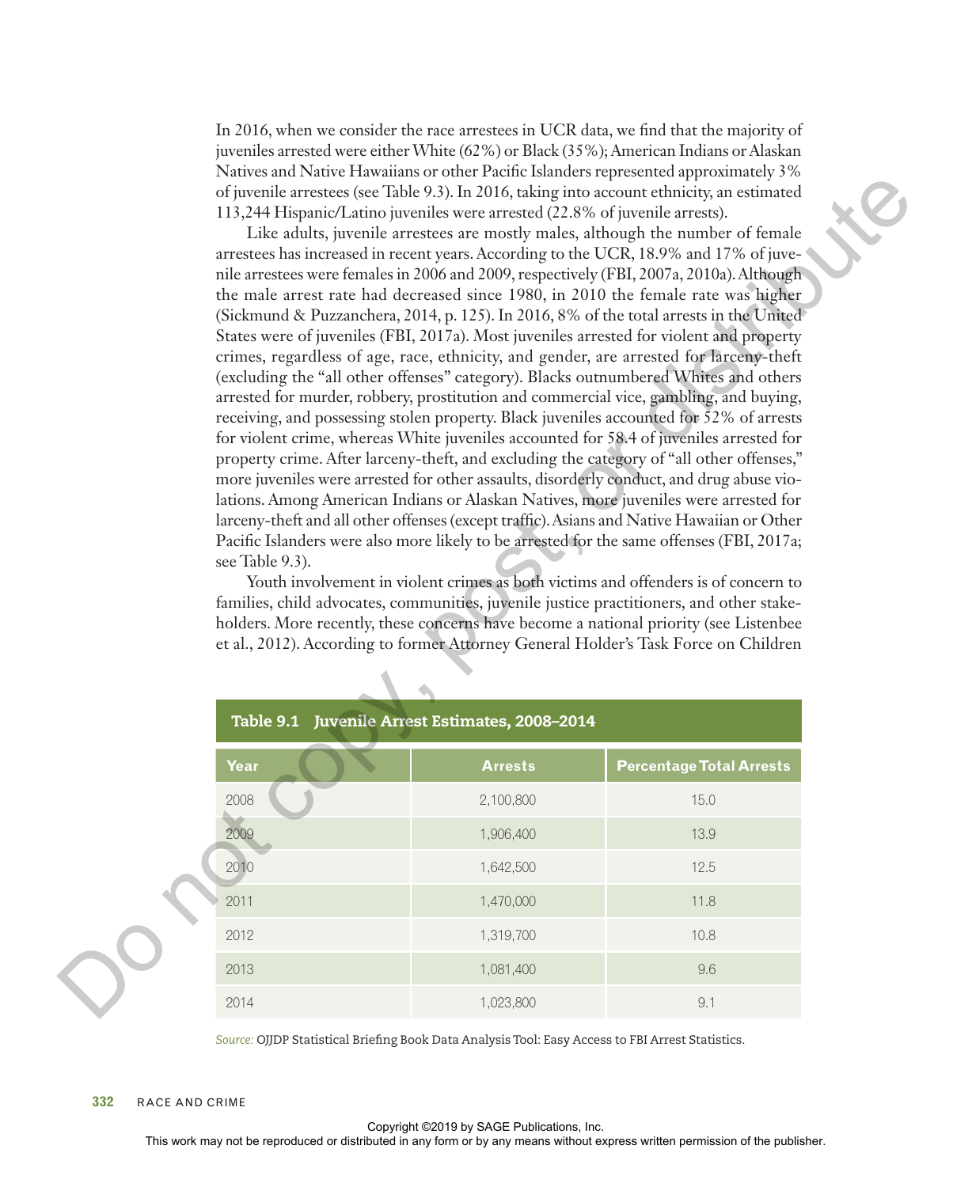In 2016, when we consider the race arrestees in UCR data, we find that the majority of juveniles arrested were either White (62%) or Black (35%); American Indians or Alaskan Natives and Native Hawaiians or other Pacific Islanders represented approximately 3% of juvenile arrestees (see Table 9.3). In 2016, taking into account ethnicity, an estimated 113,244 Hispanic/Latino juveniles were arrested (22.8% of juvenile arrests).

Like adults, juvenile arrestees are mostly males, although the number of female arrestees has increased in recent years. According to the UCR, 18.9% and 17% of juvenile arrestees were females in 2006 and 2009, respectively (FBI, 2007a, 2010a). Although the male arrest rate had decreased since 1980, in 2010 the female rate was higher (Sickmund & Puzzanchera, 2014, p. 125). In 2016, 8% of the total arrests in the United States were of juveniles (FBI, 2017a). Most juveniles arrested for violent and property crimes, regardless of age, race, ethnicity, and gender, are arrested for larceny-theft (excluding the "all other offenses" category). Blacks outnumbered Whites and others arrested for murder, robbery, prostitution and commercial vice, gambling, and buying, receiving, and possessing stolen property. Black juveniles accounted for 52% of arrests for violent crime, whereas White juveniles accounted for 58.4 of juveniles arrested for property crime. After larceny-theft, and excluding the category of "all other offenses," more juveniles were arrested for other assaults, disorderly conduct, and drug abuse violations. Among American Indians or Alaskan Natives, more juveniles were arrested for larceny-theft and all other offenses (except traffic). Asians and Native Hawaiian or Other Pacific Islanders were also more likely to be arrested for the same offenses (FBI, 2017a; see Table 9.3).

Youth involvement in violent crimes as both victims and offenders is of concern to families, child advocates, communities, juvenile justice practitioners, and other stakeholders. More recently, these concerns have become a national priority (see Listenbee et al., 2012). According to former Attorney General Holder's Task Force on Children

**Table 9.1 Juvenile Arrest Estimates, 2008–2014**

| Year | Arrests | Percentage Total Arrests |
|---|---|---|
| 2008 | 2,100,800 | 15.0 |
| 2009 | 1,906,400 | 13.9 |
| 2010 | 1,642,500 | 12.5 |
| 2011 | 1,470,000 | 11.8 |
| 2012 | 1,319,700 | 10.8 |
| 2013 | 1,081,400 | 9.6 |
| 2014 | 1,023,800 | 9.1 |

*Source:* OJJDP Statistical Briefing Book Data Analysis Tool: Easy Access to FBI Arrest Statistics.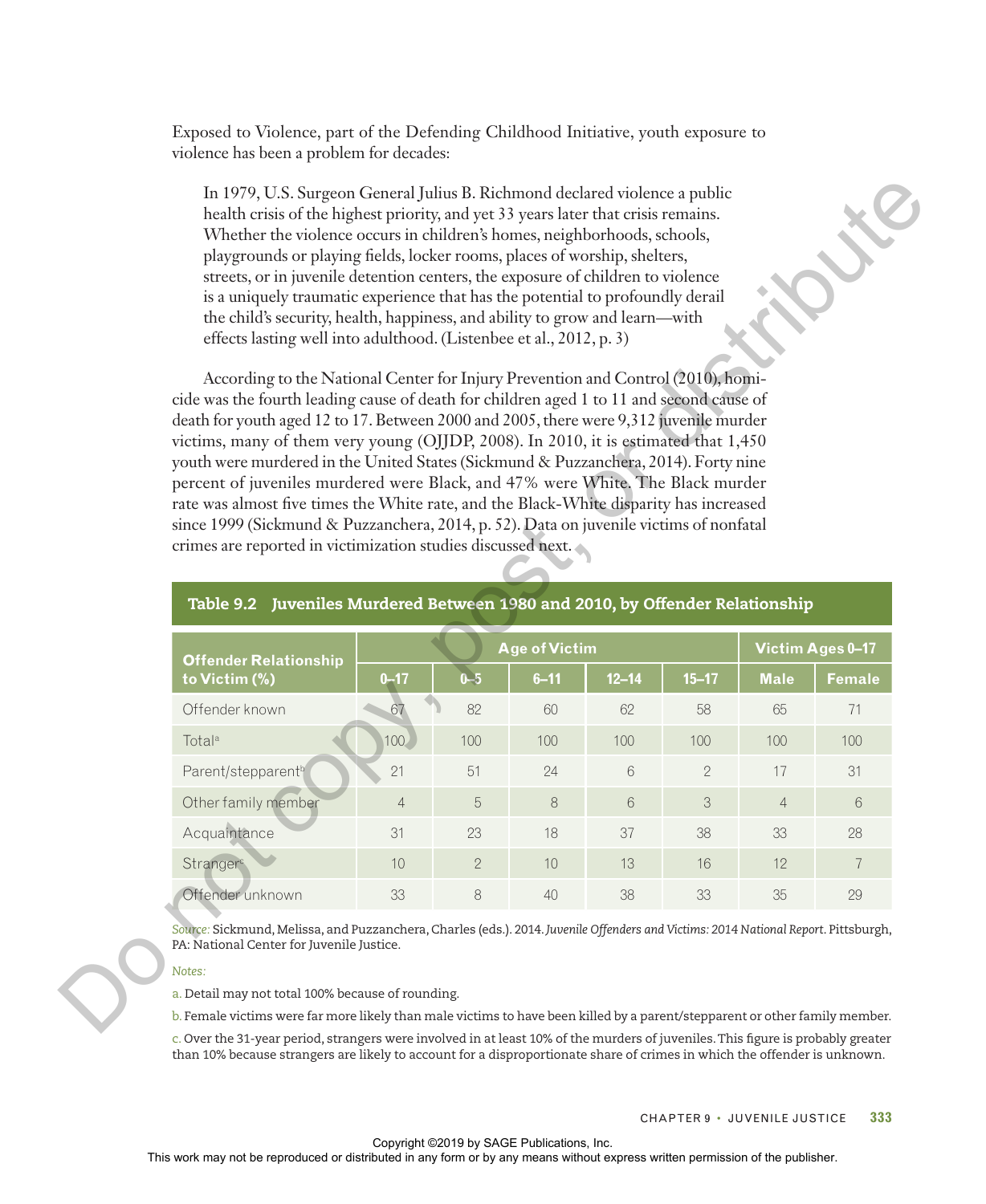Exposed to Violence, part of the Defending Childhood Initiative, youth exposure to violence has been a problem for decades:

> In 1979, U.S. Surgeon General Julius B. Richmond declared violence a public health crisis of the highest priority, and yet 33 years later that crisis remains. Whether the violence occurs in children's homes, neighborhoods, schools, playgrounds or playing fields, locker rooms, places of worship, shelters, streets, or in juvenile detention centers, the exposure of children to violence is a uniquely traumatic experience that has the potential to profoundly derail the child's security, health, happiness, and ability to grow and learn—with effects lasting well into adulthood. (Listenbee et al., 2012, p. 3)

According to the National Center for Injury Prevention and Control (2010), homicide was the fourth leading cause of death for children aged 1 to 11 and second cause of death for youth aged 12 to 17. Between 2000 and 2005, there were 9,312 juvenile murder victims, many of them very young (OJJDP, 2008). In 2010, it is estimated that 1,450 youth were murdered in the United States (Sickmund & Puzzanchera, 2014). Forty nine percent of juveniles murdered were Black, and 47% were White. The Black murder rate was almost five times the White rate, and the Black-White disparity has increased since 1999 (Sickmund & Puzzanchera, 2014, p. 52). Data on juvenile victims of nonfatal crimes are reported in victimization studies discussed next.

**Table 9.2 Juveniles Murdered Between 1980 and 2010, by Offender Relationship**

| Offender Relationship to Victim (%) | Age of Victim | | | | | Victim Ages 0–17 | |
|---|---|---|---|---|---|---|---|
| | 0–17 | 0–5 | 6–11 | 12–14 | 15–17 | Male | Female |
| Offender known | 67 | 82 | 60 | 62 | 58 | 65 | 71 |
| Total[a] | 100 | 100 | 100 | 100 | 100 | 100 | 100 |
| Parent/stepparent[b] | 21 | 51 | 24 | 6 | 2 | 17 | 31 |
| Other family member | 4 | 5 | 8 | 6 | 3 | 4 | 6 |
| Acquaintance | 31 | 23 | 18 | 37 | 38 | 33 | 28 |
| Stranger[c] | 10 | 2 | 10 | 13 | 16 | 12 | 7 |
| Offender unknown | 33 | 8 | 40 | 38 | 33 | 35 | 29 |

*Source:* Sickmund, Melissa, and Puzzanchera, Charles (eds.). 2014. *Juvenile Offenders and Victims: 2014 National Report*. Pittsburgh, PA: National Center for Juvenile Justice.

*Notes:*

a. Detail may not total 100% because of rounding.

b. Female victims were far more likely than male victims to have been killed by a parent/stepparent or other family member.

c. Over the 31-year period, strangers were involved in at least 10% of the murders of juveniles. This figure is probably greater than 10% because strangers are likely to account for a disproportionate share of crimes in which the offender is unknown.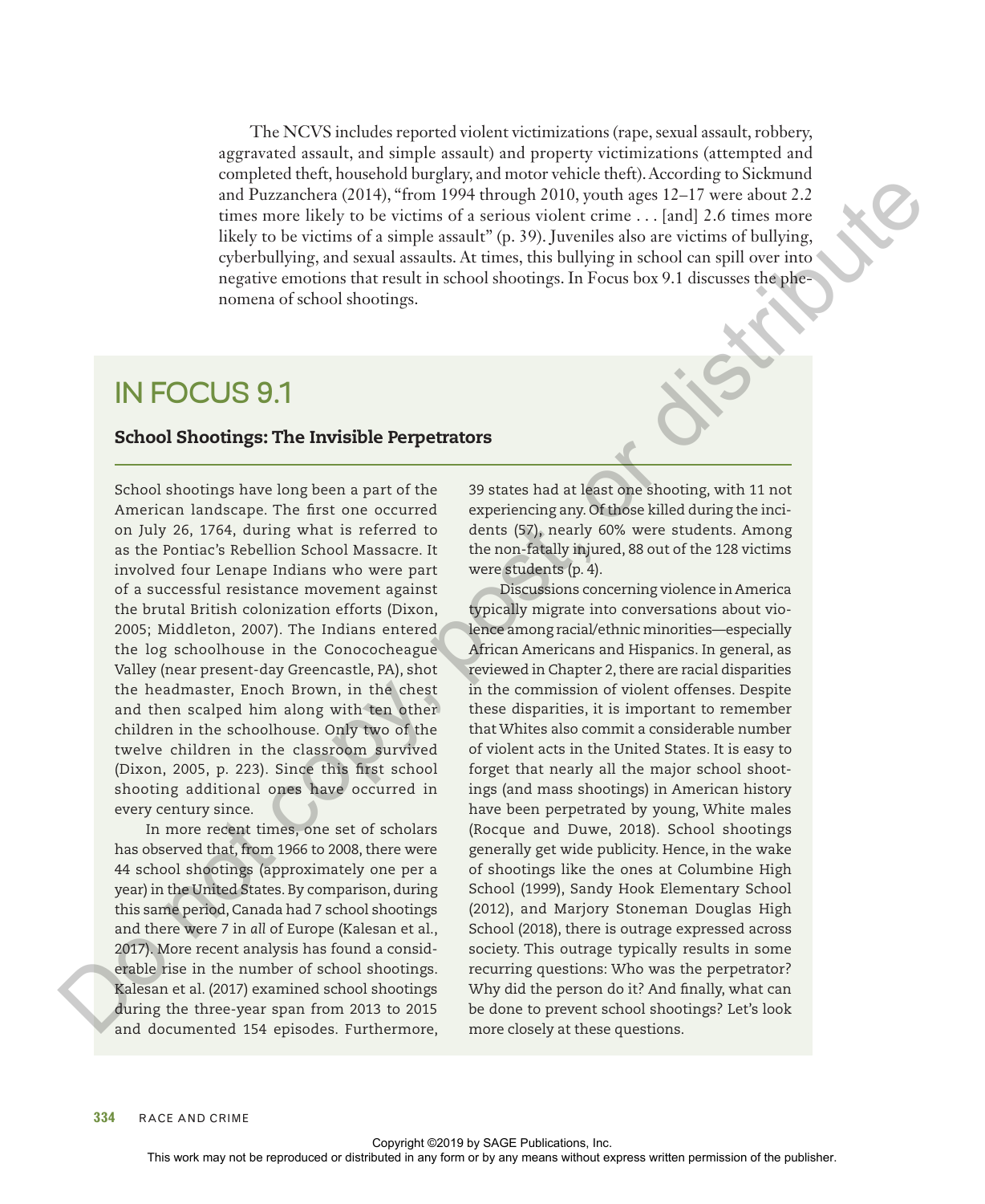The NCVS includes reported violent victimizations (rape, sexual assault, robbery, aggravated assault, and simple assault) and property victimizations (attempted and completed theft, household burglary, and motor vehicle theft). According to Sickmund and Puzzanchera (2014), "from 1994 through 2010, youth ages 12–17 were about 2.2 times more likely to be victims of a serious violent crime . . . [and] 2.6 times more likely to be victims of a simple assault" (p. 39). Juveniles also are victims of bullying, cyberbullying, and sexual assaults. At times, this bullying in school can spill over into negative emotions that result in school shootings. In Focus box 9.1 discusses the phenomena of school shootings.

## IN FOCUS 9.1

### School Shootings: The Invisible Perpetrators

School shootings have long been a part of the American landscape. The first one occurred on July 26, 1764, during what is referred to as the Pontiac's Rebellion School Massacre. It involved four Lenape Indians who were part of a successful resistance movement against the brutal British colonization efforts (Dixon, 2005; Middleton, 2007). The Indians entered the log schoolhouse in the Conococheague Valley (near present-day Greencastle, PA), shot the headmaster, Enoch Brown, in the chest and then scalped him along with ten other children in the schoolhouse. Only two of the twelve children in the classroom survived (Dixon, 2005, p. 223). Since this first school shooting additional ones have occurred in every century since.

In more recent times, one set of scholars has observed that, from 1966 to 2008, there were 44 school shootings (approximately one per a year) in the United States. By comparison, during this same period, Canada had 7 school shootings and there were 7 in *all* of Europe (Kalesan et al., 2017). More recent analysis has found a considerable rise in the number of school shootings. Kalesan et al. (2017) examined school shootings during the three-year span from 2013 to 2015 and documented 154 episodes. Furthermore, 39 states had at least one shooting, with 11 not experiencing any. Of those killed during the incidents (57), nearly 60% were students. Among the non-fatally injured, 88 out of the 128 victims were students (p. 4).

Discussions concerning violence in America typically migrate into conversations about violence among racial/ethnic minorities—especially African Americans and Hispanics. In general, as reviewed in Chapter 2, there are racial disparities in the commission of violent offenses. Despite these disparities, it is important to remember that Whites also commit a considerable number of violent acts in the United States. It is easy to forget that nearly all the major school shootings (and mass shootings) in American history have been perpetrated by young, White males (Rocque and Duwe, 2018). School shootings generally get wide publicity. Hence, in the wake of shootings like the ones at Columbine High School (1999), Sandy Hook Elementary School (2012), and Marjory Stoneman Douglas High School (2018), there is outrage expressed across society. This outrage typically results in some recurring questions: Who was the perpetrator? Why did the person do it? And finally, what can be done to prevent school shootings? Let's look more closely at these questions.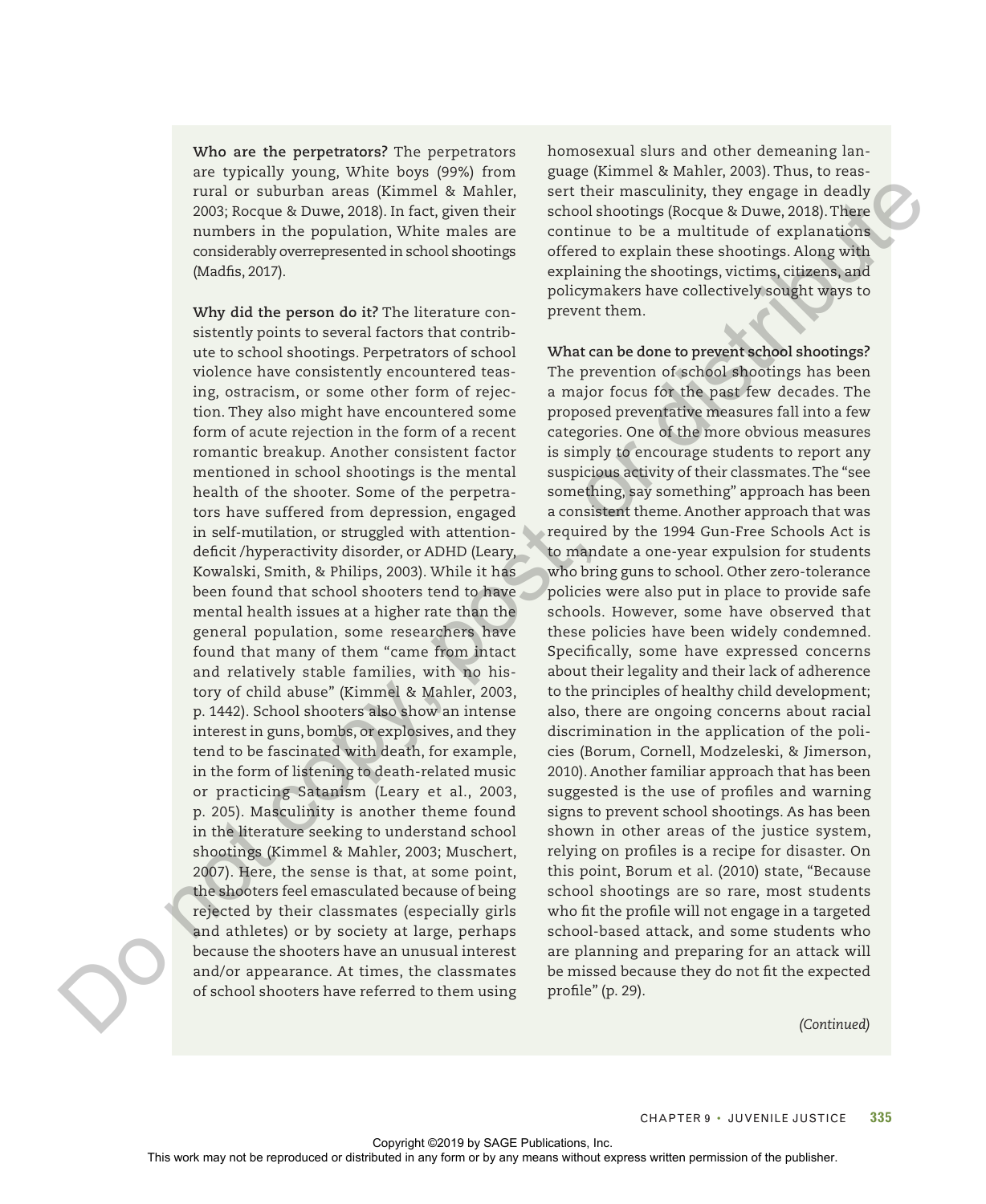**Who are the perpetrators?** The perpetrators are typically young, White boys (99%) from rural or suburban areas (Kimmel & Mahler, 2003; Rocque & Duwe, 2018). In fact, given their numbers in the population, White males are considerably overrepresented in school shootings (Madfis, 2017).

**Why did the person do it?** The literature consistently points to several factors that contribute to school shootings. Perpetrators of school violence have consistently encountered teasing, ostracism, or some other form of rejection. They also might have encountered some form of acute rejection in the form of a recent romantic breakup. Another consistent factor mentioned in school shootings is the mental health of the shooter. Some of the perpetrators have suffered from depression, engaged in self-mutilation, or struggled with attention-deficit /hyperactivity disorder, or ADHD (Leary, Kowalski, Smith, & Philips, 2003). While it has been found that school shooters tend to have mental health issues at a higher rate than the general population, some researchers have found that many of them "came from intact and relatively stable families, with no history of child abuse" (Kimmel & Mahler, 2003, p. 1442). School shooters also show an intense interest in guns, bombs, or explosives, and they tend to be fascinated with death, for example, in the form of listening to death-related music or practicing Satanism (Leary et al., 2003, p. 205). Masculinity is another theme found in the literature seeking to understand school shootings (Kimmel & Mahler, 2003; Muschert, 2007). Here, the sense is that, at some point, the shooters feel emasculated because of being rejected by their classmates (especially girls and athletes) or by society at large, perhaps because the shooters have an unusual interest and/or appearance. At times, the classmates of school shooters have referred to them using homosexual slurs and other demeaning language (Kimmel & Mahler, 2003). Thus, to reassert their masculinity, they engage in deadly school shootings (Rocque & Duwe, 2018). There continue to be a multitude of explanations offered to explain these shootings. Along with explaining the shootings, victims, citizens, and policymakers have collectively sought ways to prevent them.

**What can be done to prevent school shootings?** The prevention of school shootings has been a major focus for the past few decades. The proposed preventative measures fall into a few categories. One of the more obvious measures is simply to encourage students to report any suspicious activity of their classmates. The "see something, say something" approach has been a consistent theme. Another approach that was required by the 1994 Gun-Free Schools Act is to mandate a one-year expulsion for students who bring guns to school. Other zero-tolerance policies were also put in place to provide safe schools. However, some have observed that these policies have been widely condemned. Specifically, some have expressed concerns about their legality and their lack of adherence to the principles of healthy child development; also, there are ongoing concerns about racial discrimination in the application of the policies (Borum, Cornell, Modzeleski, & Jimerson, 2010). Another familiar approach that has been suggested is the use of profiles and warning signs to prevent school shootings. As has been shown in other areas of the justice system, relying on profiles is a recipe for disaster. On this point, Borum et al. (2010) state, "Because school shootings are so rare, most students who fit the profile will not engage in a targeted school-based attack, and some students who are planning and preparing for an attack will be missed because they do not fit the expected profile" (p. 29).

*(Continued)*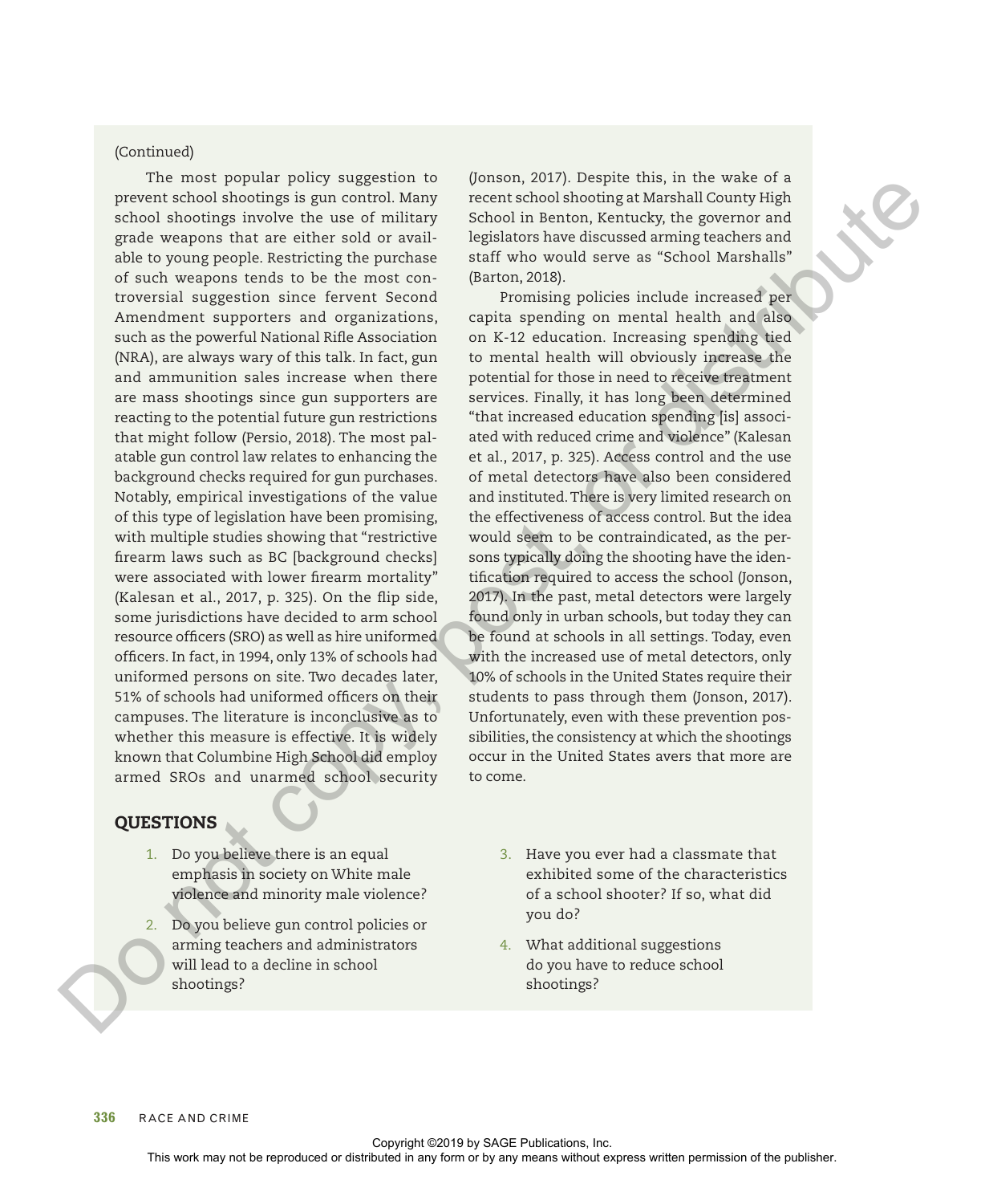(Continued)

The most popular policy suggestion to prevent school shootings is gun control. Many school shootings involve the use of military grade weapons that are either sold or available to young people. Restricting the purchase of such weapons tends to be the most controversial suggestion since fervent Second Amendment supporters and organizations, such as the powerful National Rifle Association (NRA), are always wary of this talk. In fact, gun and ammunition sales increase when there are mass shootings since gun supporters are reacting to the potential future gun restrictions that might follow (Persio, 2018). The most palatable gun control law relates to enhancing the background checks required for gun purchases. Notably, empirical investigations of the value of this type of legislation have been promising, with multiple studies showing that "restrictive firearm laws such as BC [background checks] were associated with lower firearm mortality" (Kalesan et al., 2017, p. 325). On the flip side, some jurisdictions have decided to arm school resource officers (SRO) as well as hire uniformed officers. In fact, in 1994, only 13% of schools had uniformed persons on site. Two decades later, 51% of schools had uniformed officers on their campuses. The literature is inconclusive as to whether this measure is effective. It is widely known that Columbine High School did employ armed SROs and unarmed school security (Jonson, 2017). Despite this, in the wake of a recent school shooting at Marshall County High School in Benton, Kentucky, the governor and legislators have discussed arming teachers and staff who would serve as "School Marshalls" (Barton, 2018).

Promising policies include increased per capita spending on mental health and also on K-12 education. Increasing spending tied to mental health will obviously increase the potential for those in need to receive treatment services. Finally, it has long been determined "that increased education spending [is] associated with reduced crime and violence" (Kalesan et al., 2017, p. 325). Access control and the use of metal detectors have also been considered and instituted. There is very limited research on the effectiveness of access control. But the idea would seem to be contraindicated, as the persons typically doing the shooting have the identification required to access the school (Jonson, 2017). In the past, metal detectors were largely found only in urban schools, but today they can be found at schools in all settings. Today, even with the increased use of metal detectors, only 10% of schools in the United States require their students to pass through them (Jonson, 2017). Unfortunately, even with these prevention possibilities, the consistency at which the shootings occur in the United States avers that more are to come.

## QUESTIONS

1. Do you believe there is an equal emphasis in society on White male violence and minority male violence?
2. Do you believe gun control policies or arming teachers and administrators will lead to a decline in school shootings?
3. Have you ever had a classmate that exhibited some of the characteristics of a school shooter? If so, what did you do?
4. What additional suggestions do you have to reduce school shootings?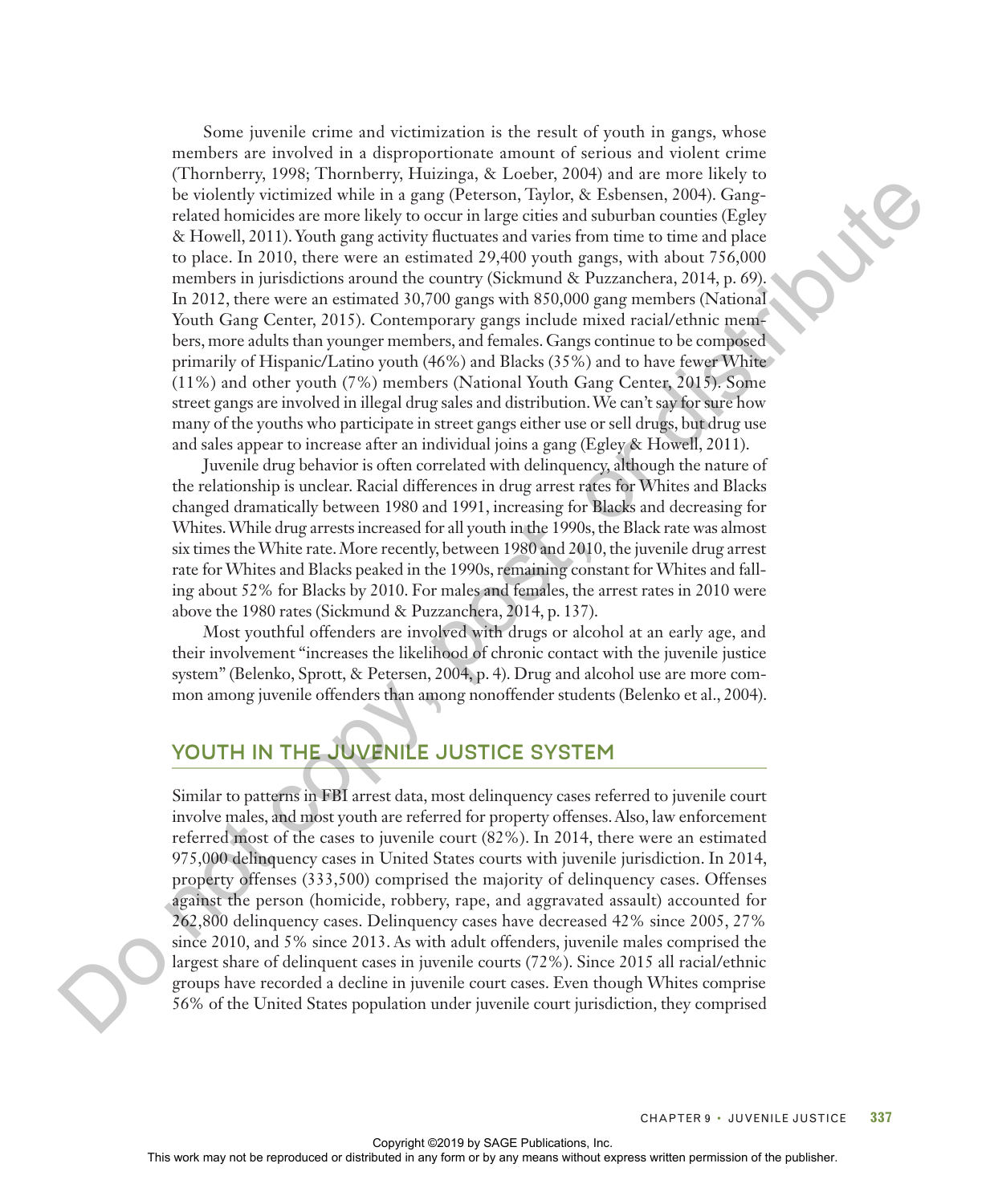Some juvenile crime and victimization is the result of youth in gangs, whose members are involved in a disproportionate amount of serious and violent crime (Thornberry, 1998; Thornberry, Huizinga, & Loeber, 2004) and are more likely to be violently victimized while in a gang (Peterson, Taylor, & Esbensen, 2004). Gang-related homicides are more likely to occur in large cities and suburban counties (Egley & Howell, 2011). Youth gang activity fluctuates and varies from time to time and place to place. In 2010, there were an estimated 29,400 youth gangs, with about 756,000 members in jurisdictions around the country (Sickmund & Puzzanchera, 2014, p. 69). In 2012, there were an estimated 30,700 gangs with 850,000 gang members (National Youth Gang Center, 2015). Contemporary gangs include mixed racial/ethnic members, more adults than younger members, and females. Gangs continue to be composed primarily of Hispanic/Latino youth (46%) and Blacks (35%) and to have fewer White (11%) and other youth (7%) members (National Youth Gang Center, 2015). Some street gangs are involved in illegal drug sales and distribution. We can't say for sure how many of the youths who participate in street gangs either use or sell drugs, but drug use and sales appear to increase after an individual joins a gang (Egley & Howell, 2011).

Juvenile drug behavior is often correlated with delinquency, although the nature of the relationship is unclear. Racial differences in drug arrest rates for Whites and Blacks changed dramatically between 1980 and 1991, increasing for Blacks and decreasing for Whites. While drug arrests increased for all youth in the 1990s, the Black rate was almost six times the White rate. More recently, between 1980 and 2010, the juvenile drug arrest rate for Whites and Blacks peaked in the 1990s, remaining constant for Whites and falling about 52% for Blacks by 2010. For males and females, the arrest rates in 2010 were above the 1980 rates (Sickmund & Puzzanchera, 2014, p. 137).

Most youthful offenders are involved with drugs or alcohol at an early age, and their involvement "increases the likelihood of chronic contact with the juvenile justice system" (Belenko, Sprott, & Petersen, 2004, p. 4). Drug and alcohol use are more common among juvenile offenders than among nonoffender students (Belenko et al., 2004).

## YOUTH IN THE JUVENILE JUSTICE SYSTEM

Similar to patterns in FBI arrest data, most delinquency cases referred to juvenile court involve males, and most youth are referred for property offenses. Also, law enforcement referred most of the cases to juvenile court (82%). In 2014, there were an estimated 975,000 delinquency cases in United States courts with juvenile jurisdiction. In 2014, property offenses (333,500) comprised the majority of delinquency cases. Offenses against the person (homicide, robbery, rape, and aggravated assault) accounted for 262,800 delinquency cases. Delinquency cases have decreased 42% since 2005, 27% since 2010, and 5% since 2013. As with adult offenders, juvenile males comprised the largest share of delinquent cases in juvenile courts (72%). Since 2015 all racial/ethnic groups have recorded a decline in juvenile court cases. Even though Whites comprise 56% of the United States population under juvenile court jurisdiction, they comprised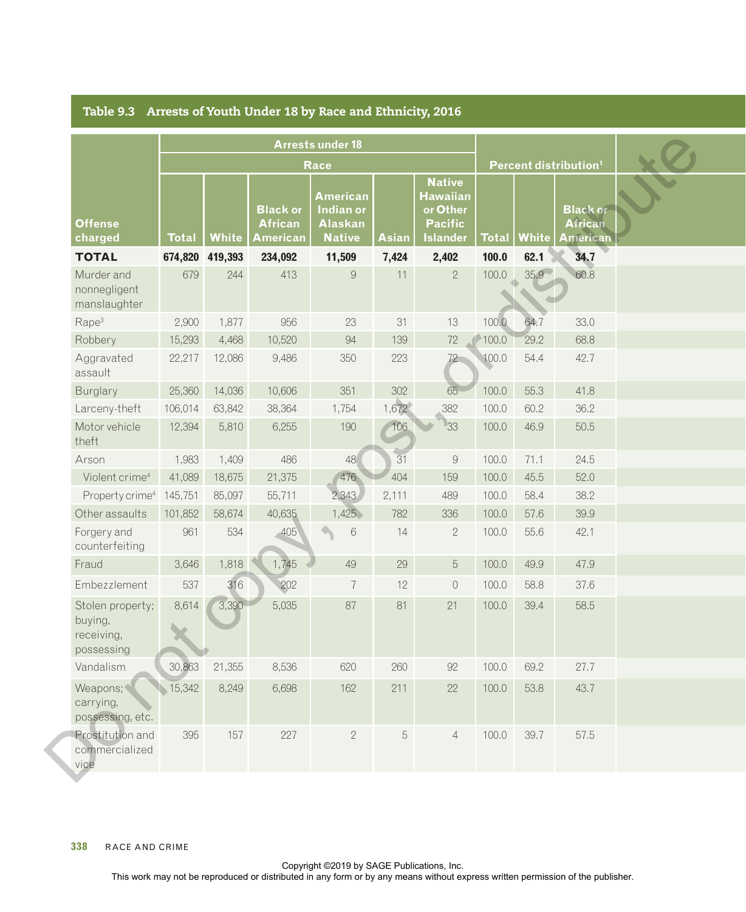Table 9.3 Arrests of Youth Under 18 by Race and Ethnicity, 2016

| Offense charged | Arrests under 18 | | | | | | Percent distribution[1] | | | |
|---|---|---|---|---|---|---|---|---|---|---|
| | Race | | | | | | | | | |
| | Total | White | Black or African American | American Indian or Alaskan Native | Asian | Native Hawaiian or Other Pacific Islander | Total | White | Black or African American | |
| **TOTAL** | **674,820** | **419,393** | **234,092** | **11,509** | **7,424** | **2,402** | **100.0** | **62.1** | **34.7** | |
| Murder and nonnegligent manslaughter | 679 | 244 | 413 | 9 | 11 | 2 | 100.0 | 35.9 | 60.8 | |
| Rape[3] | 2,900 | 1,877 | 956 | 23 | 31 | 13 | 100.0 | 64.7 | 33.0 | |
| Robbery | 15,293 | 4,468 | 10,520 | 94 | 139 | 72 | 100.0 | 29.2 | 68.8 | |
| Aggravated assault | 22,217 | 12,086 | 9,486 | 350 | 223 | 72 | 100.0 | 54.4 | 42.7 | |
| Burglary | 25,360 | 14,036 | 10,606 | 351 | 302 | 65 | 100.0 | 55.3 | 41.8 | |
| Larceny-theft | 106,014 | 63,842 | 38,364 | 1,754 | 1,672 | 382 | 100.0 | 60.2 | 36.2 | |
| Motor vehicle theft | 12,394 | 5,810 | 6,255 | 190 | 106 | 33 | 100.0 | 46.9 | 50.5 | |
| Arson | 1,983 | 1,409 | 486 | 48 | 31 | 9 | 100.0 | 71.1 | 24.5 | |
| Violent crime[4] | 41,089 | 18,675 | 21,375 | 476 | 404 | 159 | 100.0 | 45.5 | 52.0 | |
| Property crime[4] | 145,751 | 85,097 | 55,711 | 2,343 | 2,111 | 489 | 100.0 | 58.4 | 38.2 | |
| Other assaults | 101,852 | 58,674 | 40,635 | 1,425 | 782 | 336 | 100.0 | 57.6 | 39.9 | |
| Forgery and counterfeiting | 961 | 534 | 405 | 6 | 14 | 2 | 100.0 | 55.6 | 42.1 | |
| Fraud | 3,646 | 1,818 | 1,745 | 49 | 29 | 5 | 100.0 | 49.9 | 47.9 | |
| Embezzlement | 537 | 316 | 202 | 7 | 12 | 0 | 100.0 | 58.8 | 37.6 | |
| Stolen property; buying, receiving, possessing | 8,614 | 3,390 | 5,035 | 87 | 81 | 21 | 100.0 | 39.4 | 58.5 | |
| Vandalism | 30,863 | 21,355 | 8,536 | 620 | 260 | 92 | 100.0 | 69.2 | 27.7 | |
| Weapons; carrying, possessing, etc. | 15,342 | 8,249 | 6,698 | 162 | 211 | 22 | 100.0 | 53.8 | 43.7 | |
| Prostitution and commercialized vice | 395 | 157 | 227 | 2 | 5 | 4 | 100.0 | 39.7 | 57.5 | |

Copyright ©2019 by SAGE Publications, Inc.
This work may not be reproduced or distributed in any form or by any means without express written permission of the publisher.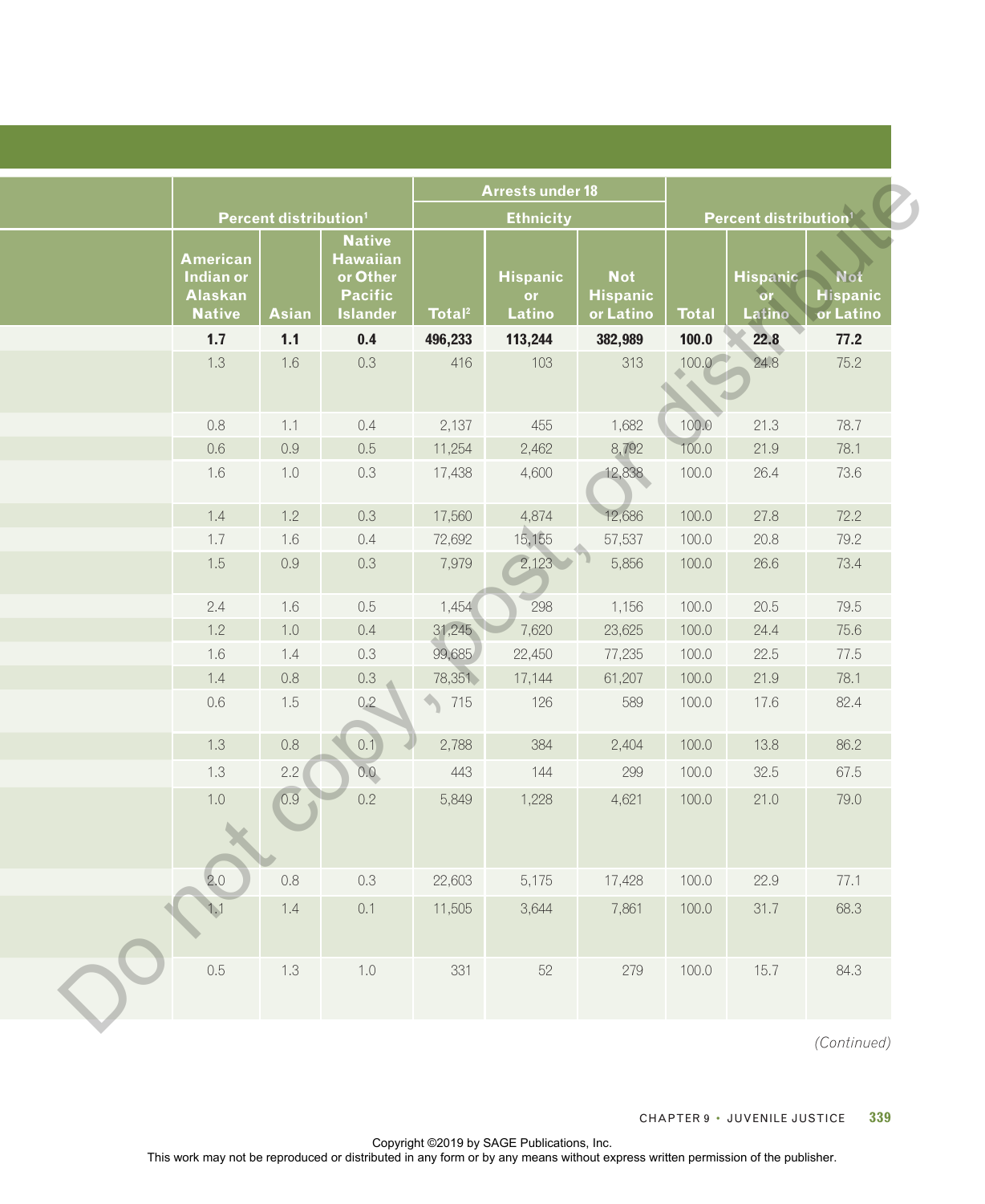| | Percent distribution[1] | | | Arrests under 18 | | | | | |
|---|---|---|---|---|---|---|---|---|---|
| | | | | Ethnicity | | | Percent distribution[1] | | |
| | American Indian or Alaskan Native | Asian | Native Hawaiian or Other Pacific Islander | Total[2] | Hispanic or Latino | Not Hispanic or Latino | Total | Hispanic or Latino | Not Hispanic or Latino |
| | **1.7** | **1.1** | **0.4** | **496,233** | **113,244** | **382,989** | **100.0** | **22.8** | **77.2** |
| | 1.3 | 1.6 | 0.3 | 416 | 103 | 313 | 100.0 | 24.8 | 75.2 |
| | 0.8 | 1.1 | 0.4 | 2,137 | 455 | 1,682 | 100.0 | 21.3 | 78.7 |
| | 0.6 | 0.9 | 0.5 | 11,254 | 2,462 | 8,792 | 100.0 | 21.9 | 78.1 |
| | 1.6 | 1.0 | 0.3 | 17,438 | 4,600 | 12,838 | 100.0 | 26.4 | 73.6 |
| | 1.4 | 1.2 | 0.3 | 17,560 | 4,874 | 12,686 | 100.0 | 27.8 | 72.2 |
| | 1.7 | 1.6 | 0.4 | 72,692 | 15,155 | 57,537 | 100.0 | 20.8 | 79.2 |
| | 1.5 | 0.9 | 0.3 | 7,979 | 2,123 | 5,856 | 100.0 | 26.6 | 73.4 |
| | 2.4 | 1.6 | 0.5 | 1,454 | 298 | 1,156 | 100.0 | 20.5 | 79.5 |
| | 1.2 | 1.0 | 0.4 | 31,245 | 7,620 | 23,625 | 100.0 | 24.4 | 75.6 |
| | 1.6 | 1.4 | 0.3 | 99,685 | 22,450 | 77,235 | 100.0 | 22.5 | 77.5 |
| | 1.4 | 0.8 | 0.3 | 78,351 | 17,144 | 61,207 | 100.0 | 21.9 | 78.1 |
| | 0.6 | 1.5 | 0.2 | 715 | 126 | 589 | 100.0 | 17.6 | 82.4 |
| | 1.3 | 0.8 | 0.1 | 2,788 | 384 | 2,404 | 100.0 | 13.8 | 86.2 |
| | 1.3 | 2.2 | 0.0 | 443 | 144 | 299 | 100.0 | 32.5 | 67.5 |
| | 1.0 | 0.9 | 0.2 | 5,849 | 1,228 | 4,621 | 100.0 | 21.0 | 79.0 |
| | 2.0 | 0.8 | 0.3 | 22,603 | 5,175 | 17,428 | 100.0 | 22.9 | 77.1 |
| | 1.1 | 1.4 | 0.1 | 11,505 | 3,644 | 7,861 | 100.0 | 31.7 | 68.3 |
| | 0.5 | 1.3 | 1.0 | 331 | 52 | 279 | 100.0 | 15.7 | 84.3 |

*(Continued)*

Copyright ©2019 by SAGE Publications, Inc.
This work may not be reproduced or distributed in any form or by any means without express written permission of the publisher.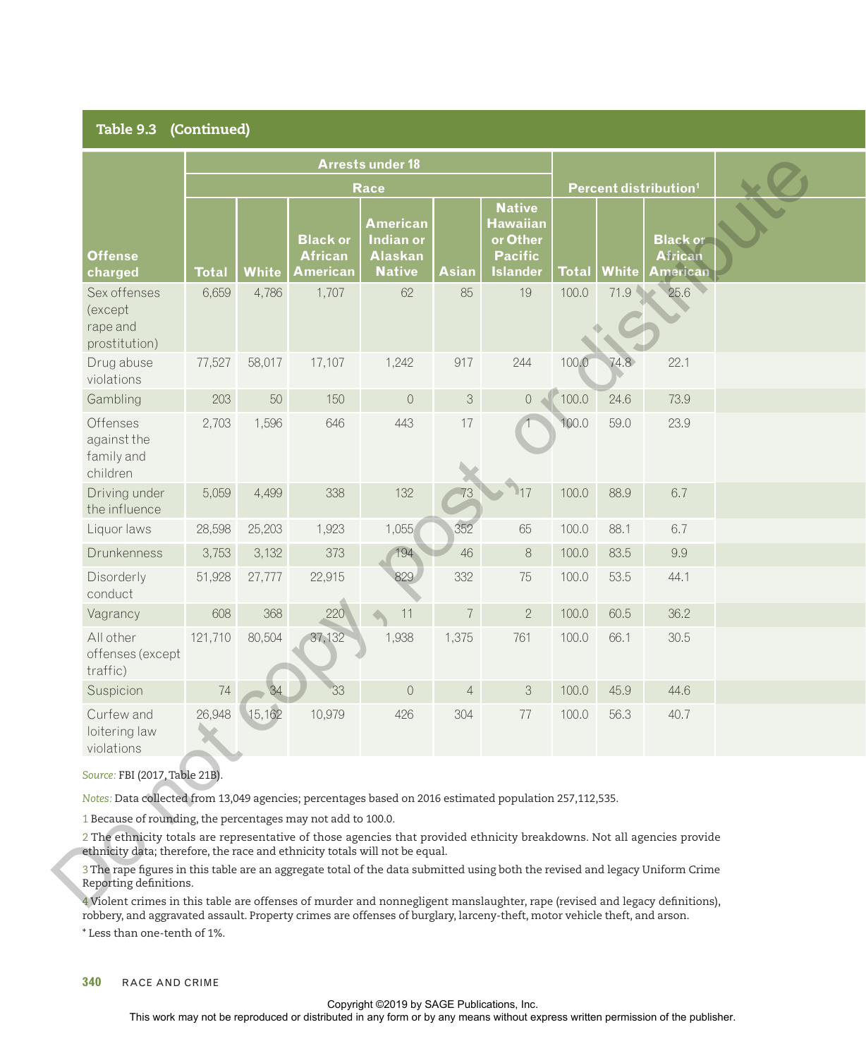**Table 9.3 (Continued)**

| Offense charged | Arrests under 18 | | | | | | Percent distribution[1] | | | |
|---|---|---|---|---|---|---|---|---|---|---|
| | Race | | | | | | | | | |
| | Total | White | Black or African American | American Indian or Alaskan Native | Asian | Native Hawaiian or Other Pacific Islander | Total | White | Black or African American | |
| Sex offenses (except rape and prostitution) | 6,659 | 4,786 | 1,707 | 62 | 85 | 19 | 100.0 | 71.9 | 25.6 | |
| Drug abuse violations | 77,527 | 58,017 | 17,107 | 1,242 | 917 | 244 | 100.0 | 74.8 | 22.1 | |
| Gambling | 203 | 50 | 150 | 0 | 3 | 0 | 100.0 | 24.6 | 73.9 | |
| Offenses against the family and children | 2,703 | 1,596 | 646 | 443 | 17 | 1 | 100.0 | 59.0 | 23.9 | |
| Driving under the influence | 5,059 | 4,499 | 338 | 132 | 73 | 17 | 100.0 | 88.9 | 6.7 | |
| Liquor laws | 28,598 | 25,203 | 1,923 | 1,055 | 352 | 65 | 100.0 | 88.1 | 6.7 | |
| Drunkenness | 3,753 | 3,132 | 373 | 194 | 46 | 8 | 100.0 | 83.5 | 9.9 | |
| Disorderly conduct | 51,928 | 27,777 | 22,915 | 829 | 332 | 75 | 100.0 | 53.5 | 44.1 | |
| Vagrancy | 608 | 368 | 220 | 11 | 7 | 2 | 100.0 | 60.5 | 36.2 | |
| All other offenses (except traffic) | 121,710 | 80,504 | 37,132 | 1,938 | 1,375 | 761 | 100.0 | 66.1 | 30.5 | |
| Suspicion | 74 | 34 | 33 | 0 | 4 | 3 | 100.0 | 45.9 | 44.6 | |
| Curfew and loitering law violations | 26,948 | 15,162 | 10,979 | 426 | 304 | 77 | 100.0 | 56.3 | 40.7 | |

*Source:* FBI (2017, Table 21B).

*Notes:* Data collected from 13,049 agencies; percentages based on 2016 estimated population 257,112,535.

1 Because of rounding, the percentages may not add to 100.0.

2 The ethnicity totals are representative of those agencies that provided ethnicity breakdowns. Not all agencies provide ethnicity data; therefore, the race and ethnicity totals will not be equal.

3 The rape figures in this table are an aggregate total of the data submitted using both the revised and legacy Uniform Crime Reporting definitions.

4 Violent crimes in this table are offenses of murder and nonnegligent manslaughter, rape (revised and legacy definitions), robbery, and aggravated assault. Property crimes are offenses of burglary, larceny-theft, motor vehicle theft, and arson.

* Less than one-tenth of 1%.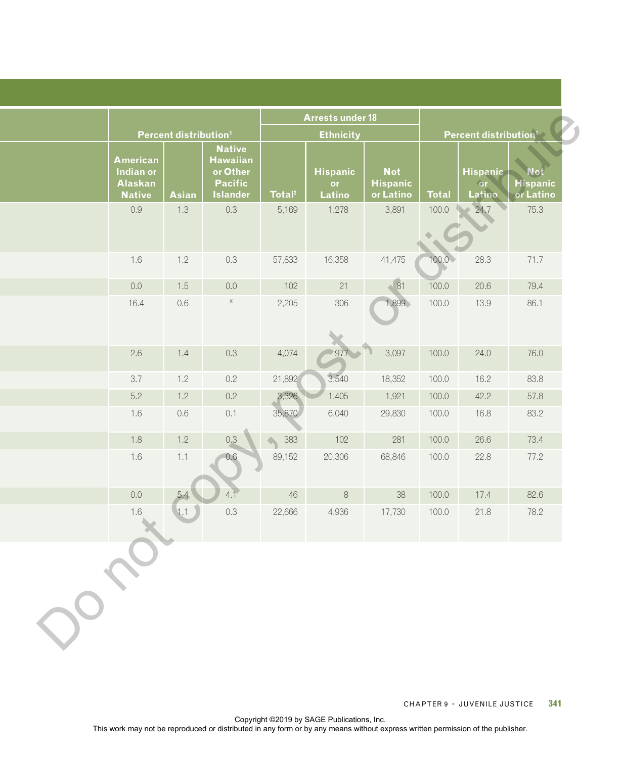| | Percent distribution[1] | | | Arrests under 18 | | | | | |
|---|---|---|---|---|---|---|---|---|---|
| | | | | Ethnicity | | | Percent distribution[1] | | |
| | American Indian or Alaskan Native | Asian | Native Hawaiian or Other Pacific Islander | Total[2] | Hispanic or Latino | Not Hispanic or Latino | Total | Hispanic or Latino | Not Hispanic or Latino |
| | 0.9 | 1.3 | 0.3 | 5,169 | 1,278 | 3,891 | 100.0 | 24.7 | 75.3 |
| | 1.6 | 1.2 | 0.3 | 57,833 | 16,358 | 41,475 | 100.0 | 28.3 | 71.7 |
| | 0.0 | 1.5 | 0.0 | 102 | 21 | 81 | 100.0 | 20.6 | 79.4 |
| | 16.4 | 0.6 | * | 2,205 | 306 | 1,899 | 100.0 | 13.9 | 86.1 |
| | 2.6 | 1.4 | 0.3 | 4,074 | 977 | 3,097 | 100.0 | 24.0 | 76.0 |
| | 3.7 | 1.2 | 0.2 | 21,892 | 3,540 | 18,352 | 100.0 | 16.2 | 83.8 |
| | 5.2 | 1.2 | 0.2 | 3,326 | 1,405 | 1,921 | 100.0 | 42.2 | 57.8 |
| | 1.6 | 0.6 | 0.1 | 35,870 | 6,040 | 29,830 | 100.0 | 16.8 | 83.2 |
| | 1.8 | 1.2 | 0.3 | 383 | 102 | 281 | 100.0 | 26.6 | 73.4 |
| | 1.6 | 1.1 | 0.6 | 89,152 | 20,306 | 68,846 | 100.0 | 22.8 | 77.2 |
| | 0.0 | 5.4 | 4.1 | 46 | 8 | 38 | 100.0 | 17.4 | 82.6 |
| | 1.6 | 1.1 | 0.3 | 22,666 | 4,936 | 17,730 | 100.0 | 21.8 | 78.2 |

Copyright ©2019 by SAGE Publications, Inc.
This work may not be reproduced or distributed in any form or by any means without express written permission of the publisher.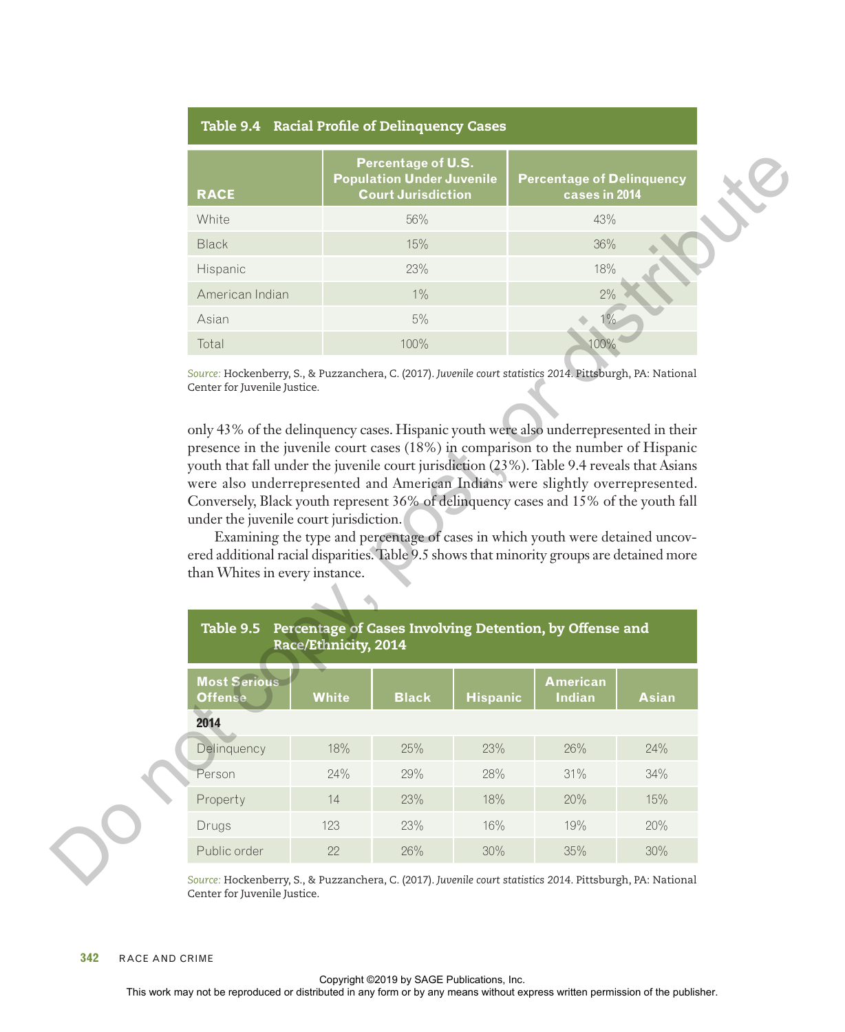**Table 9.4 Racial Profile of Delinquency Cases**

| RACE | Percentage of U.S. Population Under Juvenile Court Jurisdiction | Percentage of Delinquency cases in 2014 |
|---|---|---|
| White | 56% | 43% |
| Black | 15% | 36% |
| Hispanic | 23% | 18% |
| American Indian | 1% | 2% |
| Asian | 5% | 1% |
| Total | 100% | 100% |

*Source:* Hockenberry, S., & Puzzanchera, C. (2017). *Juvenile court statistics 2014*. Pittsburgh, PA: National Center for Juvenile Justice.

only 43% of the delinquency cases. Hispanic youth were also underrepresented in their presence in the juvenile court cases (18%) in comparison to the number of Hispanic youth that fall under the juvenile court jurisdiction (23%). Table 9.4 reveals that Asians were also underrepresented and American Indians were slightly overrepresented. Conversely, Black youth represent 36% of delinquency cases and 15% of the youth fall under the juvenile court jurisdiction.

Examining the type and percentage of cases in which youth were detained uncovered additional racial disparities. Table 9.5 shows that minority groups are detained more than Whites in every instance.

**Table 9.5 Percentage of Cases Involving Detention, by Offense and Race/Ethnicity, 2014**

| Most Serious Offense | White | Black | Hispanic | American Indian | Asian |
|---|---|---|---|---|---|
| **2014** | | | | | |
| Delinquency | 18% | 25% | 23% | 26% | 24% |
| Person | 24% | 29% | 28% | 31% | 34% |
| Property | 14 | 23% | 18% | 20% | 15% |
| Drugs | 123 | 23% | 16% | 19% | 20% |
| Public order | 22 | 26% | 30% | 35% | 30% |

*Source:* Hockenberry, S., & Puzzanchera, C. (2017). *Juvenile court statistics 2014*. Pittsburgh, PA: National Center for Juvenile Justice.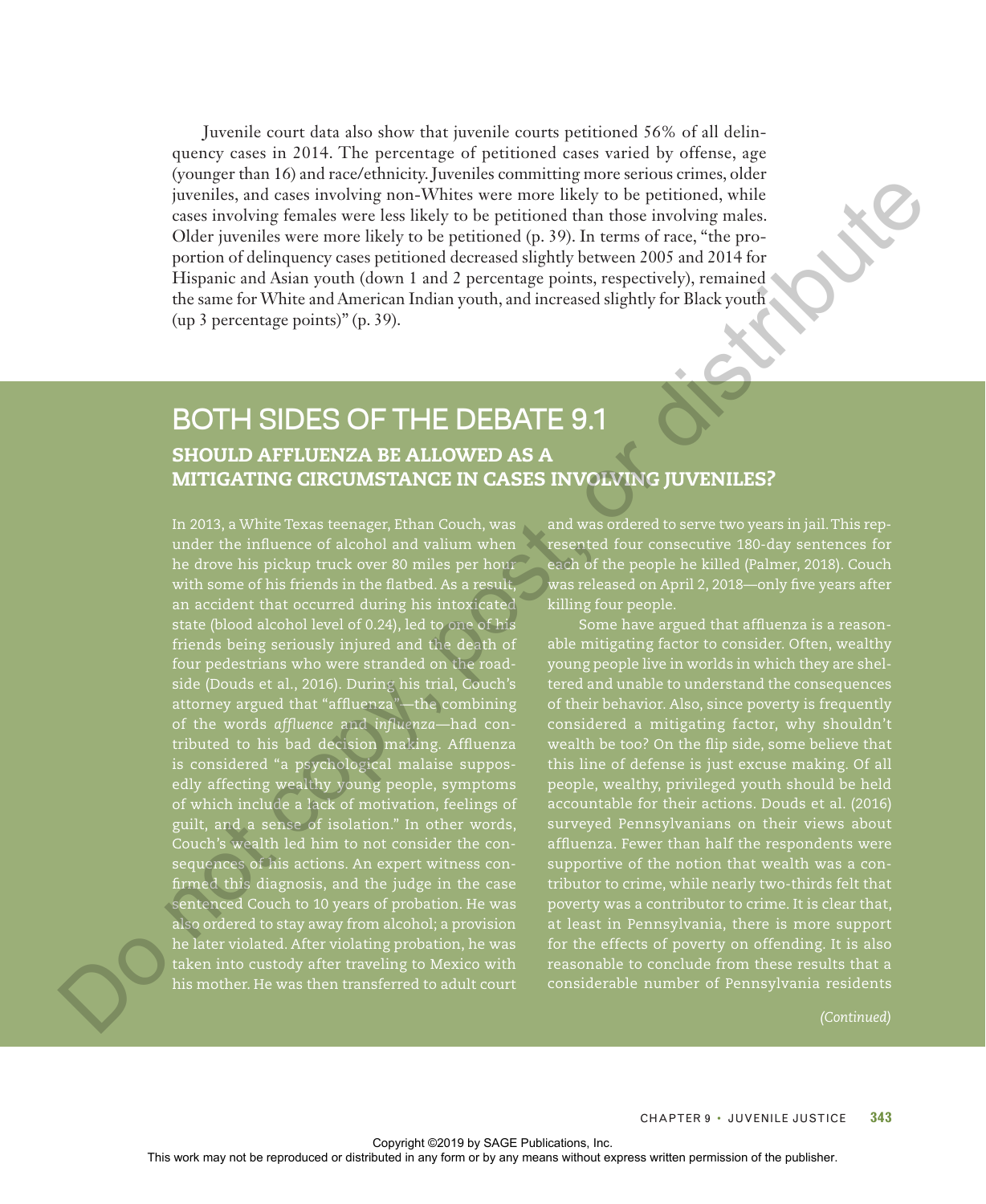Juvenile court data also show that juvenile courts petitioned 56% of all delinquency cases in 2014. The percentage of petitioned cases varied by offense, age (younger than 16) and race/ethnicity. Juveniles committing more serious crimes, older juveniles, and cases involving non-Whites were more likely to be petitioned, while cases involving females were less likely to be petitioned than those involving males. Older juveniles were more likely to be petitioned (p. 39). In terms of race, "the proportion of delinquency cases petitioned decreased slightly between 2005 and 2014 for Hispanic and Asian youth (down 1 and 2 percentage points, respectively), remained the same for White and American Indian youth, and increased slightly for Black youth (up 3 percentage points)" (p. 39).

## BOTH SIDES OF THE DEBATE 9.1

### SHOULD AFFLUENZA BE ALLOWED AS A MITIGATING CIRCUMSTANCE IN CASES INVOLVING JUVENILES?

In 2013, a White Texas teenager, Ethan Couch, was under the influence of alcohol and valium when he drove his pickup truck over 80 miles per hour with some of his friends in the flatbed. As a result, an accident that occurred during his intoxicated state (blood alcohol level of 0.24), led to one of his friends being seriously injured and the death of four pedestrians who were stranded on the roadside (Douds et al., 2016). During his trial, Couch's attorney argued that "affluenza"—the combining of the words *affluence* and *influenza*—had contributed to his bad decision making. Affluenza is considered "a psychological malaise supposedly affecting wealthy young people, symptoms of which include a lack of motivation, feelings of guilt, and a sense of isolation." In other words, Couch's wealth led him to not consider the consequences of his actions. An expert witness confirmed this diagnosis, and the judge in the case sentenced Couch to 10 years of probation. He was also ordered to stay away from alcohol; a provision he later violated. After violating probation, he was taken into custody after traveling to Mexico with his mother. He was then transferred to adult court and was ordered to serve two years in jail. This represented four consecutive 180-day sentences for each of the people he killed (Palmer, 2018). Couch was released on April 2, 2018—only five years after killing four people.

Some have argued that affluenza is a reasonable mitigating factor to consider. Often, wealthy young people live in worlds in which they are sheltered and unable to understand the consequences of their behavior. Also, since poverty is frequently considered a mitigating factor, why shouldn't wealth be too? On the flip side, some believe that this line of defense is just excuse making. Of all people, wealthy, privileged youth should be held accountable for their actions. Douds et al. (2016) surveyed Pennsylvanians on their views about affluenza. Fewer than half the respondents were supportive of the notion that wealth was a contributor to crime, while nearly two-thirds felt that poverty was a contributor to crime. It is clear that, at least in Pennsylvania, there is more support for the effects of poverty on offending. It is also reasonable to conclude from these results that a considerable number of Pennsylvania residents

*(Continued)*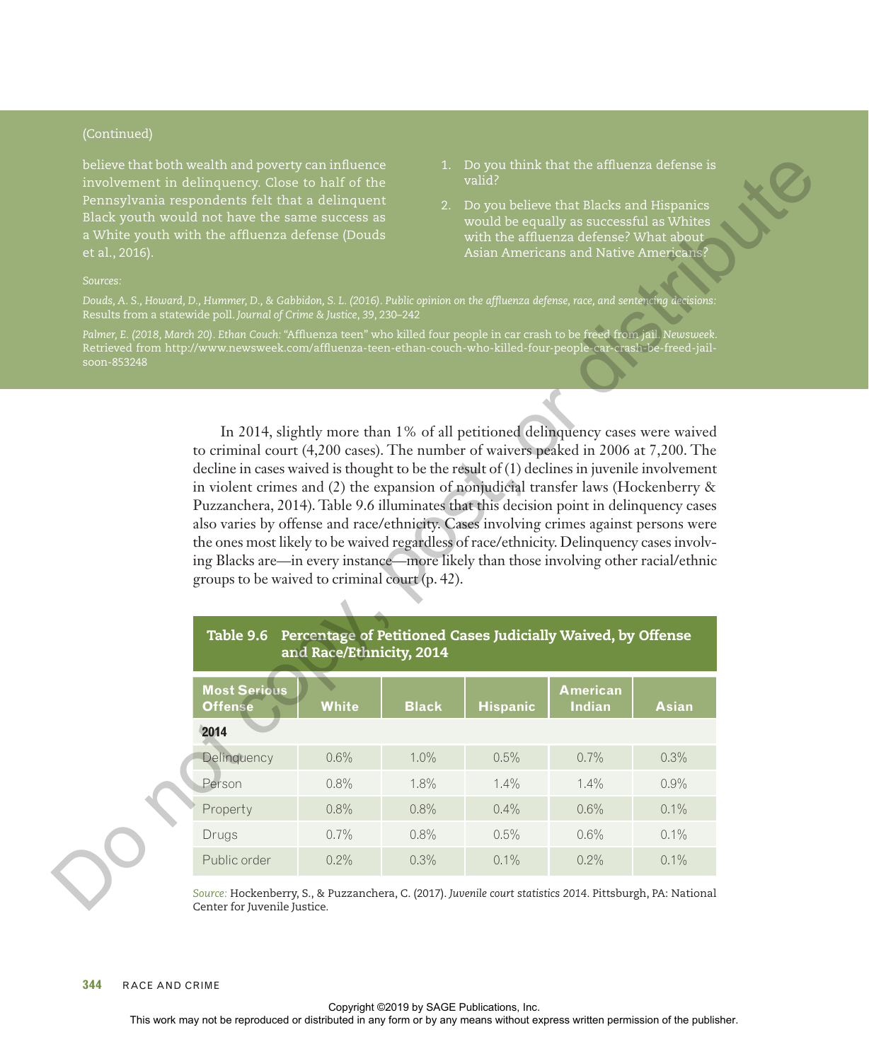(Continued)

believe that both wealth and poverty can influence involvement in delinquency. Close to half of the Pennsylvania respondents felt that a delinquent Black youth would not have the same success as a White youth with the affluenza defense (Douds et al., 2016).

1. Do you think that the affluenza defense is valid?
2. Do you believe that Blacks and Hispanics would be equally as successful as Whites with the affluenza defense? What about Asian Americans and Native Americans?

*Sources:*

*Douds, A. S., Howard, D., Hummer, D., & Gabbidon, S. L. (2016). Public opinion on the affluenza defense, race, and sentencing decisions:* Results from a statewide poll. *Journal of Crime & Justice*, 39, 230–242

*Palmer, E. (2018, March 20). Ethan Couch: "Affluenza teen" who killed four people in car crash to be freed from jail. Newsweek.* Retrieved from http://www.newsweek.com/affluenza-teen-ethan-couch-who-killed-four-people-car-crash-be-freed-jail-soon-853248

In 2014, slightly more than 1% of all petitioned delinquency cases were waived to criminal court (4,200 cases). The number of waivers peaked in 2006 at 7,200. The decline in cases waived is thought to be the result of (1) declines in juvenile involvement in violent crimes and (2) the expansion of nonjudicial transfer laws (Hockenberry & Puzzanchera, 2014). Table 9.6 illuminates that this decision point in delinquency cases also varies by offense and race/ethnicity. Cases involving crimes against persons were the ones most likely to be waived regardless of race/ethnicity. Delinquency cases involving Blacks are—in every instance—more likely than those involving other racial/ethnic groups to be waived to criminal court (p. 42).

**Table 9.6 Percentage of Petitioned Cases Judicially Waived, by Offense and Race/Ethnicity, 2014**

| Most Serious Offense | White | Black | Hispanic | American Indian | Asian |
|---|---|---|---|---|---|
| **2014** | | | | | |
| Delinquency | 0.6% | 1.0% | 0.5% | 0.7% | 0.3% |
| Person | 0.8% | 1.8% | 1.4% | 1.4% | 0.9% |
| Property | 0.8% | 0.8% | 0.4% | 0.6% | 0.1% |
| Drugs | 0.7% | 0.8% | 0.5% | 0.6% | 0.1% |
| Public order | 0.2% | 0.3% | 0.1% | 0.2% | 0.1% |

*Source:* Hockenberry, S., & Puzzanchera, C. (2017). *Juvenile court statistics 2014*. Pittsburgh, PA: National Center for Juvenile Justice.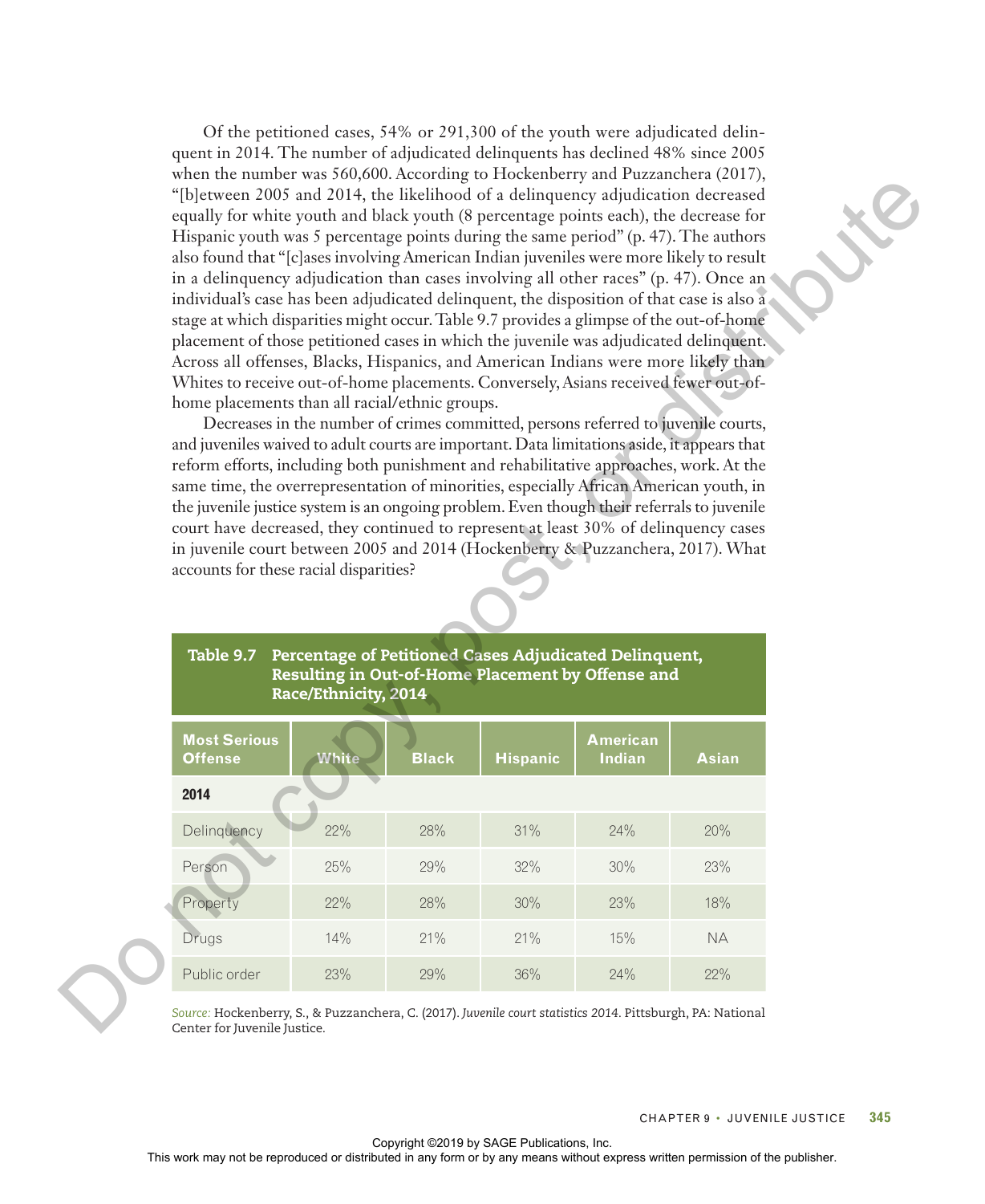Of the petitioned cases, 54% or 291,300 of the youth were adjudicated delinquent in 2014. The number of adjudicated delinquents has declined 48% since 2005 when the number was 560,600. According to Hockenberry and Puzzanchera (2017), "[b]etween 2005 and 2014, the likelihood of a delinquency adjudication decreased equally for white youth and black youth (8 percentage points each), the decrease for Hispanic youth was 5 percentage points during the same period" (p. 47). The authors also found that "[c]ases involving American Indian juveniles were more likely to result in a delinquency adjudication than cases involving all other races" (p. 47). Once an individual's case has been adjudicated delinquent, the disposition of that case is also a stage at which disparities might occur. Table 9.7 provides a glimpse of the out-of-home placement of those petitioned cases in which the juvenile was adjudicated delinquent. Across all offenses, Blacks, Hispanics, and American Indians were more likely than Whites to receive out-of-home placements. Conversely, Asians received fewer out-of-home placements than all racial/ethnic groups.

Decreases in the number of crimes committed, persons referred to juvenile courts, and juveniles waived to adult courts are important. Data limitations aside, it appears that reform efforts, including both punishment and rehabilitative approaches, work. At the same time, the overrepresentation of minorities, especially African American youth, in the juvenile justice system is an ongoing problem. Even though their referrals to juvenile court have decreased, they continued to represent at least 30% of delinquency cases in juvenile court between 2005 and 2014 (Hockenberry & Puzzanchera, 2017). What accounts for these racial disparities?

**Table 9.7 Percentage of Petitioned Cases Adjudicated Delinquent, Resulting in Out-of-Home Placement by Offense and Race/Ethnicity, 2014**

| Most Serious Offense | White | Black | Hispanic | American Indian | Asian |
|---|---|---|---|---|---|
| **2014** | | | | | |
| Delinquency | 22% | 28% | 31% | 24% | 20% |
| Person | 25% | 29% | 32% | 30% | 23% |
| Property | 22% | 28% | 30% | 23% | 18% |
| Drugs | 14% | 21% | 21% | 15% | NA |
| Public order | 23% | 29% | 36% | 24% | 22% |

*Source:* Hockenberry, S., & Puzzanchera, C. (2017). *Juvenile court statistics 2014*. Pittsburgh, PA: National Center for Juvenile Justice.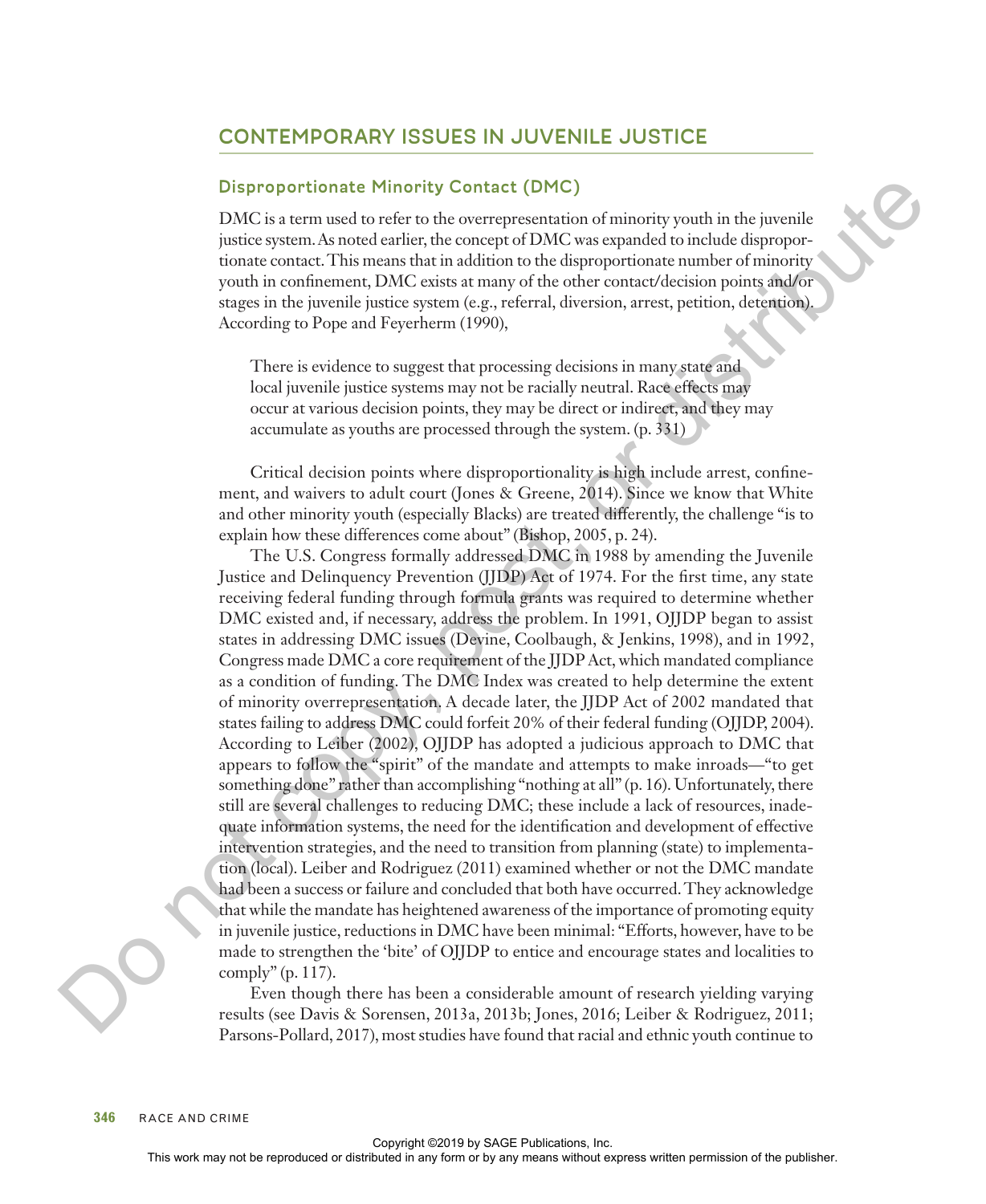## CONTEMPORARY ISSUES IN JUVENILE JUSTICE

### Disproportionate Minority Contact (DMC)

DMC is a term used to refer to the overrepresentation of minority youth in the juvenile justice system. As noted earlier, the concept of DMC was expanded to include disproportionate contact. This means that in addition to the disproportionate number of minority youth in confinement, DMC exists at many of the other contact/decision points and/or stages in the juvenile justice system (e.g., referral, diversion, arrest, petition, detention). According to Pope and Feyerherm (1990),

> There is evidence to suggest that processing decisions in many state and local juvenile justice systems may not be racially neutral. Race effects may occur at various decision points, they may be direct or indirect, and they may accumulate as youths are processed through the system. (p. 331)

Critical decision points where disproportionality is high include arrest, confinement, and waivers to adult court (Jones & Greene, 2014). Since we know that White and other minority youth (especially Blacks) are treated differently, the challenge "is to explain how these differences come about" (Bishop, 2005, p. 24).

The U.S. Congress formally addressed DMC in 1988 by amending the Juvenile Justice and Delinquency Prevention (JJDP) Act of 1974. For the first time, any state receiving federal funding through formula grants was required to determine whether DMC existed and, if necessary, address the problem. In 1991, OJJDP began to assist states in addressing DMC issues (Devine, Coolbaugh, & Jenkins, 1998), and in 1992, Congress made DMC a core requirement of the JJDP Act, which mandated compliance as a condition of funding. The DMC Index was created to help determine the extent of minority overrepresentation. A decade later, the JJDP Act of 2002 mandated that states failing to address DMC could forfeit 20% of their federal funding (OJJDP, 2004). According to Leiber (2002), OJJDP has adopted a judicious approach to DMC that appears to follow the "spirit" of the mandate and attempts to make inroads—"to get something done" rather than accomplishing "nothing at all" (p. 16). Unfortunately, there still are several challenges to reducing DMC; these include a lack of resources, inadequate information systems, the need for the identification and development of effective intervention strategies, and the need to transition from planning (state) to implementation (local). Leiber and Rodriguez (2011) examined whether or not the DMC mandate had been a success or failure and concluded that both have occurred. They acknowledge that while the mandate has heightened awareness of the importance of promoting equity in juvenile justice, reductions in DMC have been minimal: "Efforts, however, have to be made to strengthen the 'bite' of OJJDP to entice and encourage states and localities to comply" (p. 117).

Even though there has been a considerable amount of research yielding varying results (see Davis & Sorensen, 2013a, 2013b; Jones, 2016; Leiber & Rodriguez, 2011; Parsons-Pollard, 2017), most studies have found that racial and ethnic youth continue to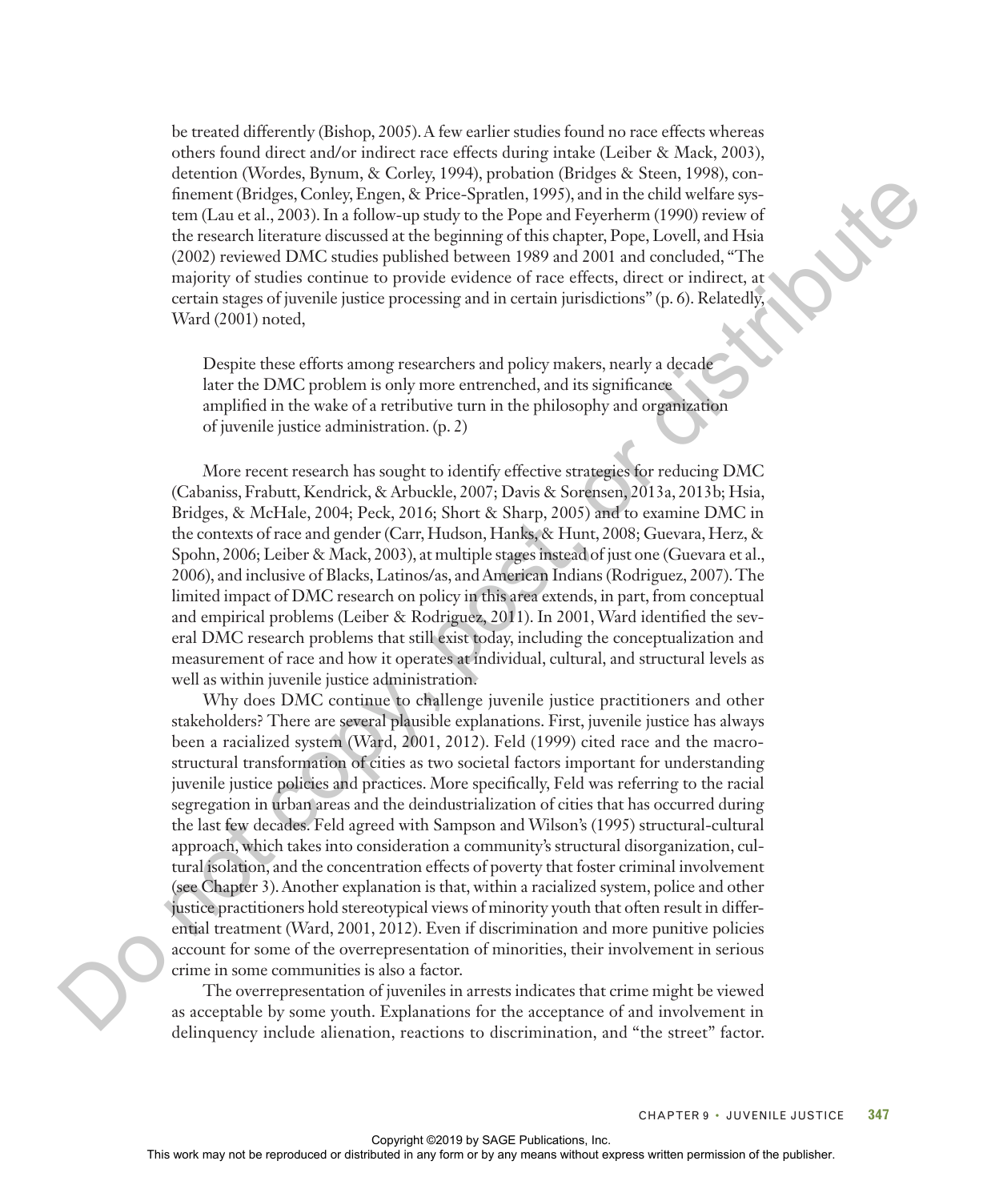be treated differently (Bishop, 2005). A few earlier studies found no race effects whereas others found direct and/or indirect race effects during intake (Leiber & Mack, 2003), detention (Wordes, Bynum, & Corley, 1994), probation (Bridges & Steen, 1998), confinement (Bridges, Conley, Engen, & Price-Spratlen, 1995), and in the child welfare system (Lau et al., 2003). In a follow-up study to the Pope and Feyerherm (1990) review of the research literature discussed at the beginning of this chapter, Pope, Lovell, and Hsia (2002) reviewed DMC studies published between 1989 and 2001 and concluded, "The majority of studies continue to provide evidence of race effects, direct or indirect, at certain stages of juvenile justice processing and in certain jurisdictions" (p. 6). Relatedly, Ward (2001) noted,

> Despite these efforts among researchers and policy makers, nearly a decade later the DMC problem is only more entrenched, and its significance amplified in the wake of a retributive turn in the philosophy and organization of juvenile justice administration. (p. 2)

More recent research has sought to identify effective strategies for reducing DMC (Cabaniss, Frabutt, Kendrick, & Arbuckle, 2007; Davis & Sorensen, 2013a, 2013b; Hsia, Bridges, & McHale, 2004; Peck, 2016; Short & Sharp, 2005) and to examine DMC in the contexts of race and gender (Carr, Hudson, Hanks, & Hunt, 2008; Guevara, Herz, & Spohn, 2006; Leiber & Mack, 2003), at multiple stages instead of just one (Guevara et al., 2006), and inclusive of Blacks, Latinos/as, and American Indians (Rodriguez, 2007). The limited impact of DMC research on policy in this area extends, in part, from conceptual and empirical problems (Leiber & Rodriguez, 2011). In 2001, Ward identified the several DMC research problems that still exist today, including the conceptualization and measurement of race and how it operates at individual, cultural, and structural levels as well as within juvenile justice administration.

Why does DMC continue to challenge juvenile justice practitioners and other stakeholders? There are several plausible explanations. First, juvenile justice has always been a racialized system (Ward, 2001, 2012). Feld (1999) cited race and the macrostructural transformation of cities as two societal factors important for understanding juvenile justice policies and practices. More specifically, Feld was referring to the racial segregation in urban areas and the deindustrialization of cities that has occurred during the last few decades. Feld agreed with Sampson and Wilson's (1995) structural-cultural approach, which takes into consideration a community's structural disorganization, cultural isolation, and the concentration effects of poverty that foster criminal involvement (see Chapter 3). Another explanation is that, within a racialized system, police and other justice practitioners hold stereotypical views of minority youth that often result in differential treatment (Ward, 2001, 2012). Even if discrimination and more punitive policies account for some of the overrepresentation of minorities, their involvement in serious crime in some communities is also a factor.

The overrepresentation of juveniles in arrests indicates that crime might be viewed as acceptable by some youth. Explanations for the acceptance of and involvement in delinquency include alienation, reactions to discrimination, and "the street" factor.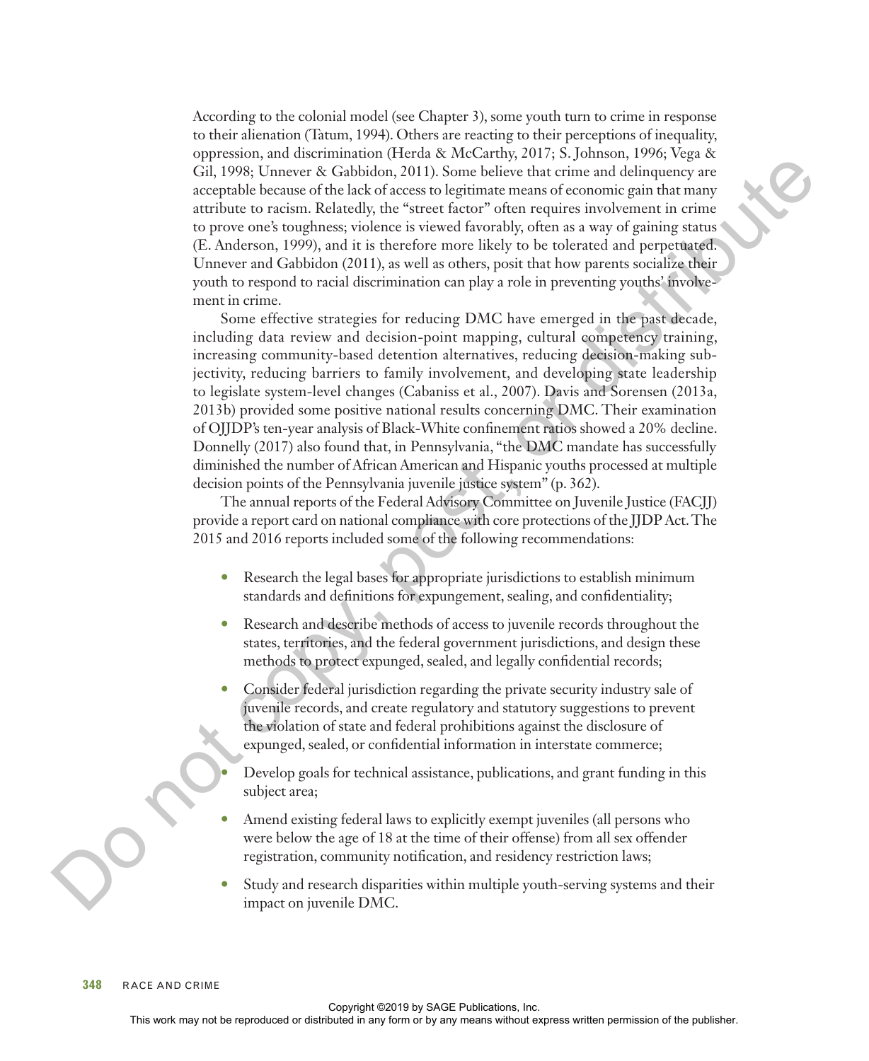According to the colonial model (see Chapter 3), some youth turn to crime in response to their alienation (Tatum, 1994). Others are reacting to their perceptions of inequality, oppression, and discrimination (Herda & McCarthy, 2017; S. Johnson, 1996; Vega & Gil, 1998; Unnever & Gabbidon, 2011). Some believe that crime and delinquency are acceptable because of the lack of access to legitimate means of economic gain that many attribute to racism. Relatedly, the "street factor" often requires involvement in crime to prove one's toughness; violence is viewed favorably, often as a way of gaining status (E. Anderson, 1999), and it is therefore more likely to be tolerated and perpetuated. Unnever and Gabbidon (2011), as well as others, posit that how parents socialize their youth to respond to racial discrimination can play a role in preventing youths' involvement in crime.

Some effective strategies for reducing DMC have emerged in the past decade, including data review and decision-point mapping, cultural competency training, increasing community-based detention alternatives, reducing decision-making subjectivity, reducing barriers to family involvement, and developing state leadership to legislate system-level changes (Cabaniss et al., 2007). Davis and Sorensen (2013a, 2013b) provided some positive national results concerning DMC. Their examination of OJJDP's ten-year analysis of Black-White confinement ratios showed a 20% decline. Donnelly (2017) also found that, in Pennsylvania, "the DMC mandate has successfully diminished the number of African American and Hispanic youths processed at multiple decision points of the Pennsylvania juvenile justice system" (p. 362).

The annual reports of the Federal Advisory Committee on Juvenile Justice (FACJJ) provide a report card on national compliance with core protections of the JJDP Act. The 2015 and 2016 reports included some of the following recommendations:

- Research the legal bases for appropriate jurisdictions to establish minimum standards and definitions for expungement, sealing, and confidentiality;
- Research and describe methods of access to juvenile records throughout the states, territories, and the federal government jurisdictions, and design these methods to protect expunged, sealed, and legally confidential records;
- Consider federal jurisdiction regarding the private security industry sale of juvenile records, and create regulatory and statutory suggestions to prevent the violation of state and federal prohibitions against the disclosure of expunged, sealed, or confidential information in interstate commerce;
- Develop goals for technical assistance, publications, and grant funding in this subject area;
- Amend existing federal laws to explicitly exempt juveniles (all persons who were below the age of 18 at the time of their offense) from all sex offender registration, community notification, and residency restriction laws;
- Study and research disparities within multiple youth-serving systems and their impact on juvenile DMC.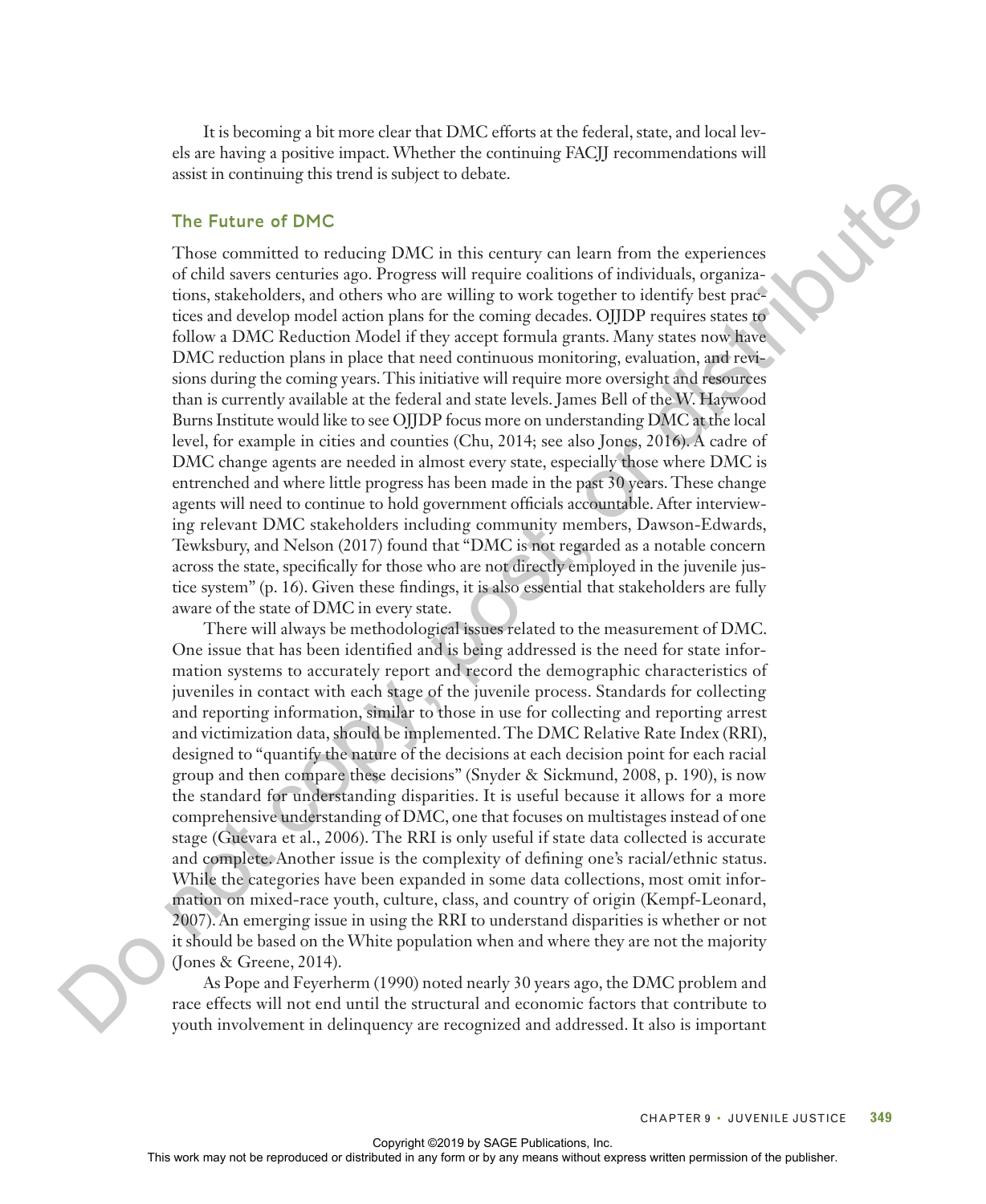It is becoming a bit more clear that DMC efforts at the federal, state, and local levels are having a positive impact. Whether the continuing FACJJ recommendations will assist in continuing this trend is subject to debate.

## The Future of DMC

Those committed to reducing DMC in this century can learn from the experiences of child savers centuries ago. Progress will require coalitions of individuals, organizations, stakeholders, and others who are willing to work together to identify best practices and develop model action plans for the coming decades. OJJDP requires states to follow a DMC Reduction Model if they accept formula grants. Many states now have DMC reduction plans in place that need continuous monitoring, evaluation, and revisions during the coming years. This initiative will require more oversight and resources than is currently available at the federal and state levels. James Bell of the W. Haywood Burns Institute would like to see OJJDP focus more on understanding DMC at the local level, for example in cities and counties (Chu, 2014; see also Jones, 2016). A cadre of DMC change agents are needed in almost every state, especially those where DMC is entrenched and where little progress has been made in the past 30 years. These change agents will need to continue to hold government officials accountable. After interviewing relevant DMC stakeholders including community members, Dawson-Edwards, Tewksbury, and Nelson (2017) found that "DMC is not regarded as a notable concern across the state, specifically for those who are not directly employed in the juvenile justice system" (p. 16). Given these findings, it is also essential that stakeholders are fully aware of the state of DMC in every state.

There will always be methodological issues related to the measurement of DMC. One issue that has been identified and is being addressed is the need for state information systems to accurately report and record the demographic characteristics of juveniles in contact with each stage of the juvenile process. Standards for collecting and reporting information, similar to those in use for collecting and reporting arrest and victimization data, should be implemented. The DMC Relative Rate Index (RRI), designed to "quantify the nature of the decisions at each decision point for each racial group and then compare these decisions" (Snyder & Sickmund, 2008, p. 190), is now the standard for understanding disparities. It is useful because it allows for a more comprehensive understanding of DMC, one that focuses on multistages instead of one stage (Guevara et al., 2006). The RRI is only useful if state data collected is accurate and complete. Another issue is the complexity of defining one's racial/ethnic status. While the categories have been expanded in some data collections, most omit information on mixed-race youth, culture, class, and country of origin (Kempf-Leonard, 2007). An emerging issue in using the RRI to understand disparities is whether or not it should be based on the White population when and where they are not the majority (Jones & Greene, 2014).

As Pope and Feyerherm (1990) noted nearly 30 years ago, the DMC problem and race effects will not end until the structural and economic factors that contribute to youth involvement in delinquency are recognized and addressed. It also is important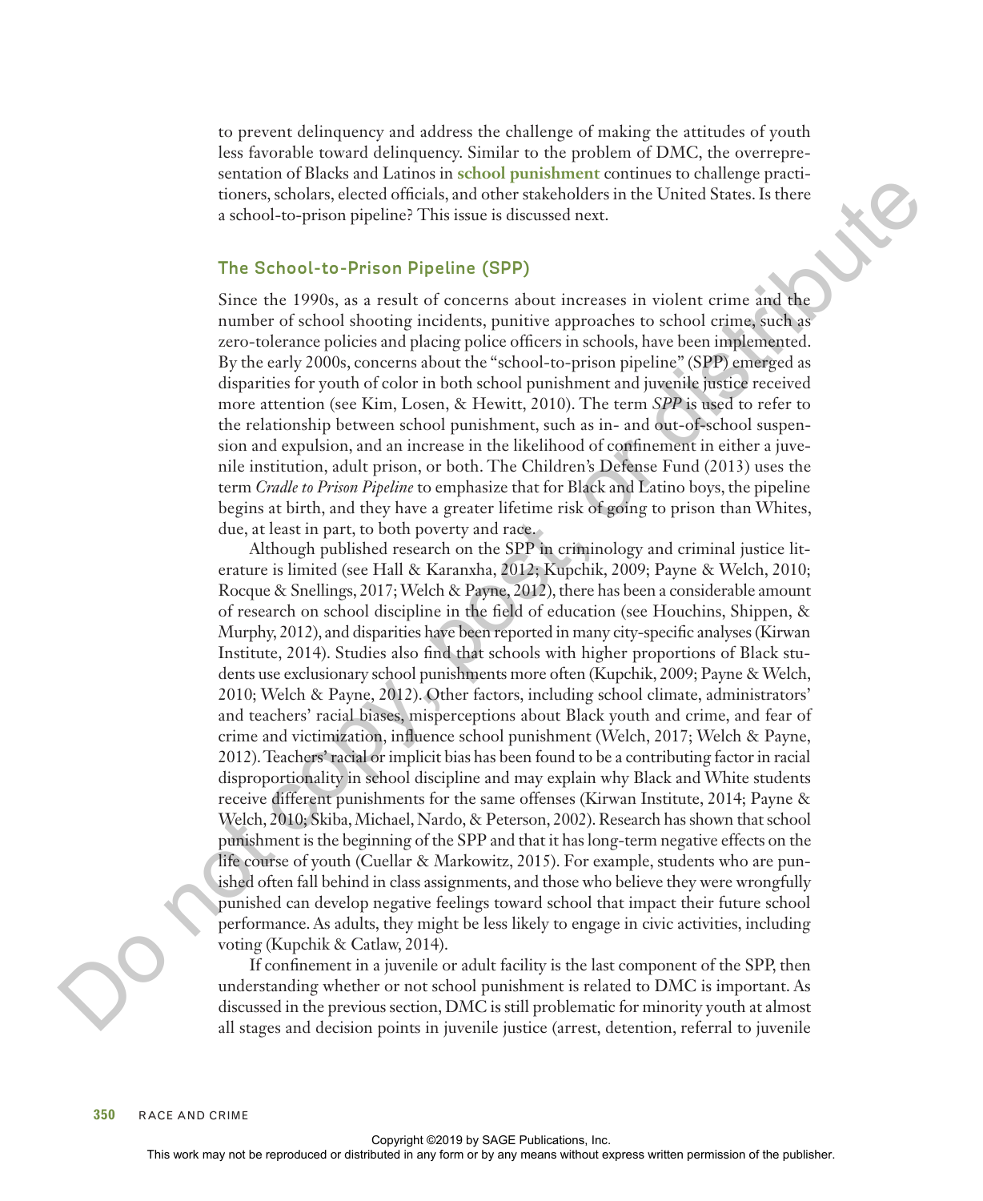to prevent delinquency and address the challenge of making the attitudes of youth less favorable toward delinquency. Similar to the problem of DMC, the overrepresentation of Blacks and Latinos in **school punishment** continues to challenge practitioners, scholars, elected officials, and other stakeholders in the United States. Is there a school-to-prison pipeline? This issue is discussed next.

## The School-to-Prison Pipeline (SPP)

Since the 1990s, as a result of concerns about increases in violent crime and the number of school shooting incidents, punitive approaches to school crime, such as zero-tolerance policies and placing police officers in schools, have been implemented. By the early 2000s, concerns about the "school-to-prison pipeline" (SPP) emerged as disparities for youth of color in both school punishment and juvenile justice received more attention (see Kim, Losen, & Hewitt, 2010). The term *SPP* is used to refer to the relationship between school punishment, such as in- and out-of-school suspension and expulsion, and an increase in the likelihood of confinement in either a juvenile institution, adult prison, or both. The Children's Defense Fund (2013) uses the term *Cradle to Prison Pipeline* to emphasize that for Black and Latino boys, the pipeline begins at birth, and they have a greater lifetime risk of going to prison than Whites, due, at least in part, to both poverty and race.

Although published research on the SPP in criminology and criminal justice literature is limited (see Hall & Karanxha, 2012; Kupchik, 2009; Payne & Welch, 2010; Rocque & Snellings, 2017; Welch & Payne, 2012), there has been a considerable amount of research on school discipline in the field of education (see Houchins, Shippen, & Murphy, 2012), and disparities have been reported in many city-specific analyses (Kirwan Institute, 2014). Studies also find that schools with higher proportions of Black students use exclusionary school punishments more often (Kupchik, 2009; Payne & Welch, 2010; Welch & Payne, 2012). Other factors, including school climate, administrators' and teachers' racial biases, misperceptions about Black youth and crime, and fear of crime and victimization, influence school punishment (Welch, 2017; Welch & Payne, 2012). Teachers' racial or implicit bias has been found to be a contributing factor in racial disproportionality in school discipline and may explain why Black and White students receive different punishments for the same offenses (Kirwan Institute, 2014; Payne & Welch, 2010; Skiba, Michael, Nardo, & Peterson, 2002). Research has shown that school punishment is the beginning of the SPP and that it has long-term negative effects on the life course of youth (Cuellar & Markowitz, 2015). For example, students who are punished often fall behind in class assignments, and those who believe they were wrongfully punished can develop negative feelings toward school that impact their future school performance. As adults, they might be less likely to engage in civic activities, including voting (Kupchik & Catlaw, 2014).

If confinement in a juvenile or adult facility is the last component of the SPP, then understanding whether or not school punishment is related to DMC is important. As discussed in the previous section, DMC is still problematic for minority youth at almost all stages and decision points in juvenile justice (arrest, detention, referral to juvenile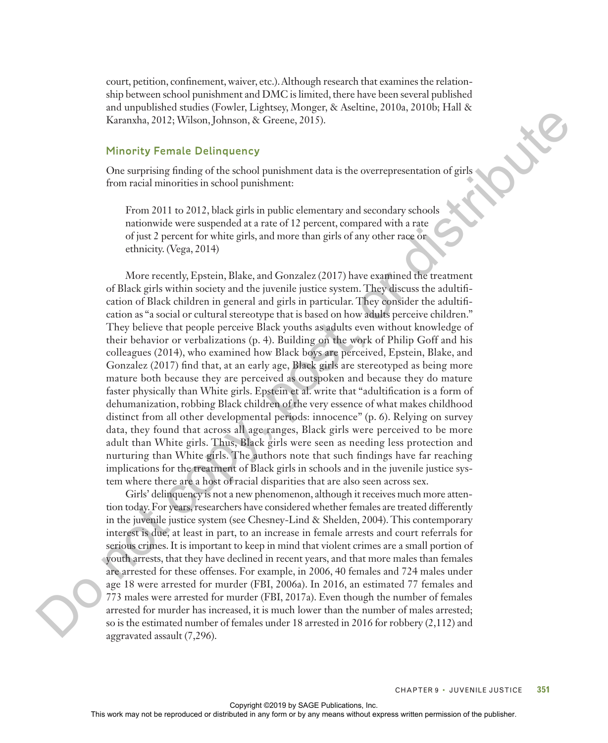court, petition, confinement, waiver, etc.). Although research that examines the relationship between school punishment and DMC is limited, there have been several published and unpublished studies (Fowler, Lightsey, Monger, & Aseltine, 2010a, 2010b; Hall & Karanxha, 2012; Wilson, Johnson, & Greene, 2015).

## Minority Female Delinquency

One surprising finding of the school punishment data is the overrepresentation of girls from racial minorities in school punishment:

> From 2011 to 2012, black girls in public elementary and secondary schools nationwide were suspended at a rate of 12 percent, compared with a rate of just 2 percent for white girls, and more than girls of any other race or ethnicity. (Vega, 2014)

More recently, Epstein, Blake, and Gonzalez (2017) have examined the treatment of Black girls within society and the juvenile justice system. They discuss the adultification of Black children in general and girls in particular. They consider the adultification as "a social or cultural stereotype that is based on how adults perceive children." They believe that people perceive Black youths as adults even without knowledge of their behavior or verbalizations (p. 4). Building on the work of Philip Goff and his colleagues (2014), who examined how Black boys are perceived, Epstein, Blake, and Gonzalez (2017) find that, at an early age, Black girls are stereotyped as being more mature both because they are perceived as outspoken and because they do mature faster physically than White girls. Epstein et al. write that "adultification is a form of dehumanization, robbing Black children of the very essence of what makes childhood distinct from all other developmental periods: innocence" (p. 6). Relying on survey data, they found that across all age ranges, Black girls were perceived to be more adult than White girls. Thus, Black girls were seen as needing less protection and nurturing than White girls. The authors note that such findings have far reaching implications for the treatment of Black girls in schools and in the juvenile justice system where there are a host of racial disparities that are also seen across sex.

Girls' delinquency is not a new phenomenon, although it receives much more attention today. For years, researchers have considered whether females are treated differently in the juvenile justice system (see Chesney-Lind & Shelden, 2004). This contemporary interest is due, at least in part, to an increase in female arrests and court referrals for serious crimes. It is important to keep in mind that violent crimes are a small portion of youth arrests, that they have declined in recent years, and that more males than females are arrested for these offenses. For example, in 2006, 40 females and 724 males under age 18 were arrested for murder (FBI, 2006a). In 2016, an estimated 77 females and 773 males were arrested for murder (FBI, 2017a). Even though the number of females arrested for murder has increased, it is much lower than the number of males arrested; so is the estimated number of females under 18 arrested in 2016 for robbery (2,112) and aggravated assault (7,296).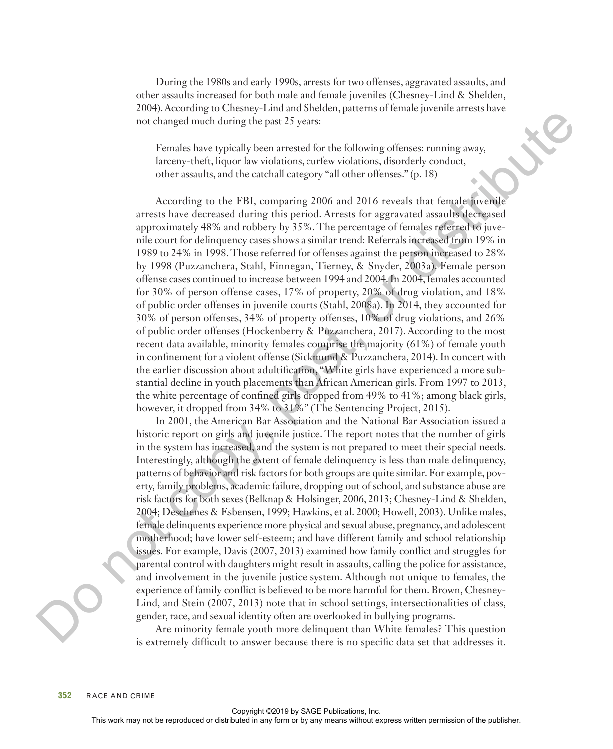During the 1980s and early 1990s, arrests for two offenses, aggravated assaults, and other assaults increased for both male and female juveniles (Chesney-Lind & Shelden, 2004). According to Chesney-Lind and Shelden, patterns of female juvenile arrests have not changed much during the past 25 years:

> Females have typically been arrested for the following offenses: running away, larceny-theft, liquor law violations, curfew violations, disorderly conduct, other assaults, and the catchall category "all other offenses." (p. 18)

According to the FBI, comparing 2006 and 2016 reveals that female juvenile arrests have decreased during this period. Arrests for aggravated assaults decreased approximately 48% and robbery by 35%. The percentage of females referred to juvenile court for delinquency cases shows a similar trend: Referrals increased from 19% in 1989 to 24% in 1998. Those referred for offenses against the person increased to 28% by 1998 (Puzzanchera, Stahl, Finnegan, Tierney, & Snyder, 2003a). Female person offense cases continued to increase between 1994 and 2004. In 2004, females accounted for 30% of person offense cases, 17% of property, 20% of drug violation, and 18% of public order offenses in juvenile courts (Stahl, 2008a). In 2014, they accounted for 30% of person offenses, 34% of property offenses, 10% of drug violations, and 26% of public order offenses (Hockenberry & Puzzanchera, 2017). According to the most recent data available, minority females comprise the majority (61%) of female youth in confinement for a violent offense (Sickmund & Puzzanchera, 2014). In concert with the earlier discussion about adultification, "White girls have experienced a more substantial decline in youth placements than African American girls. From 1997 to 2013, the white percentage of confined girls dropped from 49% to 41%; among black girls, however, it dropped from 34% to 31%" (The Sentencing Project, 2015).

In 2001, the American Bar Association and the National Bar Association issued a historic report on girls and juvenile justice. The report notes that the number of girls in the system has increased, and the system is not prepared to meet their special needs. Interestingly, although the extent of female delinquency is less than male delinquency, patterns of behavior and risk factors for both groups are quite similar. For example, poverty, family problems, academic failure, dropping out of school, and substance abuse are risk factors for both sexes (Belknap & Holsinger, 2006, 2013; Chesney-Lind & Shelden, 2004; Deschenes & Esbensen, 1999; Hawkins, et al. 2000; Howell, 2003). Unlike males, female delinquents experience more physical and sexual abuse, pregnancy, and adolescent motherhood; have lower self-esteem; and have different family and school relationship issues. For example, Davis (2007, 2013) examined how family conflict and struggles for parental control with daughters might result in assaults, calling the police for assistance, and involvement in the juvenile justice system. Although not unique to females, the experience of family conflict is believed to be more harmful for them. Brown, Chesney-Lind, and Stein (2007, 2013) note that in school settings, intersectionalities of class, gender, race, and sexual identity often are overlooked in bullying programs.

Are minority female youth more delinquent than White females? This question is extremely difficult to answer because there is no specific data set that addresses it.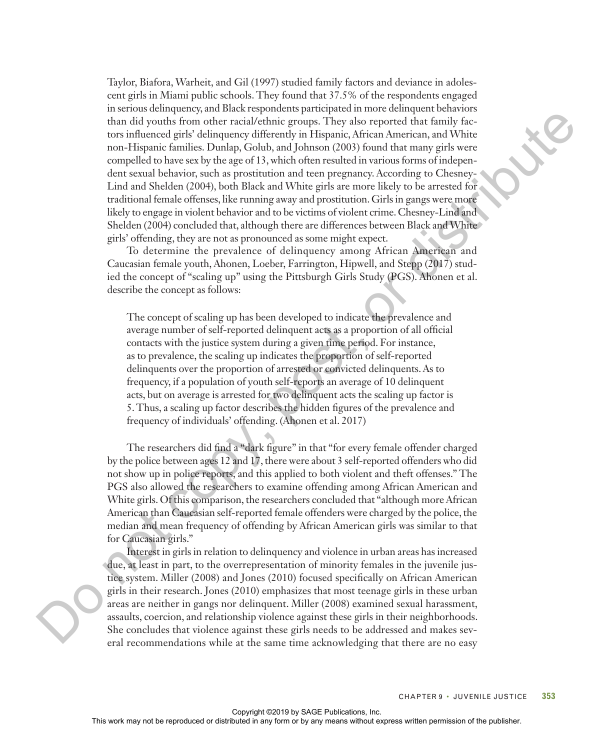Taylor, Biafora, Warheit, and Gil (1997) studied family factors and deviance in adolescent girls in Miami public schools. They found that 37.5% of the respondents engaged in serious delinquency, and Black respondents participated in more delinquent behaviors than did youths from other racial/ethnic groups. They also reported that family factors influenced girls' delinquency differently in Hispanic, African American, and White non-Hispanic families. Dunlap, Golub, and Johnson (2003) found that many girls were compelled to have sex by the age of 13, which often resulted in various forms of independent sexual behavior, such as prostitution and teen pregnancy. According to Chesney-Lind and Shelden (2004), both Black and White girls are more likely to be arrested for traditional female offenses, like running away and prostitution. Girls in gangs were more likely to engage in violent behavior and to be victims of violent crime. Chesney-Lind and Shelden (2004) concluded that, although there are differences between Black and White girls' offending, they are not as pronounced as some might expect.

To determine the prevalence of delinquency among African American and Caucasian female youth, Ahonen, Loeber, Farrington, Hipwell, and Stepp (2017) studied the concept of "scaling up" using the Pittsburgh Girls Study (PGS). Ahonen et al. describe the concept as follows:

> The concept of scaling up has been developed to indicate the prevalence and average number of self-reported delinquent acts as a proportion of all official contacts with the justice system during a given time period. For instance, as to prevalence, the scaling up indicates the proportion of self-reported delinquents over the proportion of arrested or convicted delinquents. As to frequency, if a population of youth self-reports an average of 10 delinquent acts, but on average is arrested for two delinquent acts the scaling up factor is 5. Thus, a scaling up factor describes the hidden figures of the prevalence and frequency of individuals' offending. (Ahonen et al. 2017)

The researchers did find a "dark figure" in that "for every female offender charged by the police between ages 12 and 17, there were about 3 self-reported offenders who did not show up in police reports, and this applied to both violent and theft offenses." The PGS also allowed the researchers to examine offending among African American and White girls. Of this comparison, the researchers concluded that "although more African American than Caucasian self-reported female offenders were charged by the police, the median and mean frequency of offending by African American girls was similar to that for Caucasian girls."

Interest in girls in relation to delinquency and violence in urban areas has increased due, at least in part, to the overrepresentation of minority females in the juvenile justice system. Miller (2008) and Jones (2010) focused specifically on African American girls in their research. Jones (2010) emphasizes that most teenage girls in these urban areas are neither in gangs nor delinquent. Miller (2008) examined sexual harassment, assaults, coercion, and relationship violence against these girls in their neighborhoods. She concludes that violence against these girls needs to be addressed and makes several recommendations while at the same time acknowledging that there are no easy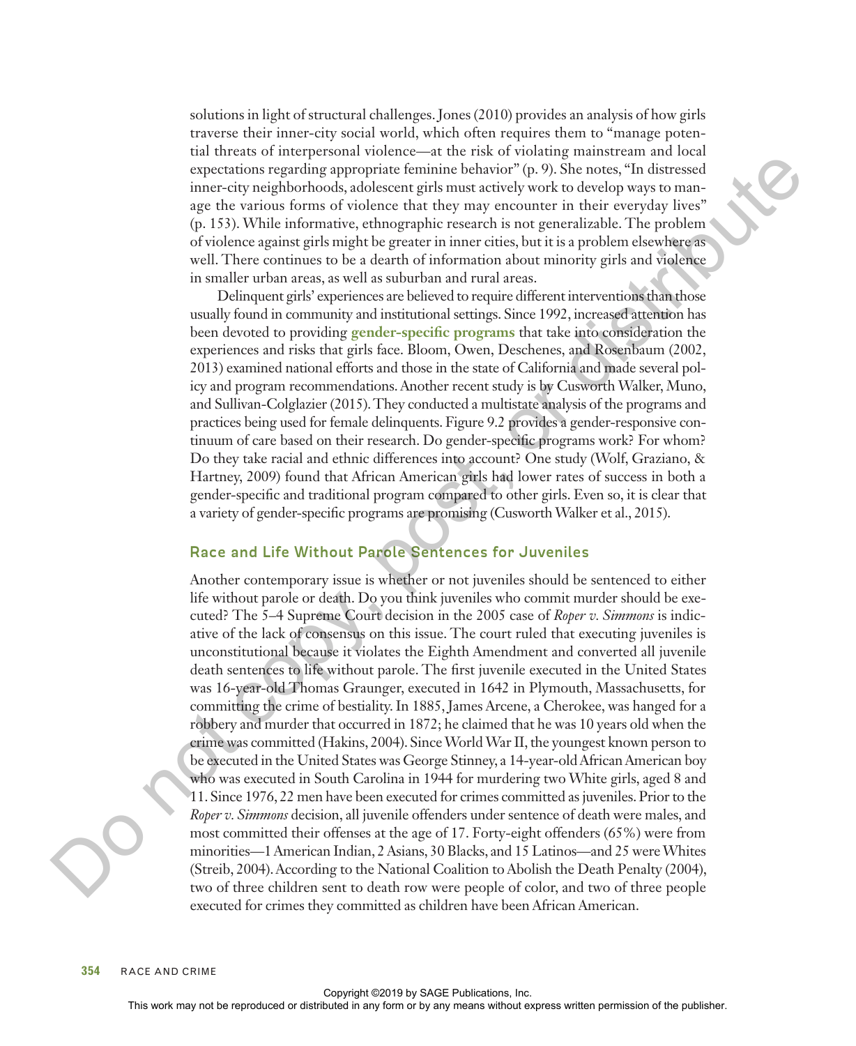solutions in light of structural challenges. Jones (2010) provides an analysis of how girls traverse their inner-city social world, which often requires them to "manage potential threats of interpersonal violence—at the risk of violating mainstream and local expectations regarding appropriate feminine behavior" (p. 9). She notes, "In distressed inner-city neighborhoods, adolescent girls must actively work to develop ways to manage the various forms of violence that they may encounter in their everyday lives" (p. 153). While informative, ethnographic research is not generalizable. The problem of violence against girls might be greater in inner cities, but it is a problem elsewhere as well. There continues to be a dearth of information about minority girls and violence in smaller urban areas, as well as suburban and rural areas.

Delinquent girls' experiences are believed to require different interventions than those usually found in community and institutional settings. Since 1992, increased attention has been devoted to providing **gender-specific programs** that take into consideration the experiences and risks that girls face. Bloom, Owen, Deschenes, and Rosenbaum (2002, 2013) examined national efforts and those in the state of California and made several policy and program recommendations. Another recent study is by Cusworth Walker, Muno, and Sullivan-Colglazier (2015). They conducted a multistate analysis of the programs and practices being used for female delinquents. Figure 9.2 provides a gender-responsive continuum of care based on their research. Do gender-specific programs work? For whom? Do they take racial and ethnic differences into account? One study (Wolf, Graziano, & Hartney, 2009) found that African American girls had lower rates of success in both a gender-specific and traditional program compared to other girls. Even so, it is clear that a variety of gender-specific programs are promising (Cusworth Walker et al., 2015).

## Race and Life Without Parole Sentences for Juveniles

Another contemporary issue is whether or not juveniles should be sentenced to either life without parole or death. Do you think juveniles who commit murder should be executed? The 5–4 Supreme Court decision in the 2005 case of *Roper v. Simmons* is indicative of the lack of consensus on this issue. The court ruled that executing juveniles is unconstitutional because it violates the Eighth Amendment and converted all juvenile death sentences to life without parole. The first juvenile executed in the United States was 16-year-old Thomas Graunger, executed in 1642 in Plymouth, Massachusetts, for committing the crime of bestiality. In 1885, James Arcene, a Cherokee, was hanged for a robbery and murder that occurred in 1872; he claimed that he was 10 years old when the crime was committed (Hakins, 2004). Since World War II, the youngest known person to be executed in the United States was George Stinney, a 14-year-old African American boy who was executed in South Carolina in 1944 for murdering two White girls, aged 8 and 11. Since 1976, 22 men have been executed for crimes committed as juveniles. Prior to the *Roper v. Simmons* decision, all juvenile offenders under sentence of death were males, and most committed their offenses at the age of 17. Forty-eight offenders (65%) were from minorities—1 American Indian, 2 Asians, 30 Blacks, and 15 Latinos—and 25 were Whites (Streib, 2004). According to the National Coalition to Abolish the Death Penalty (2004), two of three children sent to death row were people of color, and two of three people executed for crimes they committed as children have been African American.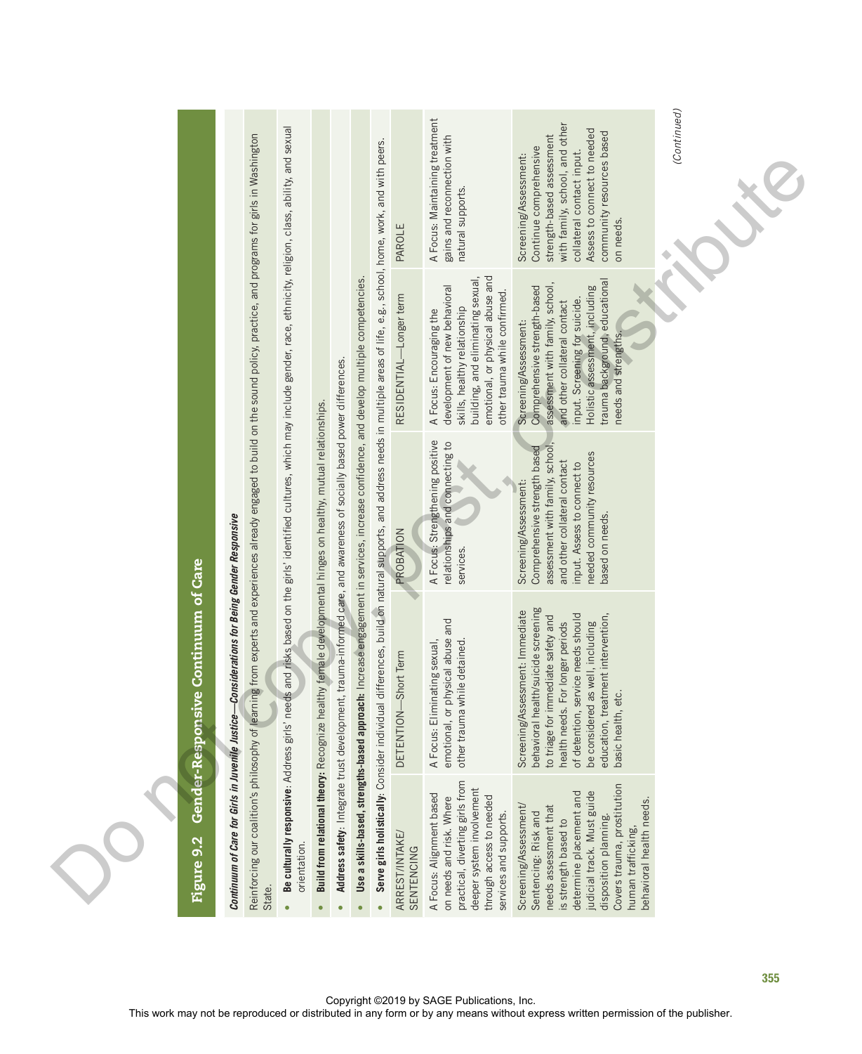## Figure 9.2 Gender-Responsive Continuum of Care

***Continuum of Care for Girls in Juvenile Justice—Considerations for Being Gender Responsive***

Reinforcing our coalition's philosophy of learning from experts and experiences already engaged to build on the sound policy, practice, and programs for girls in Washington State.

- **Be culturally responsive**: Address girls' needs and risks based on the girls' identified cultures, which may include gender, race, ethnicity, religion, class, ability, and sexual orientation.
- **Build from relational theory:** Recognize healthy female developmental hinges on healthy, mutual relationships.
- **Address safety**: Integrate trust development, trauma-informed care, and awareness of socially based power differences.
- **Use a skills-based, strengths-based approach:** Increase engagement in services, increase confidence, and develop multiple competencies.
- **Serve girls holistically**: Consider individual differences, build on natural supports, and address needs in multiple areas of life, e.g., school, home, work, and with peers.

| ARREST/INTAKE/SENTENCING | DETENTION—Short Term | PROBATION | RESIDENTIAL—Longer term | PAROLE |
|---|---|---|---|---|
| A Focus: Alignment based on needs and risk. Where practical, diverting girls from deeper system involvement through access to needed services and supports. | A Focus: Eliminating sexual, emotional, or physical abuse and other trauma while detained. | A Focus: Strengthening positive relationships and connecting to services. | A Focus: Encouraging the development of new behavioral skills, healthy relationship building, and eliminating sexual, emotional, or physical abuse and other trauma while confirmed. | A Focus: Maintaining treatment gains and reconnection with natural supports. |
| Screening/Assessment/Sentencing: Risk and needs assessment that is strength based to determine placement and judicial track. Must guide disposition planning. Covers trauma, prostitution human trafficking, behavioral health needs. | Screening/Assessment: Immediate behavioral health/suicide screening to triage for immediate safety and health needs. For longer periods of detention, service needs should be considered as well, including education, treatment intervention, basic health, etc. | Screening/Assessment: Comprehensive strength based assessment with family, school, and other collateral contact input. Assess to connect to needed community resources based on needs. | Screening/Assessment: Comprehensive strength-based assessment with family, school, and other collateral contact input. Screening for suicide. Holistic assessment, including trauma background, educational needs and strengths. | Screening/Assessment: Continue comprehensive strength-based assessment with family, school, and other collateral contact input. Assess to connect to needed community resources based on needs. |

*(Continued)*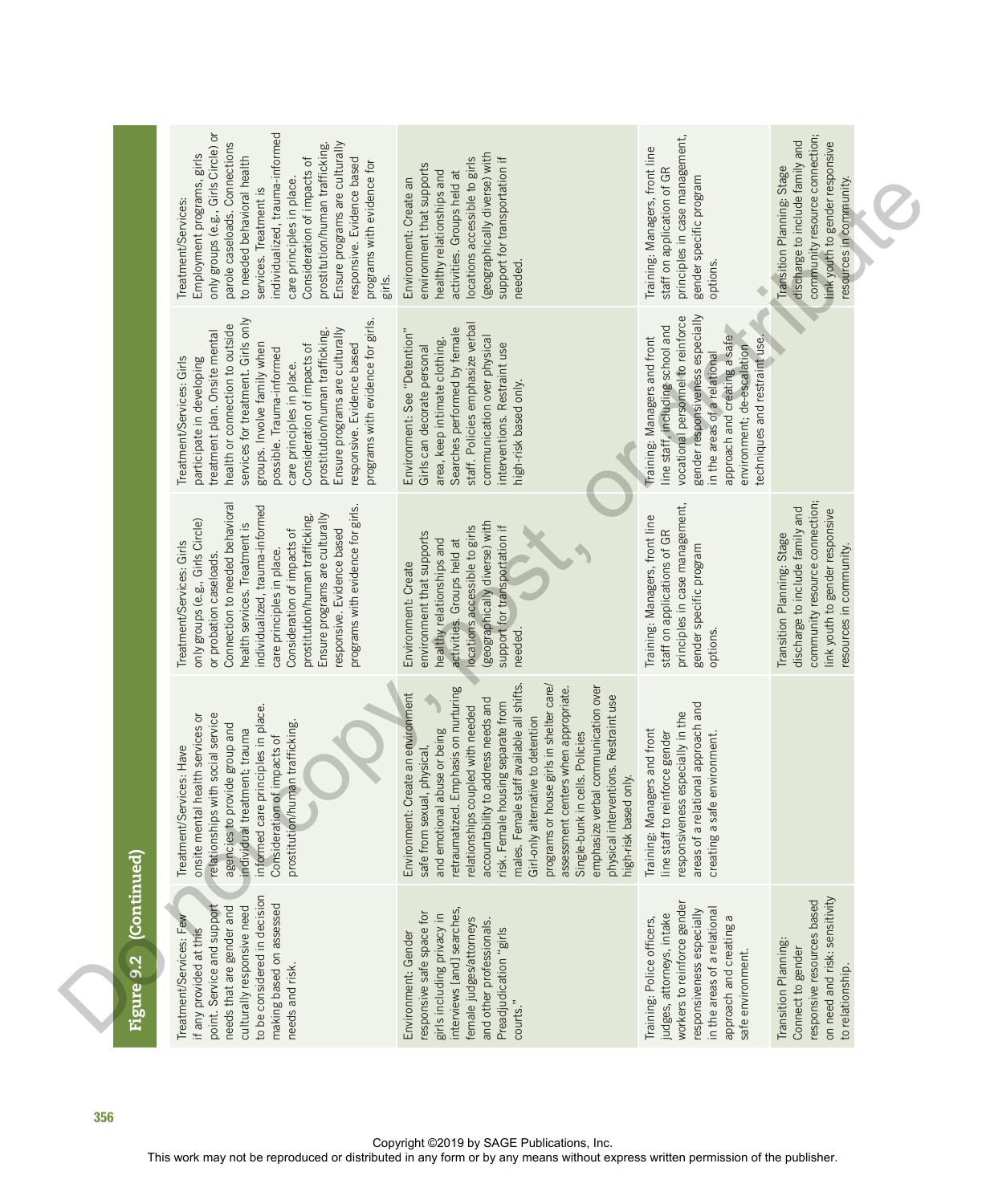**Figure 9.2 (Continued)**

| | | | | |
|---|---|---|---|---|
| Treatment/Services: Few if any provided at this point. Service and support needs that are gender and culturally responsive need to be considered in decision making based on assessed needs and risk. | Treatment/Services: Have onsite mental health services or relationships with social service agencies to provide group and individual treatment; trauma informed care principles in place. Consideration of impacts of prostitution/human trafficking. | Treatment/Services: Girls only groups (e.g., Girls Circle) or probation caseloads. Connection to needed behavioral health services. Treatment is individualized, trauma-informed care principles in place. Consideration of impacts of prostitution/human trafficking. Ensure programs are culturally responsive. Evidence based programs with evidence for girls. | Treatment/Services: Girls participate in developing treatment plan. Onsite mental health or connection to outside services for treatment. Girls only groups. Involve family when possible. Trauma-informed care principles in place. Consideration of impacts of prostitution/human trafficking. Ensure programs are culturally responsive. Evidence based programs with evidence for girls. | Treatment/Services: Employment programs, girls only groups (e.g., Girls Circle) or parole caseloads. Connections to needed behavioral health services. Treatment is individualized, trauma-informed care principles in place. Consideration of impacts of prostitution/human trafficking. Ensure programs are culturally responsive. Evidence based programs with evidence for girls. |
| Environment: Gender responsive safe space for girls including privacy in interviews [and] searches, female judges/attorneys and other professionals. Preadjudication "girls courts." | Environment: Create an environment safe from sexual, physical, and emotional abuse or being retraumatized. Emphasis on nurturing relationships coupled with needed accountability to address needs and risk. Female housing separate from males. Female staff available all shifts. Girl-only alternative to detention programs or house girls in shelter care/assessment centers when appropriate. Single-bunk in cells. Policies emphasize verbal communication over physical interventions. Restraint use high-risk based only. | Environment: Create environment that supports healthy relationships and activities. Groups held at locations accessible to girls (geographically diverse) with support for transportation if needed. | Environment: See "Detention" Girls can decorate personal area, keep intimate clothing. Searches performed by female staff. Policies emphasize verbal communication over physical interventions. Restraint use high-risk based only. | Environment: Create an environment that supports healthy relationships and activities. Groups held at locations accessible to girls (geographically diverse) with support for transportation if needed. |
| Training: Police officers, judges, attorneys, intake workers to reinforce gender responsiveness especially in the areas of a relational approach and creating a safe environment. | Training: Managers and front line staff to reinforce gender responsiveness especially in the areas of a relational approach and creating a safe environment. | Training: Managers, front line staff on applications of GR principles in case management, gender specific program options. | Training: Managers and front line staff, including school and vocational personnel to reinforce gender responsiveness especially in the areas of a relational approach and creating a safe environment; de-escalation techniques and restraint use. | Training: Managers, front line staff on application of GR principles in case management, gender specific program options. |
| Transition Planning: Connect to gender responsive resources based on need and risk: sensitivity to relationship. | | Transition Planning: Stage discharge to include family and community resource connection; link youth to gender responsive resources in community. | | Transition Planning: Stage discharge to include family and community resource connection; link youth to gender responsive resources in community. |

Copyright ©2019 by SAGE Publications, Inc.
This work may not be reproduced or distributed in any form or by any means without express written permission of the publisher.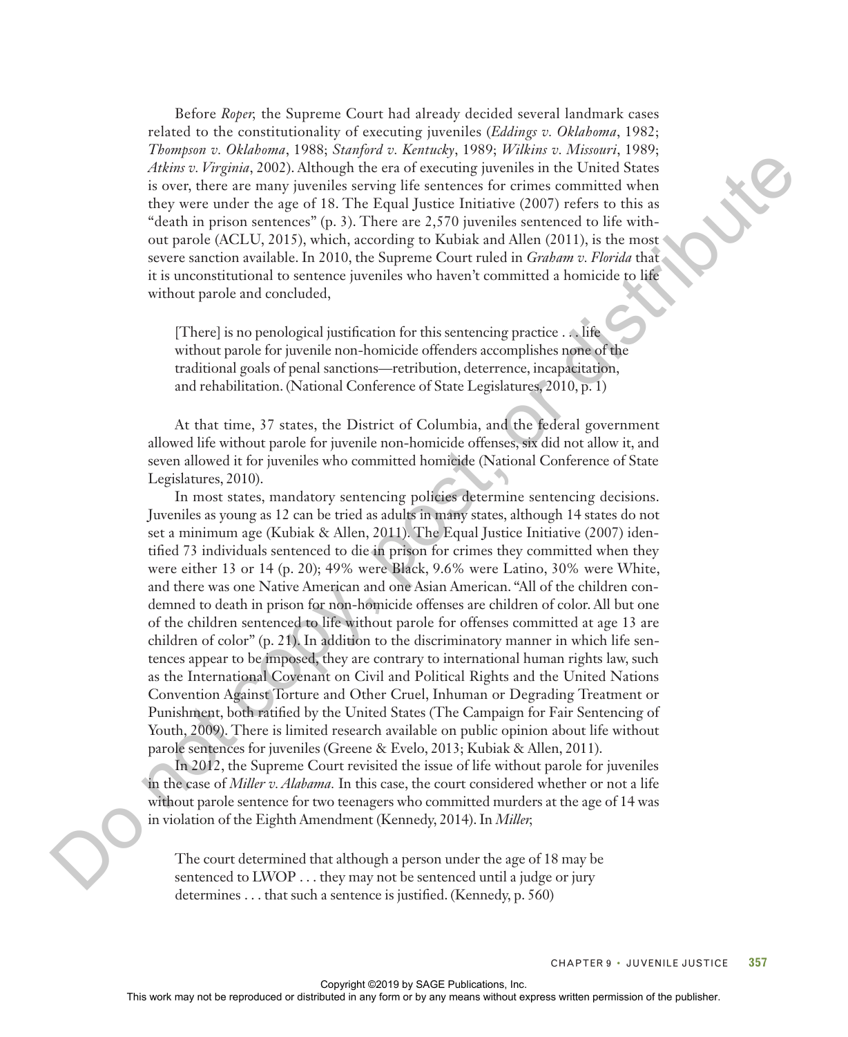Before *Roper*, the Supreme Court had already decided several landmark cases related to the constitutionality of executing juveniles (*Eddings v. Oklahoma*, 1982; *Thompson v. Oklahoma*, 1988; *Stanford v. Kentucky*, 1989; *Wilkins v. Missouri*, 1989; *Atkins v. Virginia*, 2002). Although the era of executing juveniles in the United States is over, there are many juveniles serving life sentences for crimes committed when they were under the age of 18. The Equal Justice Initiative (2007) refers to this as "death in prison sentences" (p. 3). There are 2,570 juveniles sentenced to life without parole (ACLU, 2015), which, according to Kubiak and Allen (2011), is the most severe sanction available. In 2010, the Supreme Court ruled in *Graham v. Florida* that it is unconstitutional to sentence juveniles who haven't committed a homicide to life without parole and concluded,

> [There] is no penological justification for this sentencing practice . . . life without parole for juvenile non-homicide offenders accomplishes none of the traditional goals of penal sanctions—retribution, deterrence, incapacitation, and rehabilitation. (National Conference of State Legislatures, 2010, p. 1)

At that time, 37 states, the District of Columbia, and the federal government allowed life without parole for juvenile non-homicide offenses, six did not allow it, and seven allowed it for juveniles who committed homicide (National Conference of State Legislatures, 2010).

In most states, mandatory sentencing policies determine sentencing decisions. Juveniles as young as 12 can be tried as adults in many states, although 14 states do not set a minimum age (Kubiak & Allen, 2011). The Equal Justice Initiative (2007) identified 73 individuals sentenced to die in prison for crimes they committed when they were either 13 or 14 (p. 20); 49% were Black, 9.6% were Latino, 30% were White, and there was one Native American and one Asian American. "All of the children condemned to death in prison for non-homicide offenses are children of color. All but one of the children sentenced to life without parole for offenses committed at age 13 are children of color" (p. 21). In addition to the discriminatory manner in which life sentences appear to be imposed, they are contrary to international human rights law, such as the International Covenant on Civil and Political Rights and the United Nations Convention Against Torture and Other Cruel, Inhuman or Degrading Treatment or Punishment, both ratified by the United States (The Campaign for Fair Sentencing of Youth, 2009). There is limited research available on public opinion about life without parole sentences for juveniles (Greene & Evelo, 2013; Kubiak & Allen, 2011).

In 2012, the Supreme Court revisited the issue of life without parole for juveniles in the case of *Miller v. Alabama*. In this case, the court considered whether or not a life without parole sentence for two teenagers who committed murders at the age of 14 was in violation of the Eighth Amendment (Kennedy, 2014). In *Miller*,

> The court determined that although a person under the age of 18 may be sentenced to LWOP . . . they may not be sentenced until a judge or jury determines . . . that such a sentence is justified. (Kennedy, p. 560)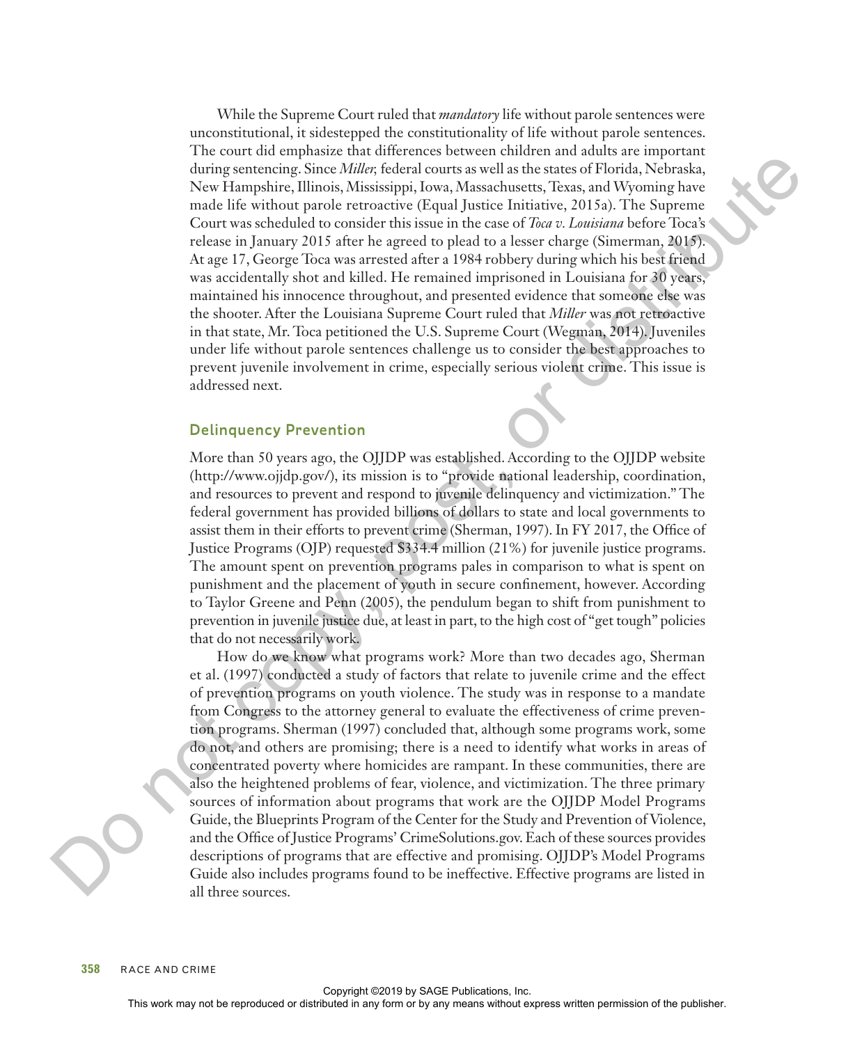While the Supreme Court ruled that *mandatory* life without parole sentences were unconstitutional, it sidestepped the constitutionality of life without parole sentences. The court did emphasize that differences between children and adults are important during sentencing. Since *Miller,* federal courts as well as the states of Florida, Nebraska, New Hampshire, Illinois, Mississippi, Iowa, Massachusetts, Texas, and Wyoming have made life without parole retroactive (Equal Justice Initiative, 2015a). The Supreme Court was scheduled to consider this issue in the case of *Toca v. Louisiana* before Toca's release in January 2015 after he agreed to plead to a lesser charge (Simerman, 2015). At age 17, George Toca was arrested after a 1984 robbery during which his best friend was accidentally shot and killed. He remained imprisoned in Louisiana for 30 years, maintained his innocence throughout, and presented evidence that someone else was the shooter. After the Louisiana Supreme Court ruled that *Miller* was not retroactive in that state, Mr. Toca petitioned the U.S. Supreme Court (Wegman, 2014). Juveniles under life without parole sentences challenge us to consider the best approaches to prevent juvenile involvement in crime, especially serious violent crime. This issue is addressed next.

## Delinquency Prevention

More than 50 years ago, the OJJDP was established. According to the OJJDP website (http://www.ojjdp.gov/), its mission is to "provide national leadership, coordination, and resources to prevent and respond to juvenile delinquency and victimization." The federal government has provided billions of dollars to state and local governments to assist them in their efforts to prevent crime (Sherman, 1997). In FY 2017, the Office of Justice Programs (OJP) requested $334.4 million (21%) for juvenile justice programs. The amount spent on prevention programs pales in comparison to what is spent on punishment and the placement of youth in secure confinement, however. According to Taylor Greene and Penn (2005), the pendulum began to shift from punishment to prevention in juvenile justice due, at least in part, to the high cost of "get tough" policies that do not necessarily work.

How do we know what programs work? More than two decades ago, Sherman et al. (1997) conducted a study of factors that relate to juvenile crime and the effect of prevention programs on youth violence. The study was in response to a mandate from Congress to the attorney general to evaluate the effectiveness of crime prevention programs. Sherman (1997) concluded that, although some programs work, some do not, and others are promising; there is a need to identify what works in areas of concentrated poverty where homicides are rampant. In these communities, there are also the heightened problems of fear, violence, and victimization. The three primary sources of information about programs that work are the OJJDP Model Programs Guide, the Blueprints Program of the Center for the Study and Prevention of Violence, and the Office of Justice Programs' CrimeSolutions.gov. Each of these sources provides descriptions of programs that are effective and promising. OJJDP's Model Programs Guide also includes programs found to be ineffective. Effective programs are listed in all three sources.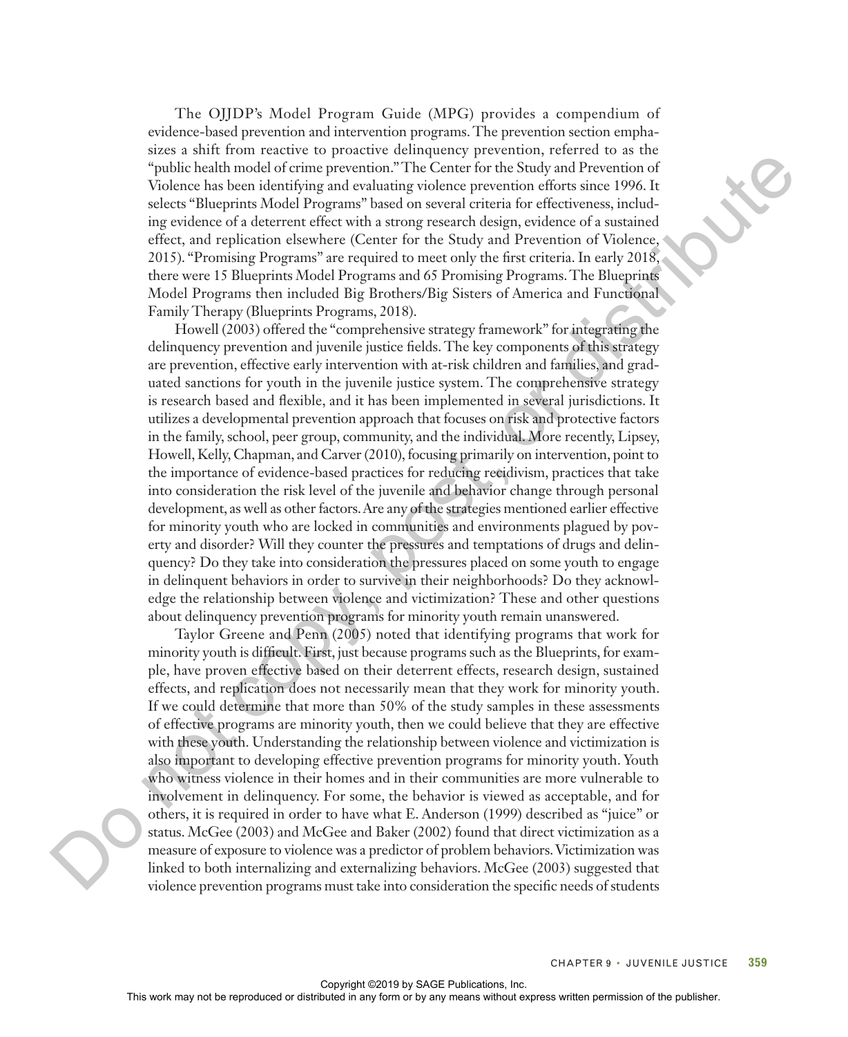The OJJDP's Model Program Guide (MPG) provides a compendium of evidence-based prevention and intervention programs. The prevention section emphasizes a shift from reactive to proactive delinquency prevention, referred to as the "public health model of crime prevention." The Center for the Study and Prevention of Violence has been identifying and evaluating violence prevention efforts since 1996. It selects "Blueprints Model Programs" based on several criteria for effectiveness, including evidence of a deterrent effect with a strong research design, evidence of a sustained effect, and replication elsewhere (Center for the Study and Prevention of Violence, 2015). "Promising Programs" are required to meet only the first criteria. In early 2018, there were 15 Blueprints Model Programs and 65 Promising Programs. The Blueprints Model Programs then included Big Brothers/Big Sisters of America and Functional Family Therapy (Blueprints Programs, 2018).

Howell (2003) offered the "comprehensive strategy framework" for integrating the delinquency prevention and juvenile justice fields. The key components of this strategy are prevention, effective early intervention with at-risk children and families, and graduated sanctions for youth in the juvenile justice system. The comprehensive strategy is research based and flexible, and it has been implemented in several jurisdictions. It utilizes a developmental prevention approach that focuses on risk and protective factors in the family, school, peer group, community, and the individual. More recently, Lipsey, Howell, Kelly, Chapman, and Carver (2010), focusing primarily on intervention, point to the importance of evidence-based practices for reducing recidivism, practices that take into consideration the risk level of the juvenile and behavior change through personal development, as well as other factors. Are any of the strategies mentioned earlier effective for minority youth who are locked in communities and environments plagued by poverty and disorder? Will they counter the pressures and temptations of drugs and delinquency? Do they take into consideration the pressures placed on some youth to engage in delinquent behaviors in order to survive in their neighborhoods? Do they acknowledge the relationship between violence and victimization? These and other questions about delinquency prevention programs for minority youth remain unanswered.

Taylor Greene and Penn (2005) noted that identifying programs that work for minority youth is difficult. First, just because programs such as the Blueprints, for example, have proven effective based on their deterrent effects, research design, sustained effects, and replication does not necessarily mean that they work for minority youth. If we could determine that more than 50% of the study samples in these assessments of effective programs are minority youth, then we could believe that they are effective with these youth. Understanding the relationship between violence and victimization is also important to developing effective prevention programs for minority youth. Youth who witness violence in their homes and in their communities are more vulnerable to involvement in delinquency. For some, the behavior is viewed as acceptable, and for others, it is required in order to have what E. Anderson (1999) described as "juice" or status. McGee (2003) and McGee and Baker (2002) found that direct victimization as a measure of exposure to violence was a predictor of problem behaviors. Victimization was linked to both internalizing and externalizing behaviors. McGee (2003) suggested that violence prevention programs must take into consideration the specific needs of students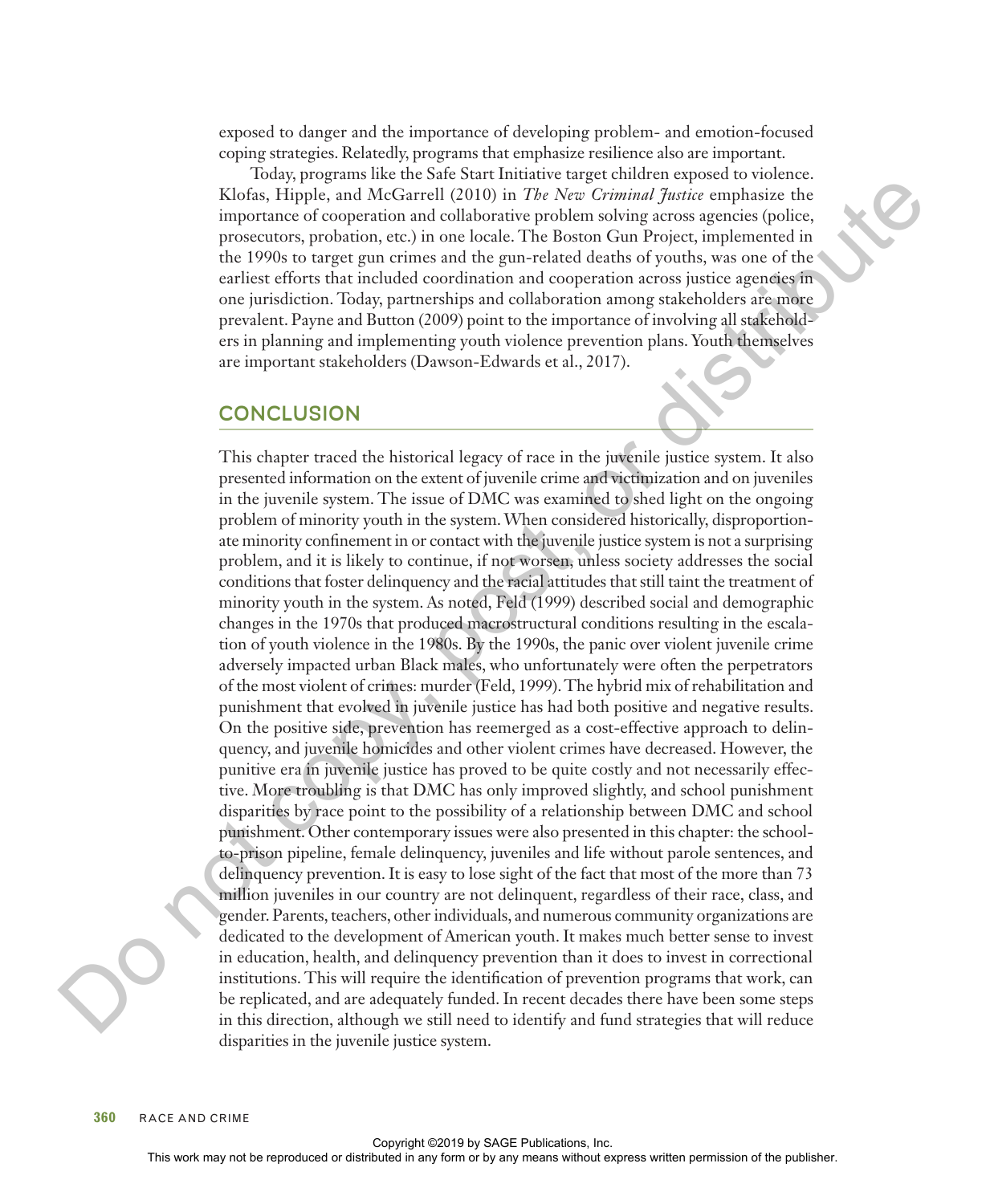exposed to danger and the importance of developing problem- and emotion-focused coping strategies. Relatedly, programs that emphasize resilience also are important.

Today, programs like the Safe Start Initiative target children exposed to violence. Klofas, Hipple, and McGarrell (2010) in *The New Criminal Justice* emphasize the importance of cooperation and collaborative problem solving across agencies (police, prosecutors, probation, etc.) in one locale. The Boston Gun Project, implemented in the 1990s to target gun crimes and the gun-related deaths of youths, was one of the earliest efforts that included coordination and cooperation across justice agencies in one jurisdiction. Today, partnerships and collaboration among stakeholders are more prevalent. Payne and Button (2009) point to the importance of involving all stakeholders in planning and implementing youth violence prevention plans. Youth themselves are important stakeholders (Dawson-Edwards et al., 2017).

## CONCLUSION

This chapter traced the historical legacy of race in the juvenile justice system. It also presented information on the extent of juvenile crime and victimization and on juveniles in the juvenile system. The issue of DMC was examined to shed light on the ongoing problem of minority youth in the system. When considered historically, disproportionate minority confinement in or contact with the juvenile justice system is not a surprising problem, and it is likely to continue, if not worsen, unless society addresses the social conditions that foster delinquency and the racial attitudes that still taint the treatment of minority youth in the system. As noted, Feld (1999) described social and demographic changes in the 1970s that produced macrostructural conditions resulting in the escalation of youth violence in the 1980s. By the 1990s, the panic over violent juvenile crime adversely impacted urban Black males, who unfortunately were often the perpetrators of the most violent of crimes: murder (Feld, 1999). The hybrid mix of rehabilitation and punishment that evolved in juvenile justice has had both positive and negative results. On the positive side, prevention has reemerged as a cost-effective approach to delinquency, and juvenile homicides and other violent crimes have decreased. However, the punitive era in juvenile justice has proved to be quite costly and not necessarily effective. More troubling is that DMC has only improved slightly, and school punishment disparities by race point to the possibility of a relationship between DMC and school punishment. Other contemporary issues were also presented in this chapter: the school-to-prison pipeline, female delinquency, juveniles and life without parole sentences, and delinquency prevention. It is easy to lose sight of the fact that most of the more than 73 million juveniles in our country are not delinquent, regardless of their race, class, and gender. Parents, teachers, other individuals, and numerous community organizations are dedicated to the development of American youth. It makes much better sense to invest in education, health, and delinquency prevention than it does to invest in correctional institutions. This will require the identification of prevention programs that work, can be replicated, and are adequately funded. In recent decades there have been some steps in this direction, although we still need to identify and fund strategies that will reduce disparities in the juvenile justice system.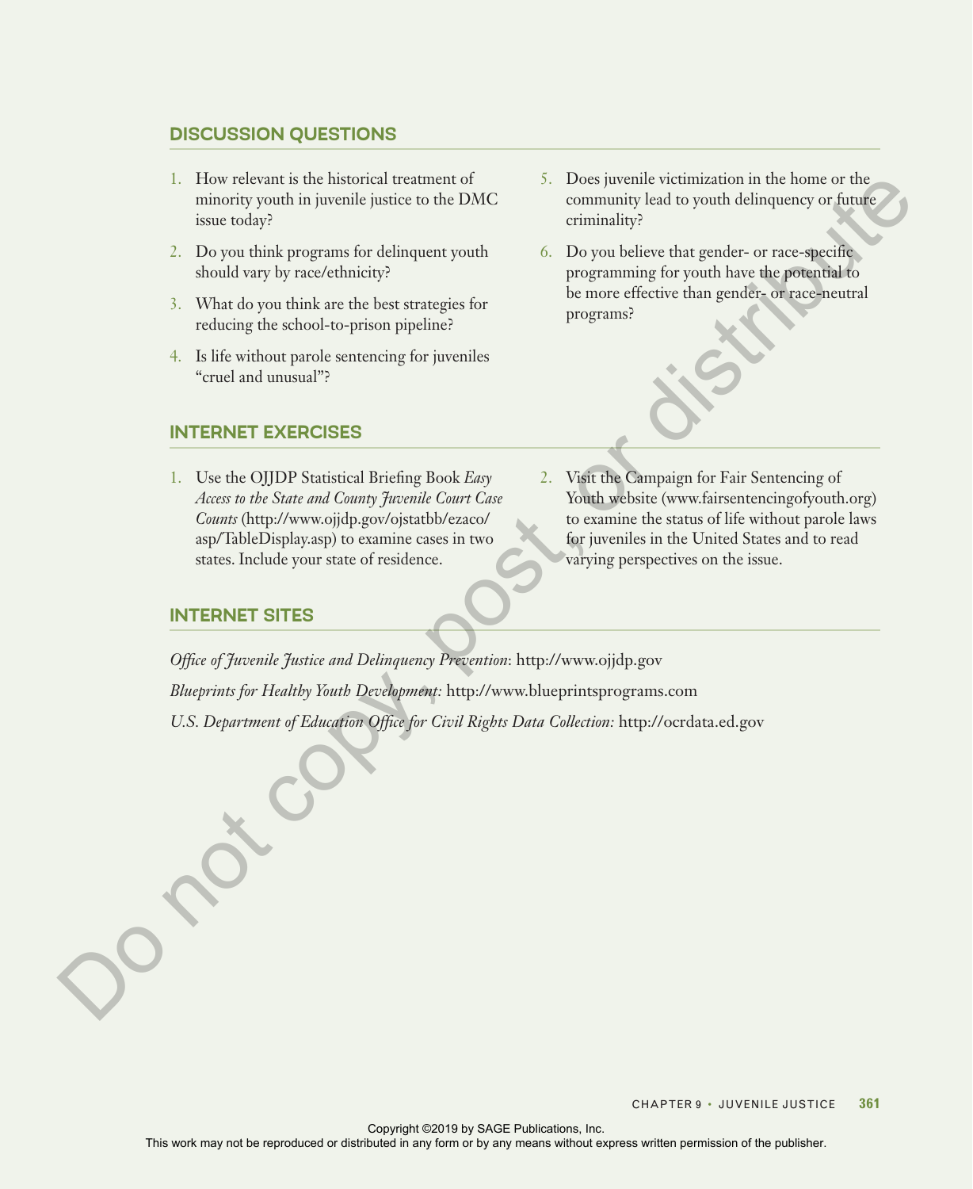## DISCUSSION QUESTIONS

1. How relevant is the historical treatment of minority youth in juvenile justice to the DMC issue today?
2. Do you think programs for delinquent youth should vary by race/ethnicity?
3. What do you think are the best strategies for reducing the school-to-prison pipeline?
4. Is life without parole sentencing for juveniles "cruel and unusual"?
5. Does juvenile victimization in the home or the community lead to youth delinquency or future criminality?
6. Do you believe that gender- or race-specific programming for youth have the potential to be more effective than gender- or race-neutral programs?

## INTERNET EXERCISES

1. Use the OJJDP Statistical Briefing Book *Easy Access to the State and County Juvenile Court Case Counts* (http://www.ojjdp.gov/ojstatbb/ezaco/asp/TableDisplay.asp) to examine cases in two states. Include your state of residence.
2. Visit the Campaign for Fair Sentencing of Youth website (www.fairsentencingofyouth.org) to examine the status of life without parole laws for juveniles in the United States and to read varying perspectives on the issue.

## INTERNET SITES

*Office of Juvenile Justice and Delinquency Prevention*: http://www.ojjdp.gov

*Blueprints for Healthy Youth Development:* http://www.blueprintsprograms.com

*U.S. Department of Education Office for Civil Rights Data Collection:* http://ocrdata.ed.gov